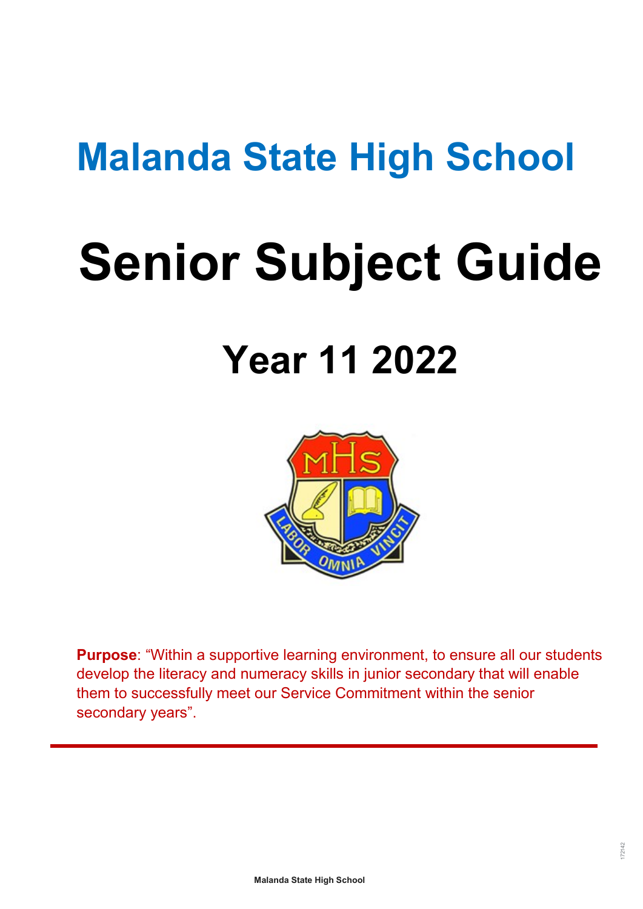# Malanda State High School

# Senior Subject Guide

## Year 11 2022

**Purpose**: "Within a supportive learning environment, to ensure all our students develop the literacy and numeracy skills in junior secondary that will enable them to successfully meet our Service Commitment within the senior secondary years".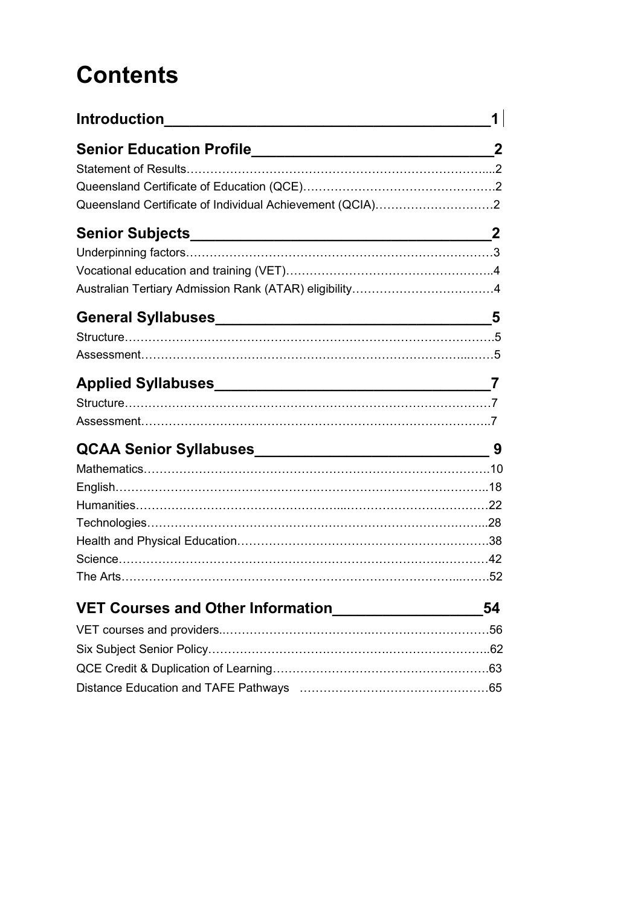# Contents

| Section | Page |
|---|---|
| **Introduction** | **1** |
| **Senior Education Profile** | **2** |
| Statement of Results | 2 |
| Queensland Certificate of Education (QCE) | 2 |
| Queensland Certificate of Individual Achievement (QCIA) | 2 |
| **Senior Subjects** | **2** |
| Underpinning factors | 3 |
| Vocational education and training (VET) | 4 |
| Australian Tertiary Admission Rank (ATAR) eligibility | 4 |
| **General Syllabuses** | **5** |
| Structure | 5 |
| Assessment | 5 |
| **Applied Syllabuses** | **7** |
| Structure | 7 |
| Assessment | 7 |
| **QCAA Senior Syllabuses** | **9** |
| Mathematics | 10 |
| English | 18 |
| Humanities | 22 |
| Technologies | 28 |
| Health and Physical Education | 38 |
| Science | 42 |
| The Arts | 52 |
| **VET Courses and Other Information** | **54** |
| VET courses and providers | 56 |
| Six Subject Senior Policy | 62 |
| QCE Credit & Duplication of Learning | 63 |
| Distance Education and TAFE Pathways | 65 |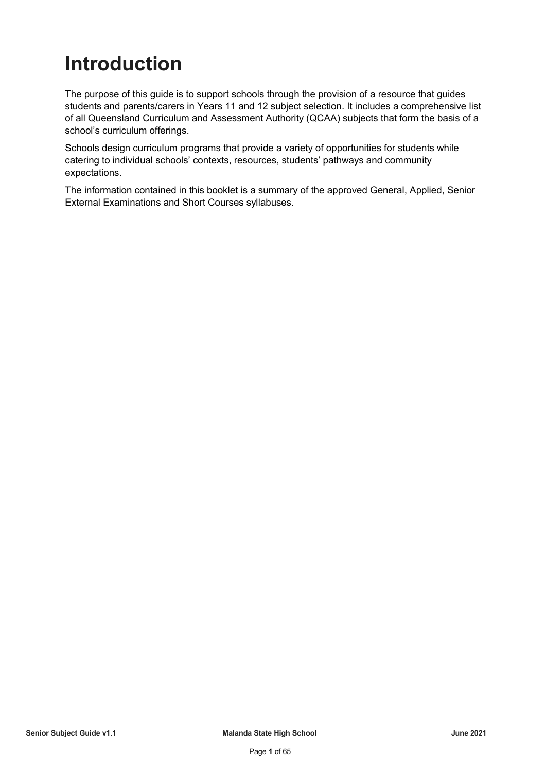# Introduction

The purpose of this guide is to support schools through the provision of a resource that guides students and parents/carers in Years 11 and 12 subject selection. It includes a comprehensive list of all Queensland Curriculum and Assessment Authority (QCAA) subjects that form the basis of a school's curriculum offerings.

Schools design curriculum programs that provide a variety of opportunities for students while catering to individual schools' contexts, resources, students' pathways and community expectations.

The information contained in this booklet is a summary of the approved General, Applied, Senior External Examinations and Short Courses syllabuses.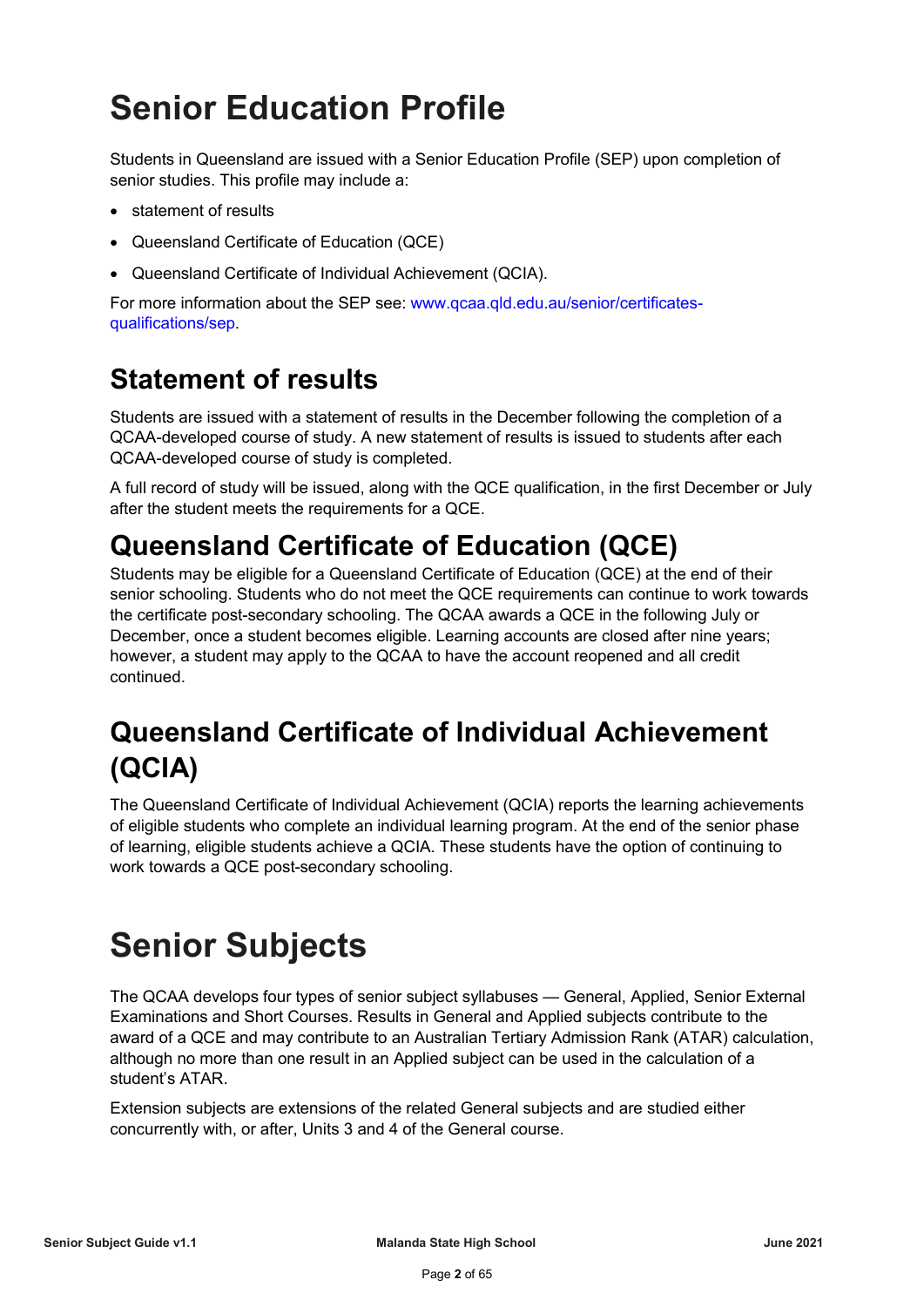# Senior Education Profile

Students in Queensland are issued with a Senior Education Profile (SEP) upon completion of senior studies. This profile may include a:

- statement of results
- Queensland Certificate of Education (QCE)
- Queensland Certificate of Individual Achievement (QCIA).

For more information about the SEP see: www.qcaa.qld.edu.au/senior/certificates-qualifications/sep.

## Statement of results

Students are issued with a statement of results in the December following the completion of a QCAA-developed course of study. A new statement of results is issued to students after each QCAA-developed course of study is completed.

A full record of study will be issued, along with the QCE qualification, in the first December or July after the student meets the requirements for a QCE.

## Queensland Certificate of Education (QCE)

Students may be eligible for a Queensland Certificate of Education (QCE) at the end of their senior schooling. Students who do not meet the QCE requirements can continue to work towards the certificate post-secondary schooling. The QCAA awards a QCE in the following July or December, once a student becomes eligible. Learning accounts are closed after nine years; however, a student may apply to the QCAA to have the account reopened and all credit continued.

## Queensland Certificate of Individual Achievement (QCIA)

The Queensland Certificate of Individual Achievement (QCIA) reports the learning achievements of eligible students who complete an individual learning program. At the end of the senior phase of learning, eligible students achieve a QCIA. These students have the option of continuing to work towards a QCE post-secondary schooling.

# Senior Subjects

The QCAA develops four types of senior subject syllabuses — General, Applied, Senior External Examinations and Short Courses. Results in General and Applied subjects contribute to the award of a QCE and may contribute to an Australian Tertiary Admission Rank (ATAR) calculation, although no more than one result in an Applied subject can be used in the calculation of a student's ATAR.

Extension subjects are extensions of the related General subjects and are studied either concurrently with, or after, Units 3 and 4 of the General course.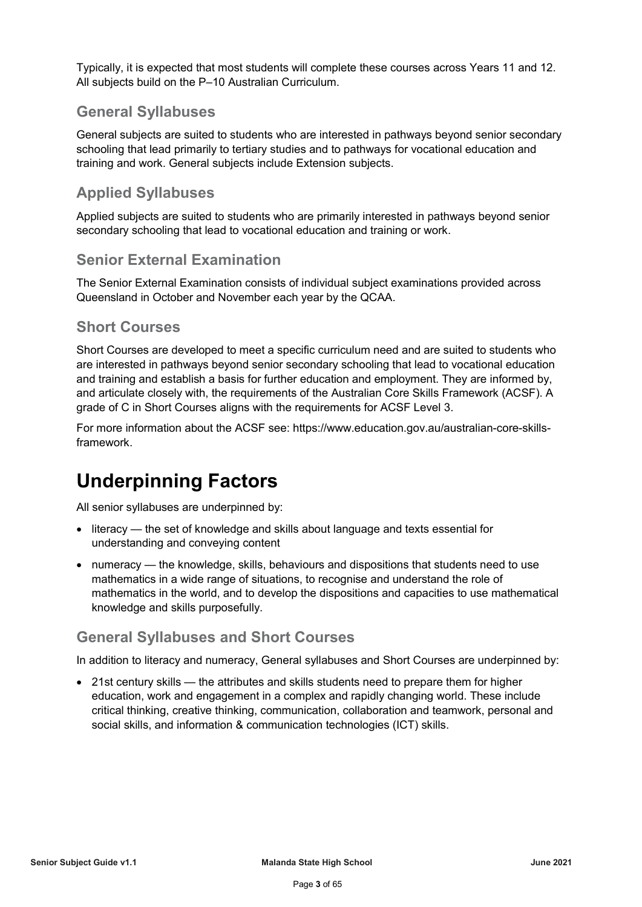Typically, it is expected that most students will complete these courses across Years 11 and 12. All subjects build on the P–10 Australian Curriculum.

### General Syllabuses

General subjects are suited to students who are interested in pathways beyond senior secondary schooling that lead primarily to tertiary studies and to pathways for vocational education and training and work. General subjects include Extension subjects.

### Applied Syllabuses

Applied subjects are suited to students who are primarily interested in pathways beyond senior secondary schooling that lead to vocational education and training or work.

### Senior External Examination

The Senior External Examination consists of individual subject examinations provided across Queensland in October and November each year by the QCAA.

### Short Courses

Short Courses are developed to meet a specific curriculum need and are suited to students who are interested in pathways beyond senior secondary schooling that lead to vocational education and training and establish a basis for further education and employment. They are informed by, and articulate closely with, the requirements of the Australian Core Skills Framework (ACSF). A grade of C in Short Courses aligns with the requirements for ACSF Level 3.

For more information about the ACSF see: https://www.education.gov.au/australian-core-skills-framework.

# Underpinning Factors

All senior syllabuses are underpinned by:

- literacy — the set of knowledge and skills about language and texts essential for understanding and conveying content
- numeracy — the knowledge, skills, behaviours and dispositions that students need to use mathematics in a wide range of situations, to recognise and understand the role of mathematics in the world, and to develop the dispositions and capacities to use mathematical knowledge and skills purposefully.

### General Syllabuses and Short Courses

In addition to literacy and numeracy, General syllabuses and Short Courses are underpinned by:

- 21st century skills — the attributes and skills students need to prepare them for higher education, work and engagement in a complex and rapidly changing world. These include critical thinking, creative thinking, communication, collaboration and teamwork, personal and social skills, and information & communication technologies (ICT) skills.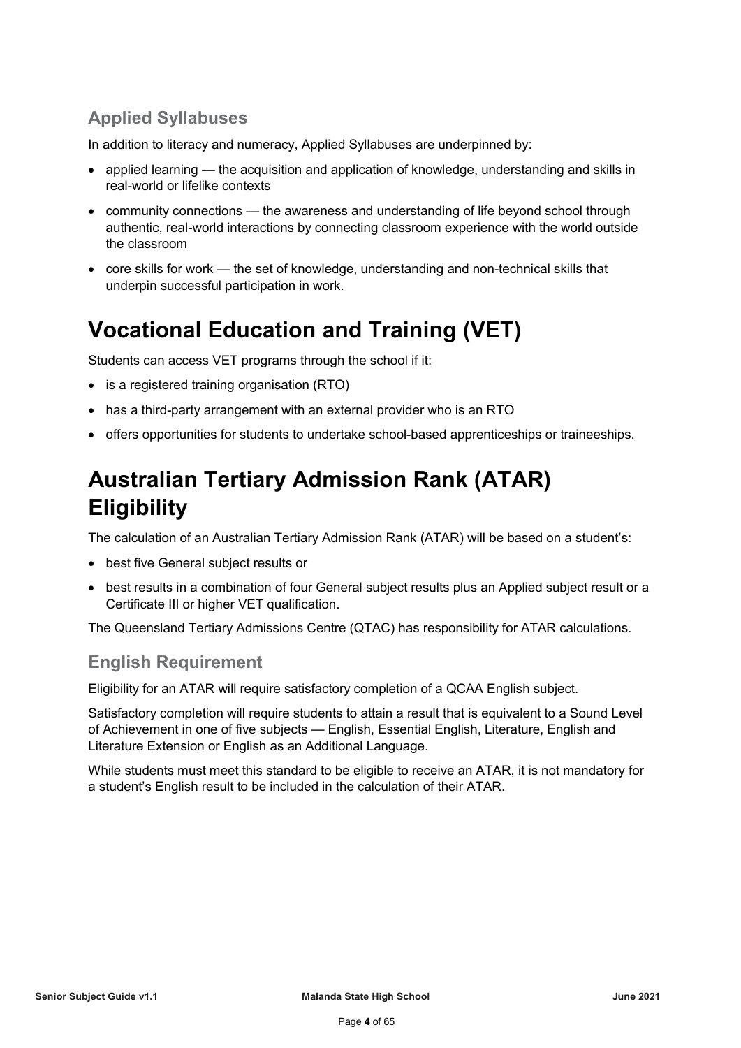### Applied Syllabuses

In addition to literacy and numeracy, Applied Syllabuses are underpinned by:

- applied learning — the acquisition and application of knowledge, understanding and skills in real-world or lifelike contexts
- community connections — the awareness and understanding of life beyond school through authentic, real-world interactions by connecting classroom experience with the world outside the classroom
- core skills for work — the set of knowledge, understanding and non-technical skills that underpin successful participation in work.

## Vocational Education and Training (VET)

Students can access VET programs through the school if it:

- is a registered training organisation (RTO)
- has a third-party arrangement with an external provider who is an RTO
- offers opportunities for students to undertake school-based apprenticeships or traineeships.

## Australian Tertiary Admission Rank (ATAR) Eligibility

The calculation of an Australian Tertiary Admission Rank (ATAR) will be based on a student's:

- best five General subject results or
- best results in a combination of four General subject results plus an Applied subject result or a Certificate III or higher VET qualification.

The Queensland Tertiary Admissions Centre (QTAC) has responsibility for ATAR calculations.

### English Requirement

Eligibility for an ATAR will require satisfactory completion of a QCAA English subject.

Satisfactory completion will require students to attain a result that is equivalent to a Sound Level of Achievement in one of five subjects — English, Essential English, Literature, English and Literature Extension or English as an Additional Language.

While students must meet this standard to be eligible to receive an ATAR, it is not mandatory for a student's English result to be included in the calculation of their ATAR.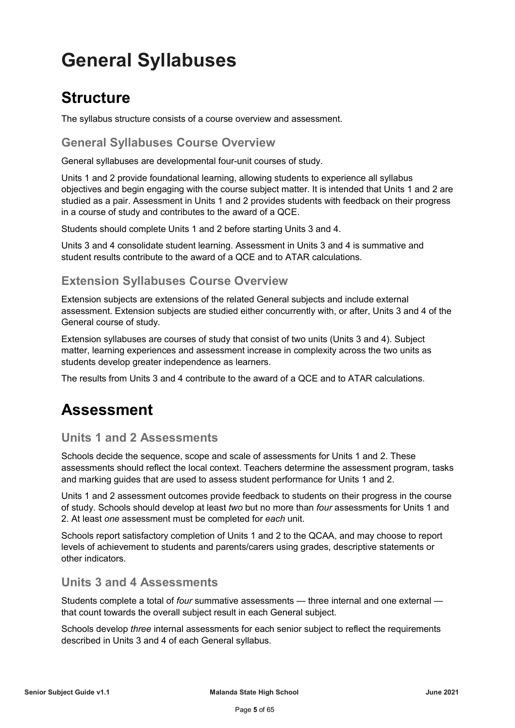# General Syllabuses

## Structure

The syllabus structure consists of a course overview and assessment.

### General Syllabuses Course Overview

General syllabuses are developmental four-unit courses of study.

Units 1 and 2 provide foundational learning, allowing students to experience all syllabus objectives and begin engaging with the course subject matter. It is intended that Units 1 and 2 are studied as a pair. Assessment in Units 1 and 2 provides students with feedback on their progress in a course of study and contributes to the award of a QCE.

Students should complete Units 1 and 2 before starting Units 3 and 4.

Units 3 and 4 consolidate student learning. Assessment in Units 3 and 4 is summative and student results contribute to the award of a QCE and to ATAR calculations.

### Extension Syllabuses Course Overview

Extension subjects are extensions of the related General subjects and include external assessment. Extension subjects are studied either concurrently with, or after, Units 3 and 4 of the General course of study.

Extension syllabuses are courses of study that consist of two units (Units 3 and 4). Subject matter, learning experiences and assessment increase in complexity across the two units as students develop greater independence as learners.

The results from Units 3 and 4 contribute to the award of a QCE and to ATAR calculations.

## Assessment

### Units 1 and 2 Assessments

Schools decide the sequence, scope and scale of assessments for Units 1 and 2. These assessments should reflect the local context. Teachers determine the assessment program, tasks and marking guides that are used to assess student performance for Units 1 and 2.

Units 1 and 2 assessment outcomes provide feedback to students on their progress in the course of study. Schools should develop at least *two* but no more than *four* assessments for Units 1 and 2. At least *one* assessment must be completed for *each* unit.

Schools report satisfactory completion of Units 1 and 2 to the QCAA, and may choose to report levels of achievement to students and parents/carers using grades, descriptive statements or other indicators.

### Units 3 and 4 Assessments

Students complete a total of *four* summative assessments — three internal and one external — that count towards the overall subject result in each General subject.

Schools develop *three* internal assessments for each senior subject to reflect the requirements described in Units 3 and 4 of each General syllabus.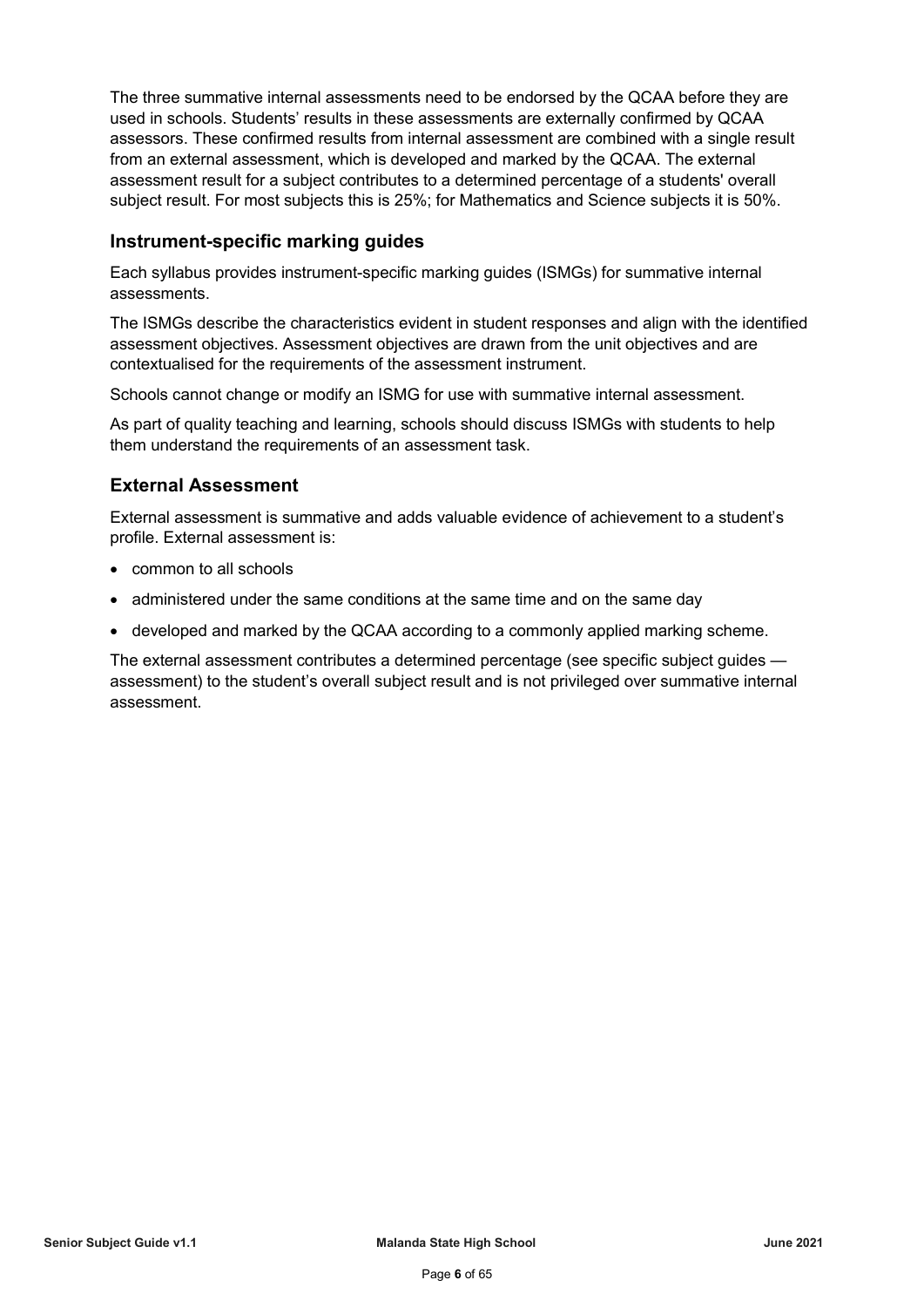The three summative internal assessments need to be endorsed by the QCAA before they are used in schools. Students' results in these assessments are externally confirmed by QCAA assessors. These confirmed results from internal assessment are combined with a single result from an external assessment, which is developed and marked by the QCAA. The external assessment result for a subject contributes to a determined percentage of a students' overall subject result. For most subjects this is 25%; for Mathematics and Science subjects it is 50%.

### Instrument-specific marking guides

Each syllabus provides instrument-specific marking guides (ISMGs) for summative internal assessments.

The ISMGs describe the characteristics evident in student responses and align with the identified assessment objectives. Assessment objectives are drawn from the unit objectives and are contextualised for the requirements of the assessment instrument.

Schools cannot change or modify an ISMG for use with summative internal assessment.

As part of quality teaching and learning, schools should discuss ISMGs with students to help them understand the requirements of an assessment task.

### External Assessment

External assessment is summative and adds valuable evidence of achievement to a student's profile. External assessment is:

- common to all schools
- administered under the same conditions at the same time and on the same day
- developed and marked by the QCAA according to a commonly applied marking scheme.

The external assessment contributes a determined percentage (see specific subject guides — assessment) to the student's overall subject result and is not privileged over summative internal assessment.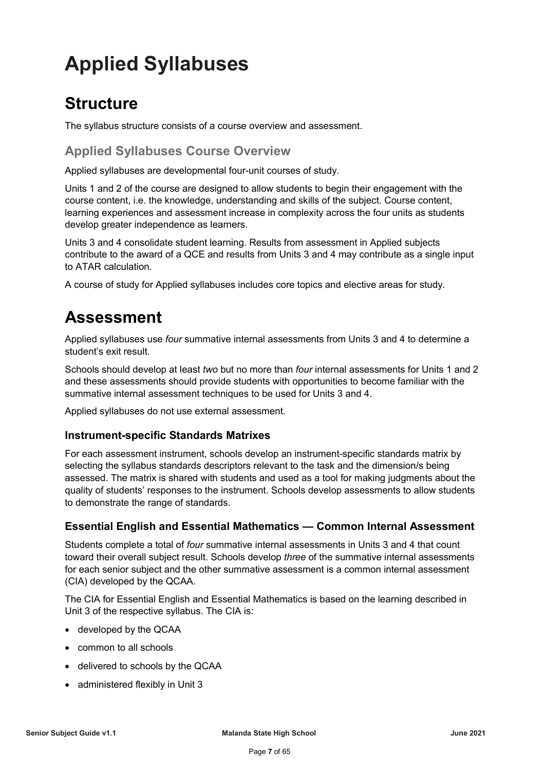# Applied Syllabuses

## Structure

The syllabus structure consists of a course overview and assessment.

### Applied Syllabuses Course Overview

Applied syllabuses are developmental four-unit courses of study.

Units 1 and 2 of the course are designed to allow students to begin their engagement with the course content, i.e. the knowledge, understanding and skills of the subject. Course content, learning experiences and assessment increase in complexity across the four units as students develop greater independence as learners.

Units 3 and 4 consolidate student learning. Results from assessment in Applied subjects contribute to the award of a QCE and results from Units 3 and 4 may contribute as a single input to ATAR calculation.

A course of study for Applied syllabuses includes core topics and elective areas for study.

# Assessment

Applied syllabuses use *four* summative internal assessments from Units 3 and 4 to determine a student's exit result.

Schools should develop at least *two* but no more than *four* internal assessments for Units 1 and 2 and these assessments should provide students with opportunities to become familiar with the summative internal assessment techniques to be used for Units 3 and 4.

Applied syllabuses do not use external assessment.

#### Instrument-specific Standards Matrixes

For each assessment instrument, schools develop an instrument-specific standards matrix by selecting the syllabus standards descriptors relevant to the task and the dimension/s being assessed. The matrix is shared with students and used as a tool for making judgments about the quality of students' responses to the instrument. Schools develop assessments to allow students to demonstrate the range of standards.

#### Essential English and Essential Mathematics — Common Internal Assessment

Students complete a total of *four* summative internal assessments in Units 3 and 4 that count toward their overall subject result. Schools develop *three* of the summative internal assessments for each senior subject and the other summative assessment is a common internal assessment (CIA) developed by the QCAA.

The CIA for Essential English and Essential Mathematics is based on the learning described in Unit 3 of the respective syllabus. The CIA is:

- developed by the QCAA
- common to all schools
- delivered to schools by the QCAA
- administered flexibly in Unit 3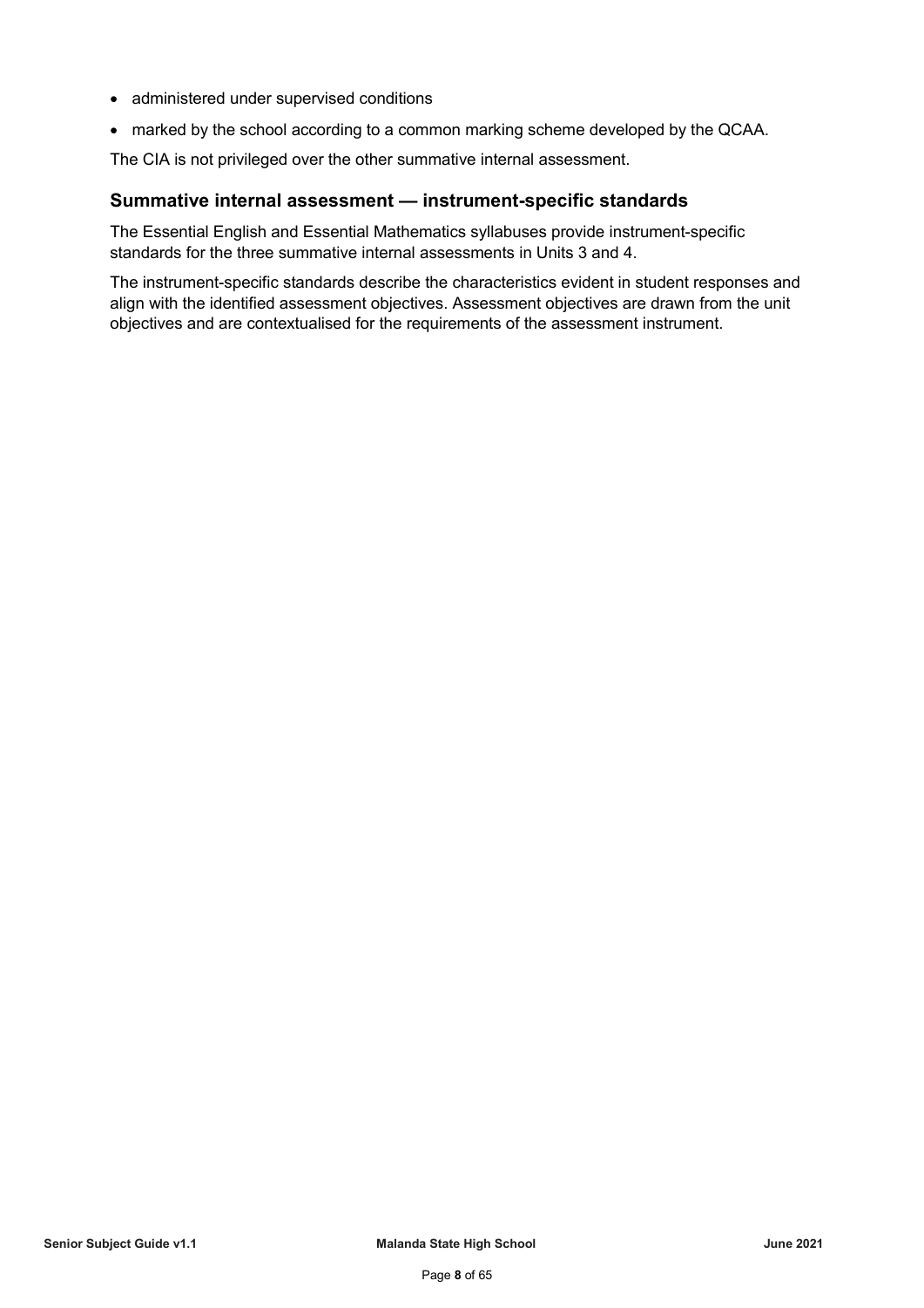- administered under supervised conditions
- marked by the school according to a common marking scheme developed by the QCAA.

The CIA is not privileged over the other summative internal assessment.

### Summative internal assessment — instrument-specific standards

The Essential English and Essential Mathematics syllabuses provide instrument-specific standards for the three summative internal assessments in Units 3 and 4.

The instrument-specific standards describe the characteristics evident in student responses and align with the identified assessment objectives. Assessment objectives are drawn from the unit objectives and are contextualised for the requirements of the assessment instrument.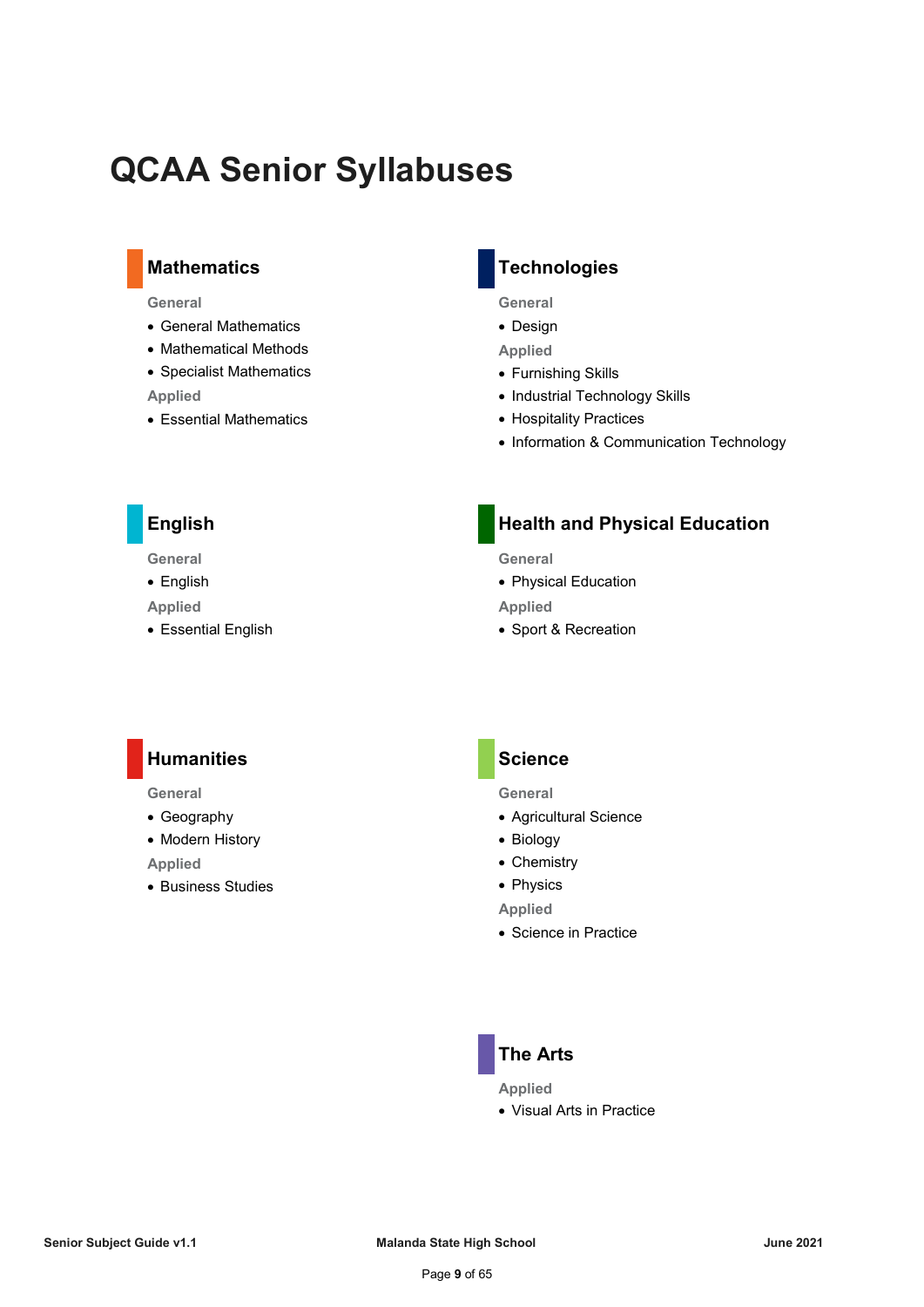# QCAA Senior Syllabuses

## Mathematics

**General**

- General Mathematics
- Mathematical Methods
- Specialist Mathematics

**Applied**

- Essential Mathematics

## Technologies

**General**

- Design

**Applied**

- Furnishing Skills
- Industrial Technology Skills
- Hospitality Practices
- Information & Communication Technology

## English

**General**

- English

**Applied**

- Essential English

## Health and Physical Education

**General**

- Physical Education

**Applied**

- Sport & Recreation

## Humanities

**General**

- Geography
- Modern History

**Applied**

- Business Studies

## Science

**General**

- Agricultural Science
- Biology
- Chemistry
- Physics

**Applied**

- Science in Practice

## The Arts

**Applied**

- Visual Arts in Practice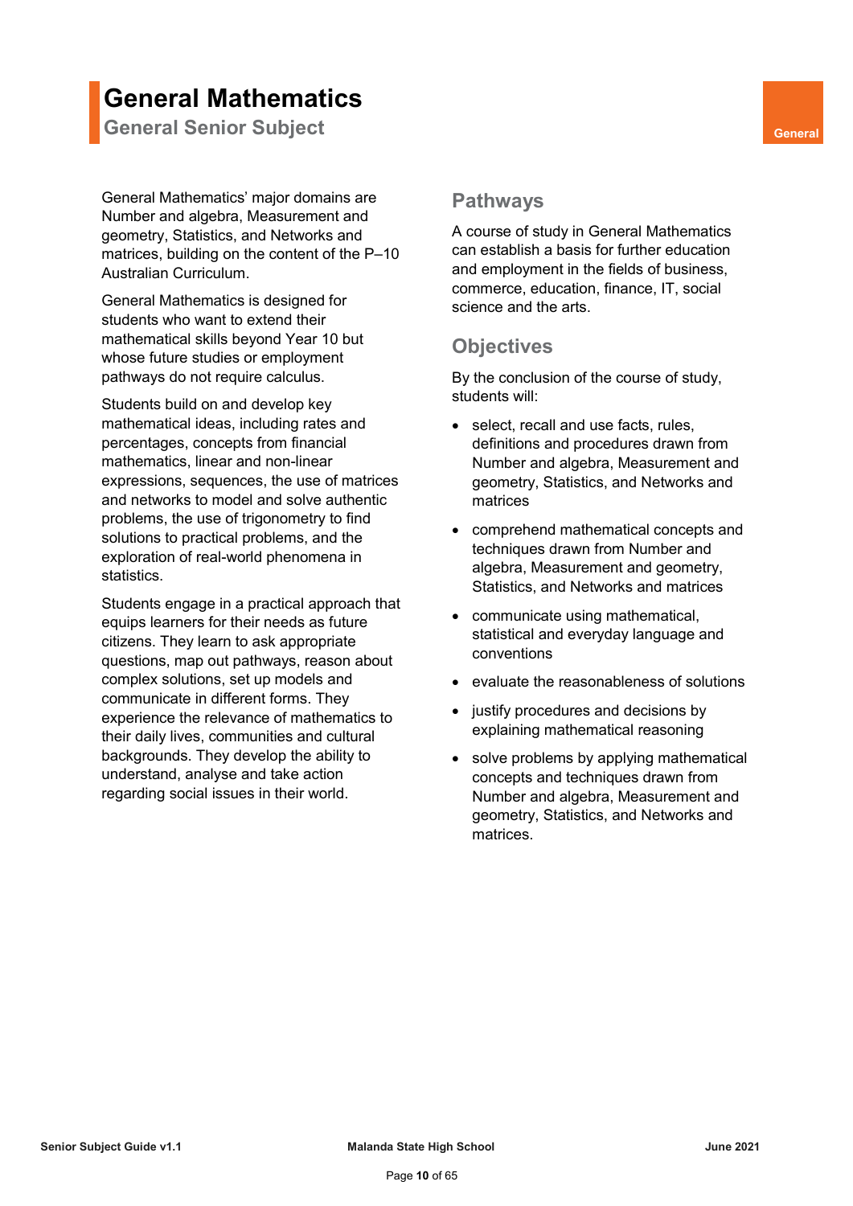# General Mathematics

## General Senior Subject

General

General Mathematics' major domains are Number and algebra, Measurement and geometry, Statistics, and Networks and matrices, building on the content of the P–10 Australian Curriculum.

General Mathematics is designed for students who want to extend their mathematical skills beyond Year 10 but whose future studies or employment pathways do not require calculus.

Students build on and develop key mathematical ideas, including rates and percentages, concepts from financial mathematics, linear and non-linear expressions, sequences, the use of matrices and networks to model and solve authentic problems, the use of trigonometry to find solutions to practical problems, and the exploration of real-world phenomena in statistics.

Students engage in a practical approach that equips learners for their needs as future citizens. They learn to ask appropriate questions, map out pathways, reason about complex solutions, set up models and communicate in different forms. They experience the relevance of mathematics to their daily lives, communities and cultural backgrounds. They develop the ability to understand, analyse and take action regarding social issues in their world.

## Pathways

A course of study in General Mathematics can establish a basis for further education and employment in the fields of business, commerce, education, finance, IT, social science and the arts.

## Objectives

By the conclusion of the course of study, students will:

- select, recall and use facts, rules, definitions and procedures drawn from Number and algebra, Measurement and geometry, Statistics, and Networks and matrices
- comprehend mathematical concepts and techniques drawn from Number and algebra, Measurement and geometry, Statistics, and Networks and matrices
- communicate using mathematical, statistical and everyday language and conventions
- evaluate the reasonableness of solutions
- justify procedures and decisions by explaining mathematical reasoning
- solve problems by applying mathematical concepts and techniques drawn from Number and algebra, Measurement and geometry, Statistics, and Networks and matrices.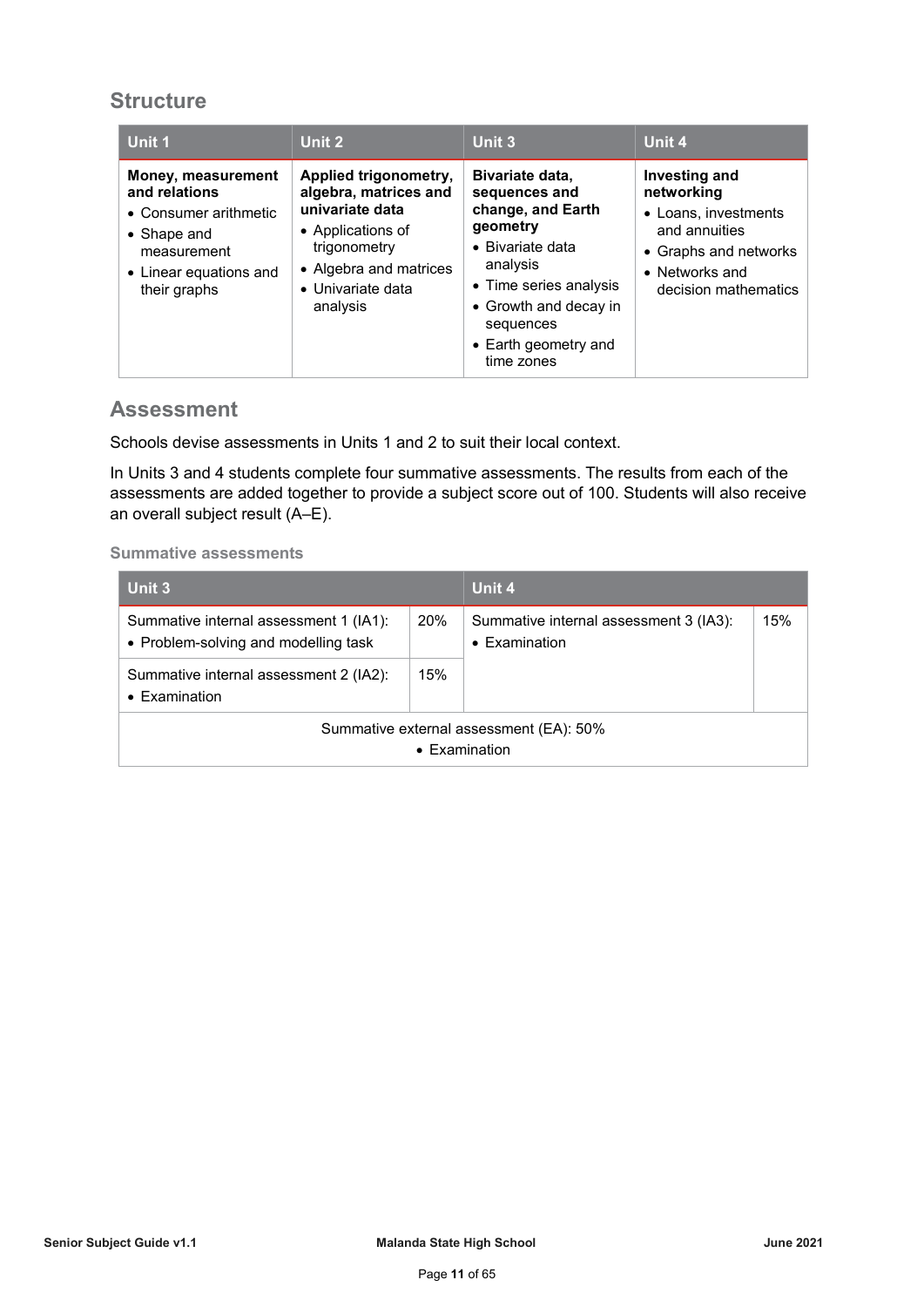## Structure

| Unit 1 | Unit 2 | Unit 3 | Unit 4 |
|---|---|---|---|
| **Money, measurement and relations**<br>• Consumer arithmetic<br>• Shape and measurement<br>• Linear equations and their graphs | **Applied trigonometry, algebra, matrices and univariate data**<br>• Applications of trigonometry<br>• Algebra and matrices<br>• Univariate data analysis | **Bivariate data, sequences and change, and Earth geometry**<br>• Bivariate data analysis<br>• Time series analysis<br>• Growth and decay in sequences<br>• Earth geometry and time zones | **Investing and networking**<br>• Loans, investments and annuities<br>• Graphs and networks<br>• Networks and decision mathematics |

## Assessment

Schools devise assessments in Units 1 and 2 to suit their local context.

In Units 3 and 4 students complete four summative assessments. The results from each of the assessments are added together to provide a subject score out of 100. Students will also receive an overall subject result (A–E).

#### Summative assessments

| Unit 3 | | Unit 4 | |
|---|---|---|---|
| Summative internal assessment 1 (IA1):<br>• Problem-solving and modelling task | 20% | Summative internal assessment 3 (IA3):<br>• Examination | 15% |
| Summative internal assessment 2 (IA2):<br>• Examination | 15% | | |
| Summative external assessment (EA): 50%<br>• Examination | | | |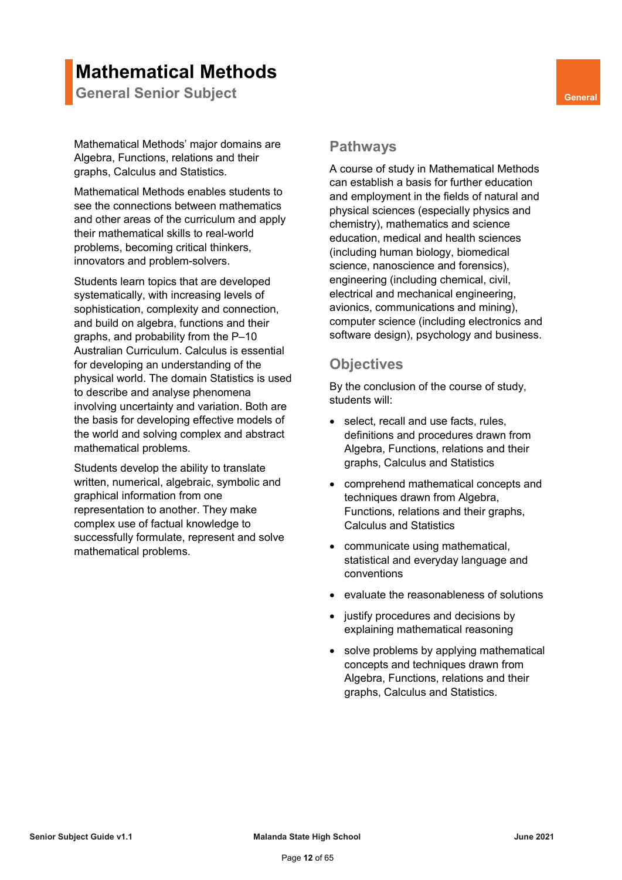# Mathematical Methods

## General Senior Subject

General

Mathematical Methods' major domains are Algebra, Functions, relations and their graphs, Calculus and Statistics.

Mathematical Methods enables students to see the connections between mathematics and other areas of the curriculum and apply their mathematical skills to real-world problems, becoming critical thinkers, innovators and problem-solvers.

Students learn topics that are developed systematically, with increasing levels of sophistication, complexity and connection, and build on algebra, functions and their graphs, and probability from the P–10 Australian Curriculum. Calculus is essential for developing an understanding of the physical world. The domain Statistics is used to describe and analyse phenomena involving uncertainty and variation. Both are the basis for developing effective models of the world and solving complex and abstract mathematical problems.

Students develop the ability to translate written, numerical, algebraic, symbolic and graphical information from one representation to another. They make complex use of factual knowledge to successfully formulate, represent and solve mathematical problems.

## Pathways

A course of study in Mathematical Methods can establish a basis for further education and employment in the fields of natural and physical sciences (especially physics and chemistry), mathematics and science education, medical and health sciences (including human biology, biomedical science, nanoscience and forensics), engineering (including chemical, civil, electrical and mechanical engineering, avionics, communications and mining), computer science (including electronics and software design), psychology and business.

## Objectives

By the conclusion of the course of study, students will:

- select, recall and use facts, rules, definitions and procedures drawn from Algebra, Functions, relations and their graphs, Calculus and Statistics
- comprehend mathematical concepts and techniques drawn from Algebra, Functions, relations and their graphs, Calculus and Statistics
- communicate using mathematical, statistical and everyday language and conventions
- evaluate the reasonableness of solutions
- justify procedures and decisions by explaining mathematical reasoning
- solve problems by applying mathematical concepts and techniques drawn from Algebra, Functions, relations and their graphs, Calculus and Statistics.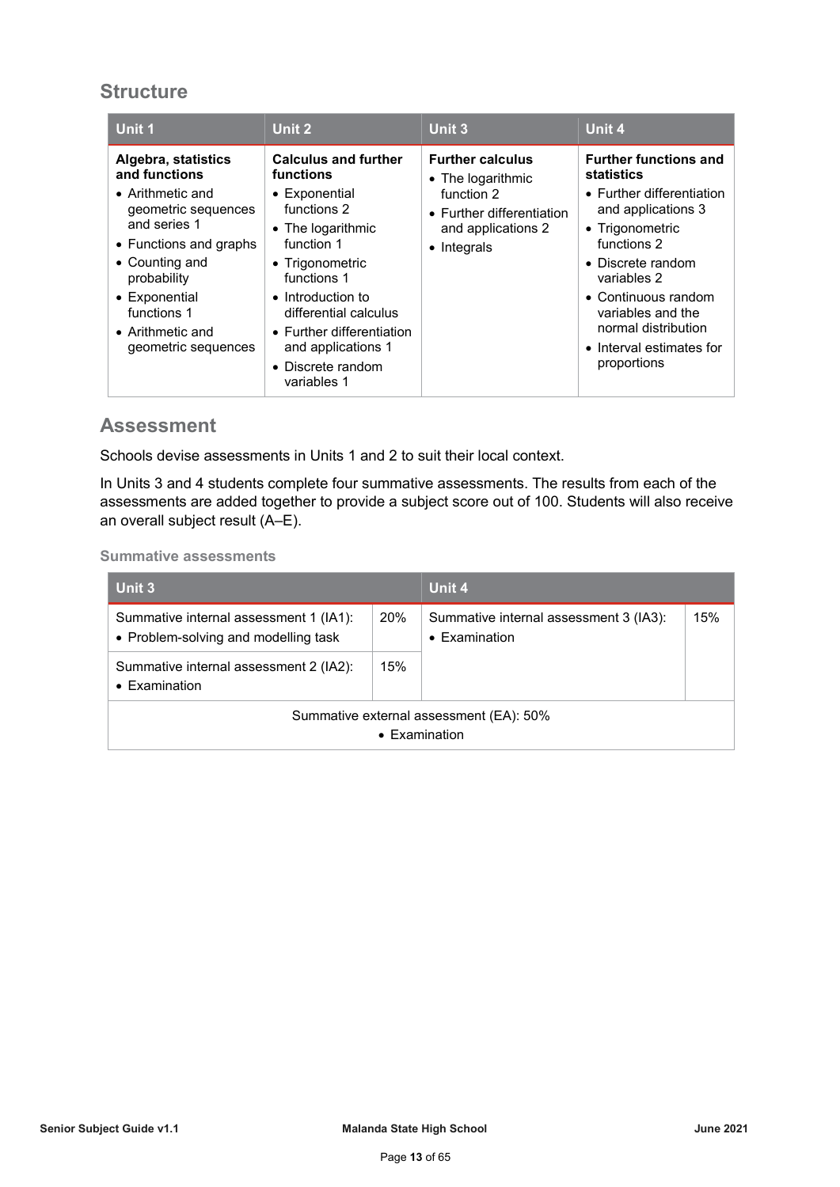## Structure

| Unit 1 | Unit 2 | Unit 3 | Unit 4 |
|---|---|---|---|
| **Algebra, statistics and functions**<br>• Arithmetic and geometric sequences and series 1<br>• Functions and graphs<br>• Counting and probability<br>• Exponential functions 1<br>• Arithmetic and geometric sequences | **Calculus and further functions**<br>• Exponential functions 2<br>• The logarithmic function 1<br>• Trigonometric functions 1<br>• Introduction to differential calculus<br>• Further differentiation and applications 1<br>• Discrete random variables 1 | **Further calculus**<br>• The logarithmic function 2<br>• Further differentiation and applications 2<br>• Integrals | **Further functions and statistics**<br>• Further differentiation and applications 3<br>• Trigonometric functions 2<br>• Discrete random variables 2<br>• Continuous random variables and the normal distribution<br>• Interval estimates for proportions |

## Assessment

Schools devise assessments in Units 1 and 2 to suit their local context.

In Units 3 and 4 students complete four summative assessments. The results from each of the assessments are added together to provide a subject score out of 100. Students will also receive an overall subject result (A–E).

### Summative assessments

| Unit 3 | | Unit 4 | |
|---|---|---|---|
| Summative internal assessment 1 (IA1):<br>• Problem-solving and modelling task | 20% | Summative internal assessment 3 (IA3):<br>• Examination | 15% |
| Summative internal assessment 2 (IA2):<br>• Examination | 15% | | |
| Summative external assessment (EA): 50%<br>• Examination | | | |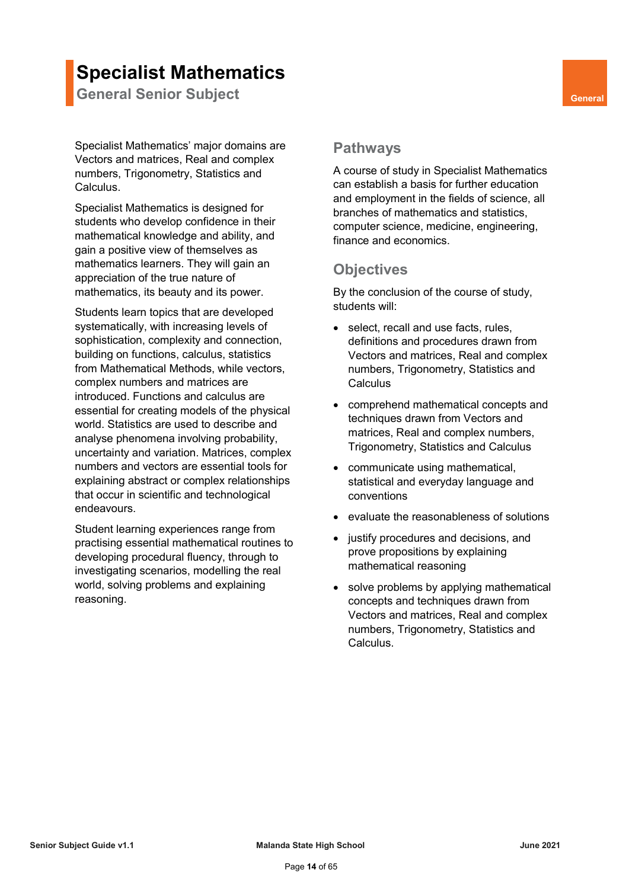# Specialist Mathematics

## General Senior Subject

General

Specialist Mathematics' major domains are Vectors and matrices, Real and complex numbers, Trigonometry, Statistics and Calculus.

Specialist Mathematics is designed for students who develop confidence in their mathematical knowledge and ability, and gain a positive view of themselves as mathematics learners. They will gain an appreciation of the true nature of mathematics, its beauty and its power.

Students learn topics that are developed systematically, with increasing levels of sophistication, complexity and connection, building on functions, calculus, statistics from Mathematical Methods, while vectors, complex numbers and matrices are introduced. Functions and calculus are essential for creating models of the physical world. Statistics are used to describe and analyse phenomena involving probability, uncertainty and variation. Matrices, complex numbers and vectors are essential tools for explaining abstract or complex relationships that occur in scientific and technological endeavours.

Student learning experiences range from practising essential mathematical routines to developing procedural fluency, through to investigating scenarios, modelling the real world, solving problems and explaining reasoning.

## Pathways

A course of study in Specialist Mathematics can establish a basis for further education and employment in the fields of science, all branches of mathematics and statistics, computer science, medicine, engineering, finance and economics.

## Objectives

By the conclusion of the course of study, students will:

- select, recall and use facts, rules, definitions and procedures drawn from Vectors and matrices, Real and complex numbers, Trigonometry, Statistics and Calculus
- comprehend mathematical concepts and techniques drawn from Vectors and matrices, Real and complex numbers, Trigonometry, Statistics and Calculus
- communicate using mathematical, statistical and everyday language and conventions
- evaluate the reasonableness of solutions
- justify procedures and decisions, and prove propositions by explaining mathematical reasoning
- solve problems by applying mathematical concepts and techniques drawn from Vectors and matrices, Real and complex numbers, Trigonometry, Statistics and Calculus.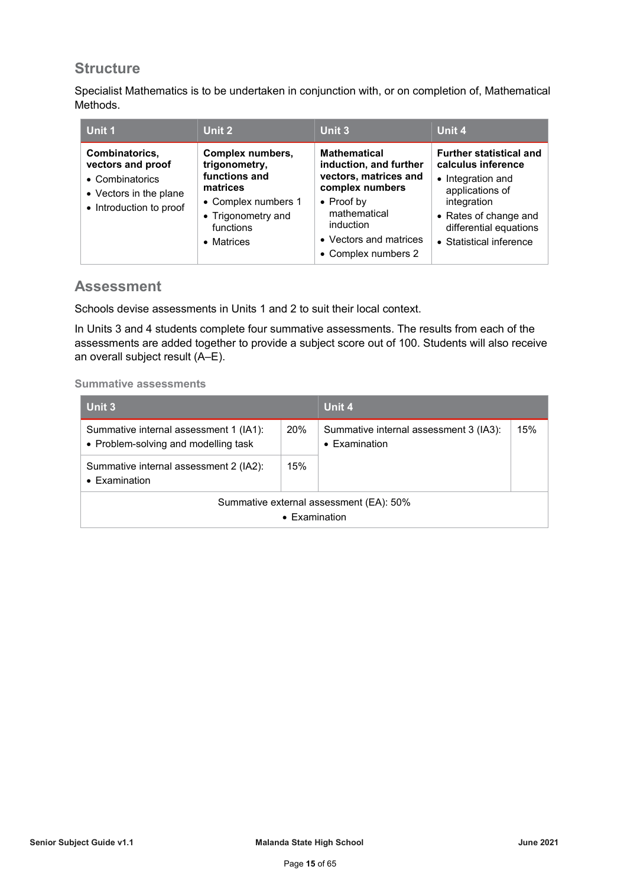## Structure

Specialist Mathematics is to be undertaken in conjunction with, or on completion of, Mathematical Methods.

| Unit 1 | Unit 2 | Unit 3 | Unit 4 |
|---|---|---|---|
| **Combinatorics, vectors and proof**<br>• Combinatorics<br>• Vectors in the plane<br>• Introduction to proof | **Complex numbers, trigonometry, functions and matrices**<br>• Complex numbers 1<br>• Trigonometry and functions<br>• Matrices | **Mathematical induction, and further vectors, matrices and complex numbers**<br>• Proof by mathematical induction<br>• Vectors and matrices<br>• Complex numbers 2 | **Further statistical and calculus inference**<br>• Integration and applications of integration<br>• Rates of change and differential equations<br>• Statistical inference |

## Assessment

Schools devise assessments in Units 1 and 2 to suit their local context.

In Units 3 and 4 students complete four summative assessments. The results from each of the assessments are added together to provide a subject score out of 100. Students will also receive an overall subject result (A–E).

### Summative assessments

| Unit 3 | | Unit 4 | |
|---|---|---|---|
| Summative internal assessment 1 (IA1):<br>• Problem-solving and modelling task | 20% | Summative internal assessment 3 (IA3):<br>• Examination | 15% |
| Summative internal assessment 2 (IA2):<br>• Examination | 15% | | |
| Summative external assessment (EA): 50%<br>• Examination | | | |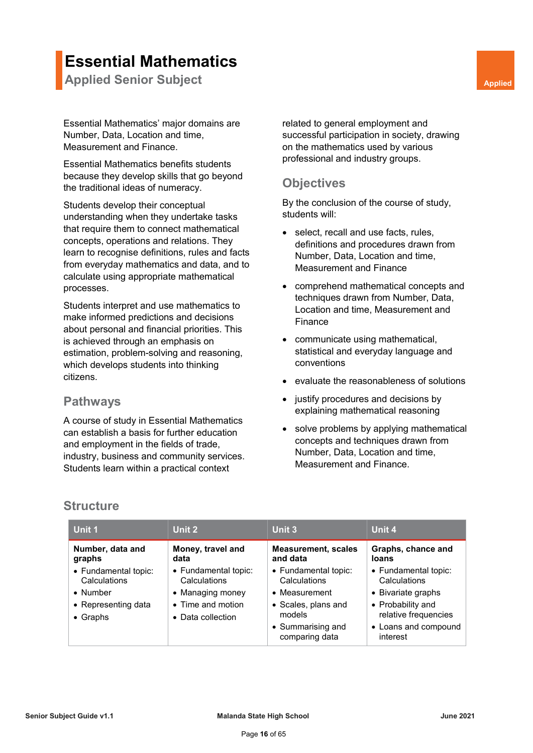# Essential Mathematics

## Applied Senior Subject

Applied

Essential Mathematics' major domains are Number, Data, Location and time, Measurement and Finance.

Essential Mathematics benefits students because they develop skills that go beyond the traditional ideas of numeracy.

Students develop their conceptual understanding when they undertake tasks that require them to connect mathematical concepts, operations and relations. They learn to recognise definitions, rules and facts from everyday mathematics and data, and to calculate using appropriate mathematical processes.

Students interpret and use mathematics to make informed predictions and decisions about personal and financial priorities. This is achieved through an emphasis on estimation, problem-solving and reasoning, which develops students into thinking citizens.

### Pathways

A course of study in Essential Mathematics can establish a basis for further education and employment in the fields of trade, industry, business and community services. Students learn within a practical context related to general employment and successful participation in society, drawing on the mathematics used by various professional and industry groups.

### Objectives

By the conclusion of the course of study, students will:

- select, recall and use facts, rules, definitions and procedures drawn from Number, Data, Location and time, Measurement and Finance
- comprehend mathematical concepts and techniques drawn from Number, Data, Location and time, Measurement and Finance
- communicate using mathematical, statistical and everyday language and conventions
- evaluate the reasonableness of solutions
- justify procedures and decisions by explaining mathematical reasoning
- solve problems by applying mathematical concepts and techniques drawn from Number, Data, Location and time, Measurement and Finance.

### Structure

| Unit 1 | Unit 2 | Unit 3 | Unit 4 |
|---|---|---|---|
| **Number, data and graphs**<br>• Fundamental topic: Calculations<br>• Number<br>• Representing data<br>• Graphs | **Money, travel and data**<br>• Fundamental topic: Calculations<br>• Managing money<br>• Time and motion<br>• Data collection | **Measurement, scales and data**<br>• Fundamental topic: Calculations<br>• Measurement<br>• Scales, plans and models<br>• Summarising and comparing data | **Graphs, chance and loans**<br>• Fundamental topic: Calculations<br>• Bivariate graphs<br>• Probability and relative frequencies<br>• Loans and compound interest |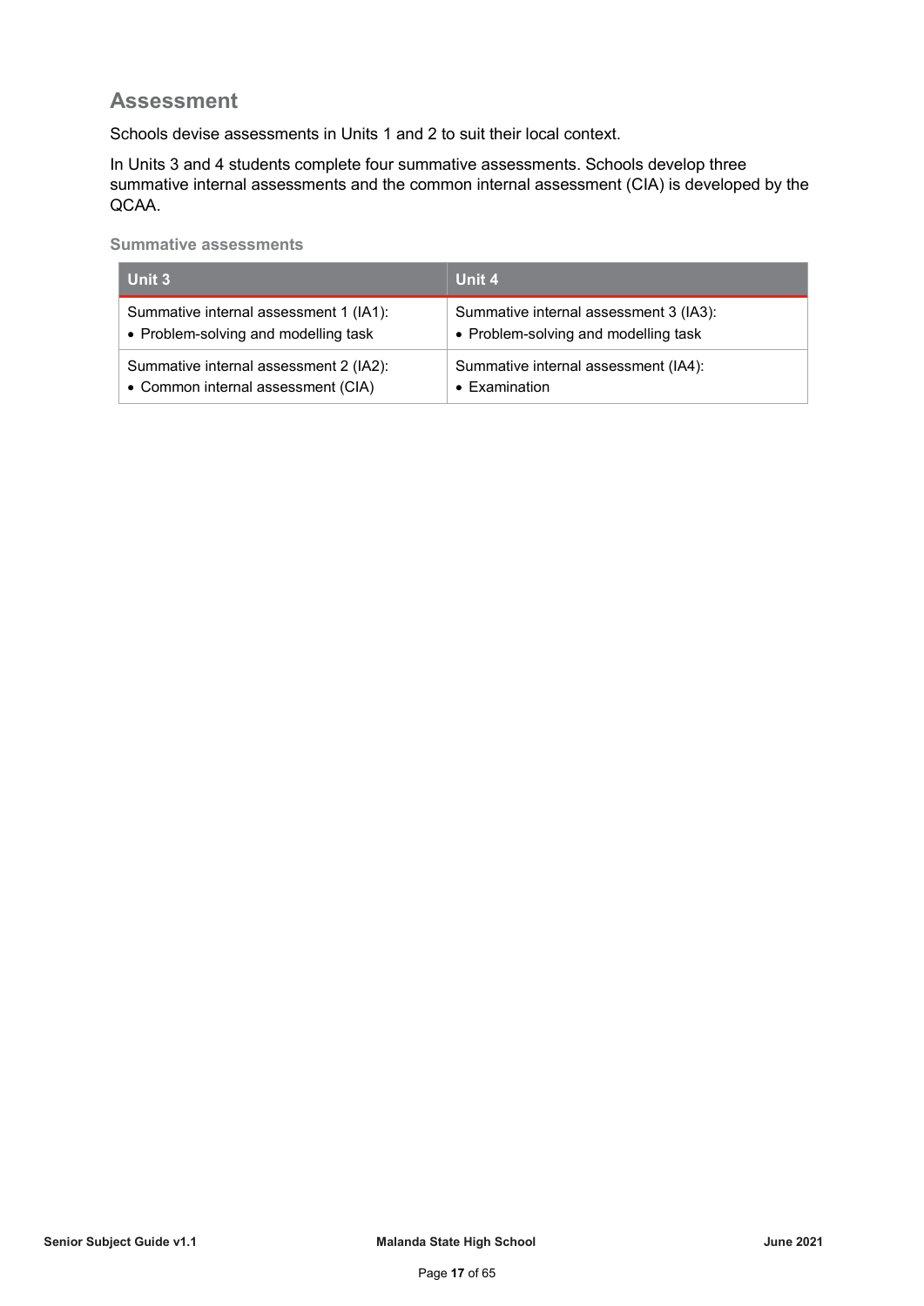## Assessment

Schools devise assessments in Units 1 and 2 to suit their local context.

In Units 3 and 4 students complete four summative assessments. Schools develop three summative internal assessments and the common internal assessment (CIA) is developed by the QCAA.

#### Summative assessments

| Unit 3 | Unit 4 |
|---|---|
| Summative internal assessment 1 (IA1):<br>• Problem-solving and modelling task | Summative internal assessment 3 (IA3):<br>• Problem-solving and modelling task |
| Summative internal assessment 2 (IA2):<br>• Common internal assessment (CIA) | Summative internal assessment (IA4):<br>• Examination |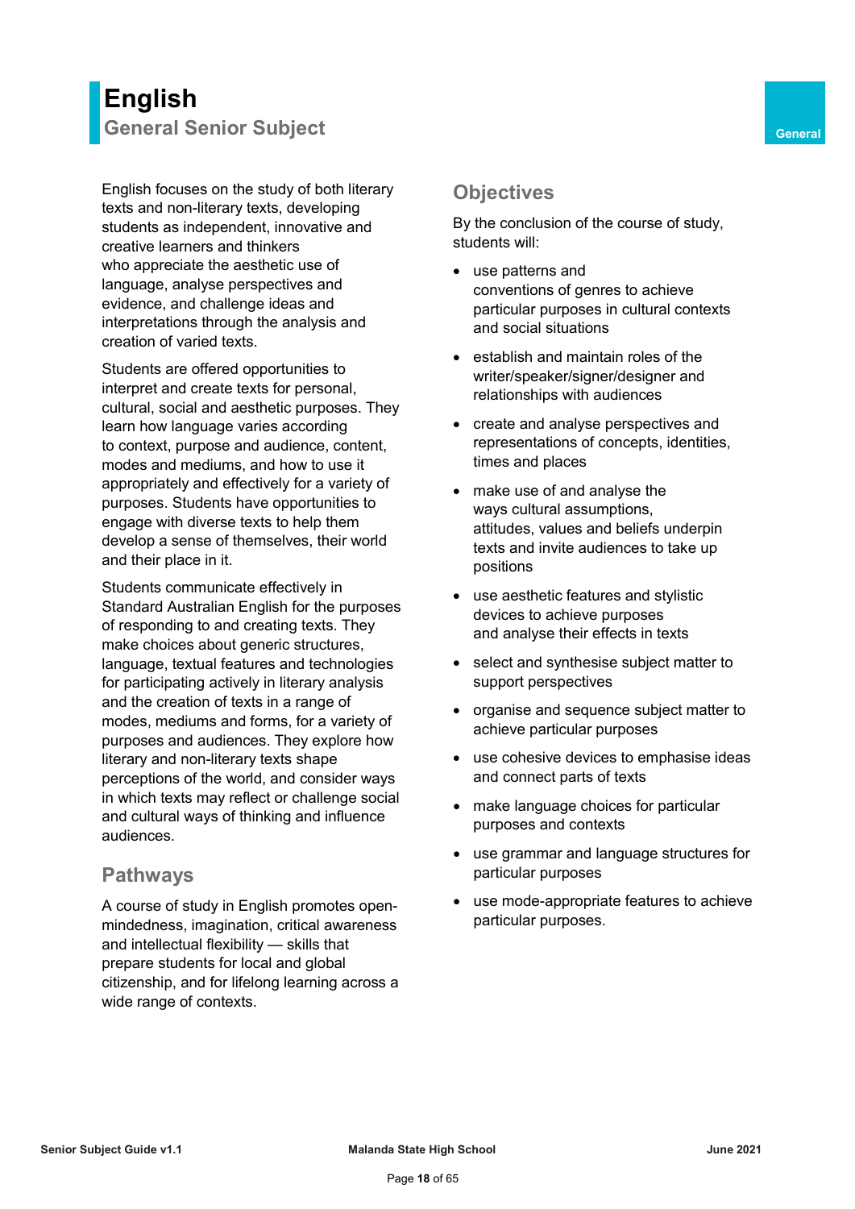# English

## General Senior Subject

General

English focuses on the study of both literary texts and non-literary texts, developing students as independent, innovative and creative learners and thinkers who appreciate the aesthetic use of language, analyse perspectives and evidence, and challenge ideas and interpretations through the analysis and creation of varied texts.

Students are offered opportunities to interpret and create texts for personal, cultural, social and aesthetic purposes. They learn how language varies according to context, purpose and audience, content, modes and mediums, and how to use it appropriately and effectively for a variety of purposes. Students have opportunities to engage with diverse texts to help them develop a sense of themselves, their world and their place in it.

Students communicate effectively in Standard Australian English for the purposes of responding to and creating texts. They make choices about generic structures, language, textual features and technologies for participating actively in literary analysis and the creation of texts in a range of modes, mediums and forms, for a variety of purposes and audiences. They explore how literary and non-literary texts shape perceptions of the world, and consider ways in which texts may reflect or challenge social and cultural ways of thinking and influence audiences.

## Pathways

A course of study in English promotes open-mindedness, imagination, critical awareness and intellectual flexibility — skills that prepare students for local and global citizenship, and for lifelong learning across a wide range of contexts.

## Objectives

By the conclusion of the course of study, students will:

- use patterns and conventions of genres to achieve particular purposes in cultural contexts and social situations
- establish and maintain roles of the writer/speaker/signer/designer and relationships with audiences
- create and analyse perspectives and representations of concepts, identities, times and places
- make use of and analyse the ways cultural assumptions, attitudes, values and beliefs underpin texts and invite audiences to take up positions
- use aesthetic features and stylistic devices to achieve purposes and analyse their effects in texts
- select and synthesise subject matter to support perspectives
- organise and sequence subject matter to achieve particular purposes
- use cohesive devices to emphasise ideas and connect parts of texts
- make language choices for particular purposes and contexts
- use grammar and language structures for particular purposes
- use mode-appropriate features to achieve particular purposes.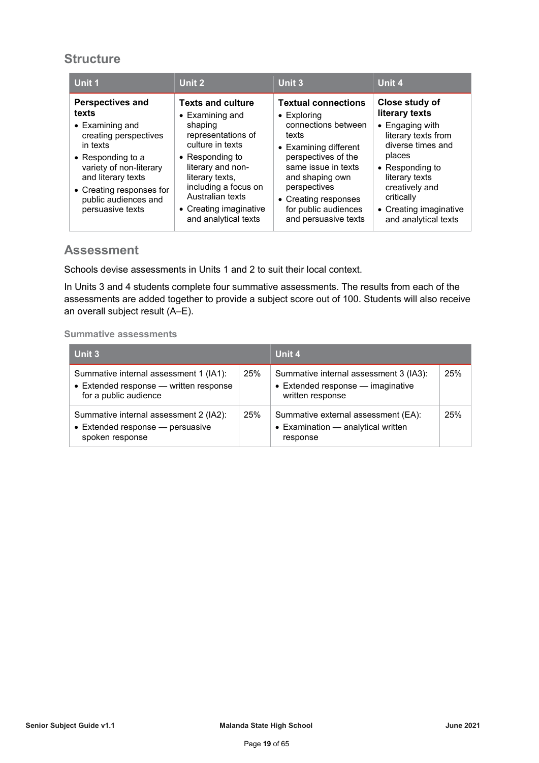## Structure

| Unit 1 | Unit 2 | Unit 3 | Unit 4 |
|---|---|---|---|
| **Perspectives and texts**<br>• Examining and creating perspectives in texts<br>• Responding to a variety of non-literary and literary texts<br>• Creating responses for public audiences and persuasive texts | **Texts and culture**<br>• Examining and shaping representations of culture in texts<br>• Responding to literary and non-literary texts, including a focus on Australian texts<br>• Creating imaginative and analytical texts | **Textual connections**<br>• Exploring connections between texts<br>• Examining different perspectives of the same issue in texts and shaping own perspectives<br>• Creating responses for public audiences and persuasive texts | **Close study of literary texts**<br>• Engaging with literary texts from diverse times and places<br>• Responding to literary texts creatively and critically<br>• Creating imaginative and analytical texts |

## Assessment

Schools devise assessments in Units 1 and 2 to suit their local context.

In Units 3 and 4 students complete four summative assessments. The results from each of the assessments are added together to provide a subject score out of 100. Students will also receive an overall subject result (A–E).

#### Summative assessments

| Unit 3 | | Unit 4 | |
|---|---|---|---|
| Summative internal assessment 1 (IA1):<br>• Extended response — written response for a public audience | 25% | Summative internal assessment 3 (IA3):<br>• Extended response — imaginative written response | 25% |
| Summative internal assessment 2 (IA2):<br>• Extended response — persuasive spoken response | 25% | Summative external assessment (EA):<br>• Examination — analytical written response | 25% |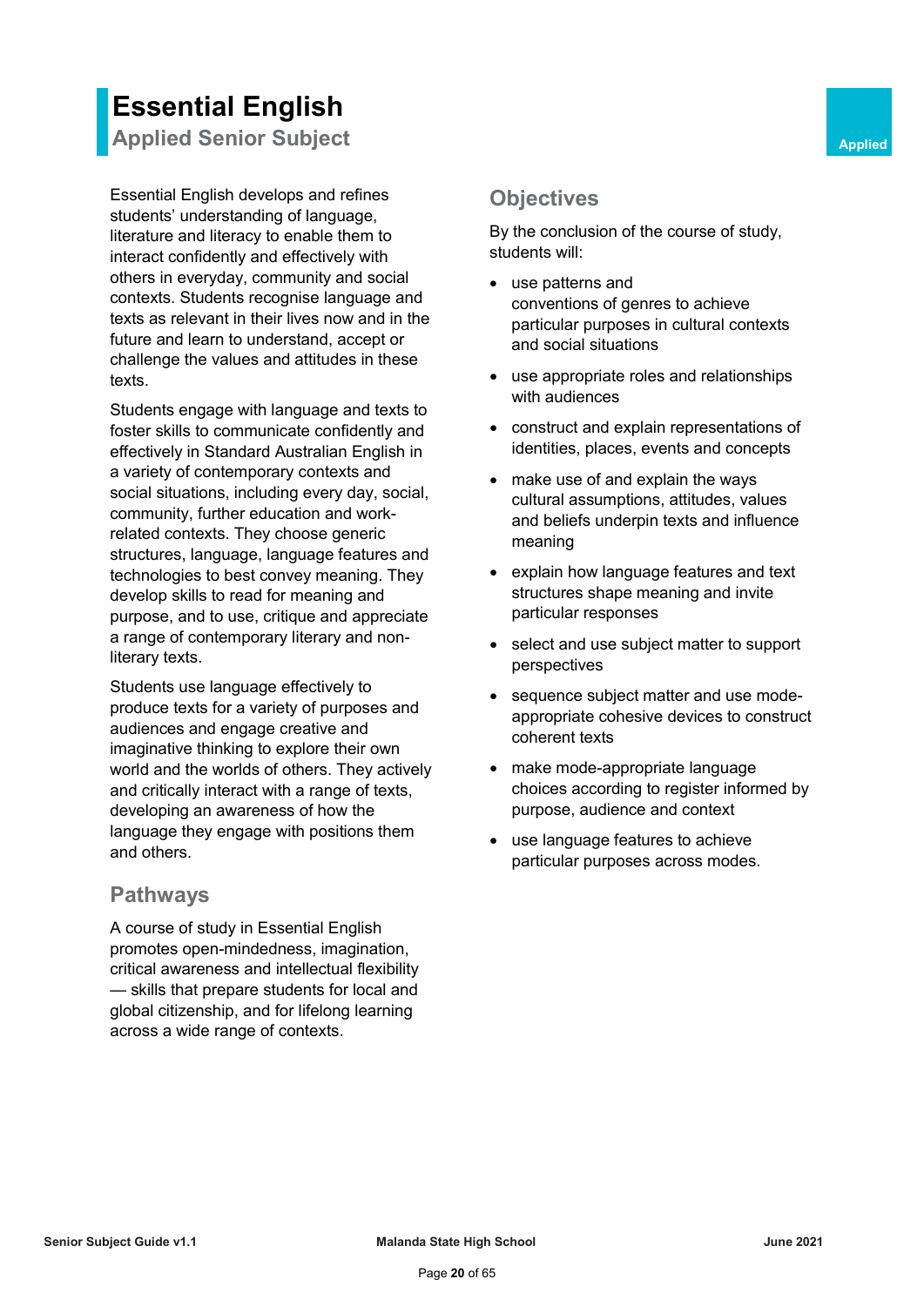# Essential English

## Applied Senior Subject

Applied

Essential English develops and refines students' understanding of language, literature and literacy to enable them to interact confidently and effectively with others in everyday, community and social contexts. Students recognise language and texts as relevant in their lives now and in the future and learn to understand, accept or challenge the values and attitudes in these texts.

Students engage with language and texts to foster skills to communicate confidently and effectively in Standard Australian English in a variety of contemporary contexts and social situations, including every day, social, community, further education and work-related contexts. They choose generic structures, language, language features and technologies to best convey meaning. They develop skills to read for meaning and purpose, and to use, critique and appreciate a range of contemporary literary and non-literary texts.

Students use language effectively to produce texts for a variety of purposes and audiences and engage creative and imaginative thinking to explore their own world and the worlds of others. They actively and critically interact with a range of texts, developing an awareness of how the language they engage with positions them and others.

### Pathways

A course of study in Essential English promotes open-mindedness, imagination, critical awareness and intellectual flexibility — skills that prepare students for local and global citizenship, and for lifelong learning across a wide range of contexts.

### Objectives

By the conclusion of the course of study, students will:

- use patterns and conventions of genres to achieve particular purposes in cultural contexts and social situations
- use appropriate roles and relationships with audiences
- construct and explain representations of identities, places, events and concepts
- make use of and explain the ways cultural assumptions, attitudes, values and beliefs underpin texts and influence meaning
- explain how language features and text structures shape meaning and invite particular responses
- select and use subject matter to support perspectives
- sequence subject matter and use mode-appropriate cohesive devices to construct coherent texts
- make mode-appropriate language choices according to register informed by purpose, audience and context
- use language features to achieve particular purposes across modes.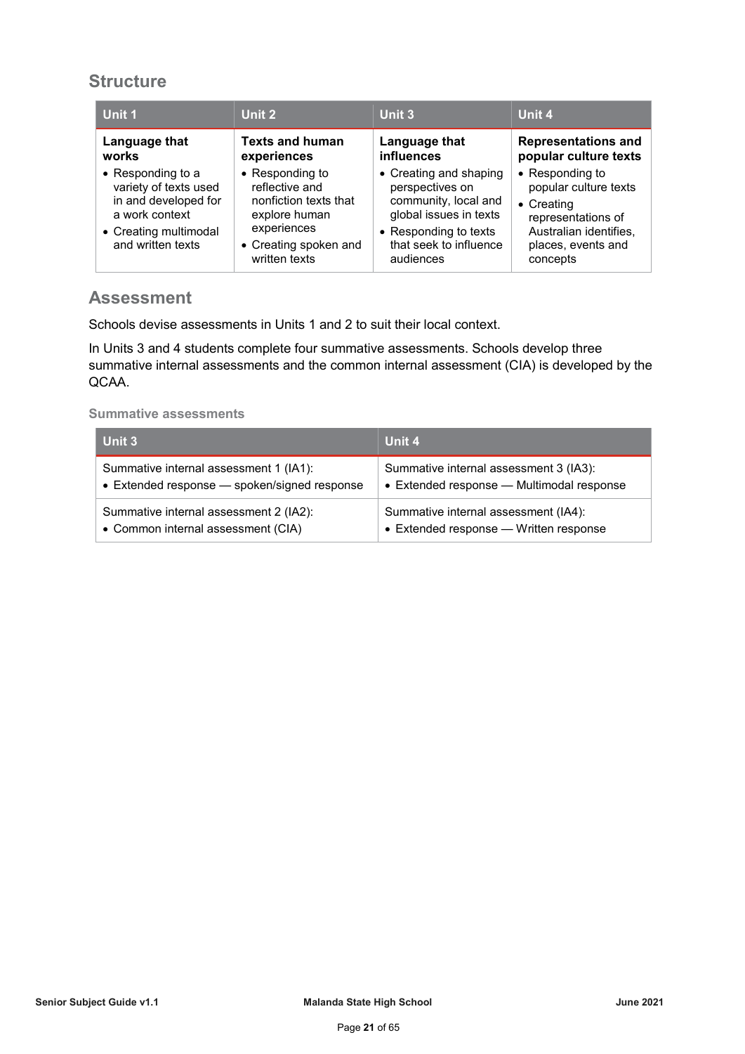## Structure

| Unit 1 | Unit 2 | Unit 3 | Unit 4 |
|---|---|---|---|
| **Language that works**<br>• Responding to a variety of texts used in and developed for a work context<br>• Creating multimodal and written texts | **Texts and human experiences**<br>• Responding to reflective and nonfiction texts that explore human experiences<br>• Creating spoken and written texts | **Language that influences**<br>• Creating and shaping perspectives on community, local and global issues in texts<br>• Responding to texts that seek to influence audiences | **Representations and popular culture texts**<br>• Responding to popular culture texts<br>• Creating representations of Australian identifies, places, events and concepts |

## Assessment

Schools devise assessments in Units 1 and 2 to suit their local context.

In Units 3 and 4 students complete four summative assessments. Schools develop three summative internal assessments and the common internal assessment (CIA) is developed by the QCAA.

### Summative assessments

| Unit 3 | Unit 4 |
|---|---|
| Summative internal assessment 1 (IA1):<br>• Extended response — spoken/signed response | Summative internal assessment 3 (IA3):<br>• Extended response — Multimodal response |
| Summative internal assessment 2 (IA2):<br>• Common internal assessment (CIA) | Summative internal assessment (IA4):<br>• Extended response — Written response |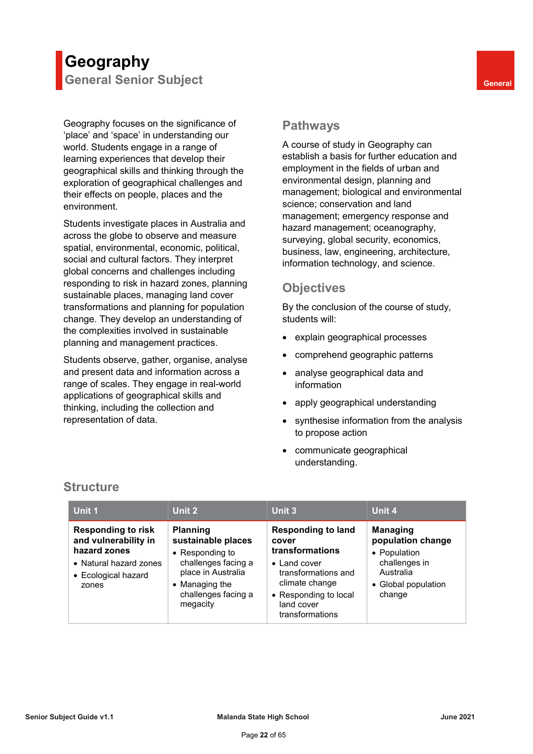# Geography

## General Senior Subject

General

Geography focuses on the significance of 'place' and 'space' in understanding our world. Students engage in a range of learning experiences that develop their geographical skills and thinking through the exploration of geographical challenges and their effects on people, places and the environment.

Students investigate places in Australia and across the globe to observe and measure spatial, environmental, economic, political, social and cultural factors. They interpret global concerns and challenges including responding to risk in hazard zones, planning sustainable places, managing land cover transformations and planning for population change. They develop an understanding of the complexities involved in sustainable planning and management practices.

Students observe, gather, organise, analyse and present data and information across a range of scales. They engage in real-world applications of geographical skills and thinking, including the collection and representation of data.

## Pathways

A course of study in Geography can establish a basis for further education and employment in the fields of urban and environmental design, planning and management; biological and environmental science; conservation and land management; emergency response and hazard management; oceanography, surveying, global security, economics, business, law, engineering, architecture, information technology, and science.

## Objectives

By the conclusion of the course of study, students will:

- explain geographical processes
- comprehend geographic patterns
- analyse geographical data and information
- apply geographical understanding
- synthesise information from the analysis to propose action
- communicate geographical understanding.

## Structure

| Unit 1 | Unit 2 | Unit 3 | Unit 4 |
|---|---|---|---|
| **Responding to risk and vulnerability in hazard zones**<br>• Natural hazard zones<br>• Ecological hazard zones | **Planning sustainable places**<br>• Responding to challenges facing a place in Australia<br>• Managing the challenges facing a megacity | **Responding to land cover transformations**<br>• Land cover transformations and climate change<br>• Responding to local land cover transformations | **Managing population change**<br>• Population challenges in Australia<br>• Global population change |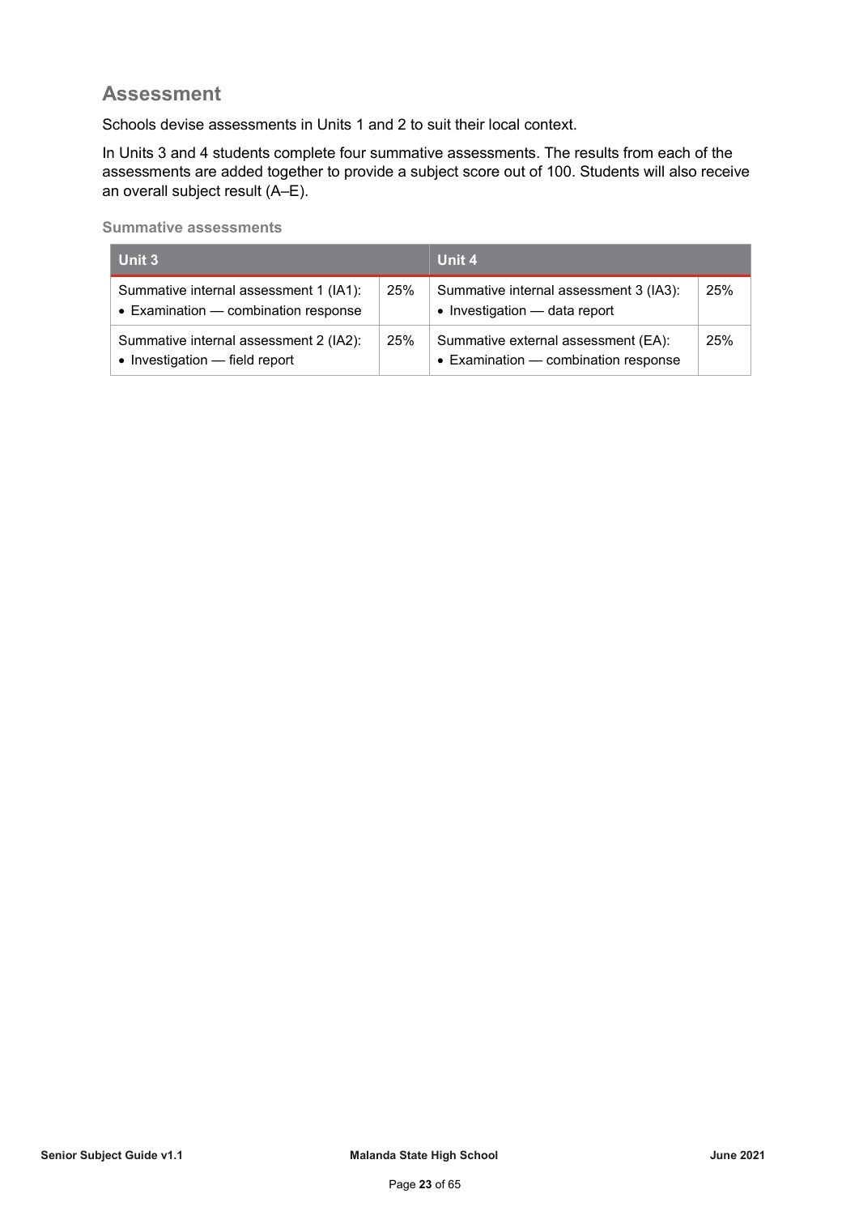## Assessment

Schools devise assessments in Units 1 and 2 to suit their local context.

In Units 3 and 4 students complete four summative assessments. The results from each of the assessments are added together to provide a subject score out of 100. Students will also receive an overall subject result (A–E).

#### Summative assessments

| Unit 3 | | Unit 4 | |
|---|---|---|---|
| Summative internal assessment 1 (IA1): • Examination — combination response | 25% | Summative internal assessment 3 (IA3): • Investigation — data report | 25% |
| Summative internal assessment 2 (IA2): • Investigation — field report | 25% | Summative external assessment (EA): • Examination — combination response | 25% |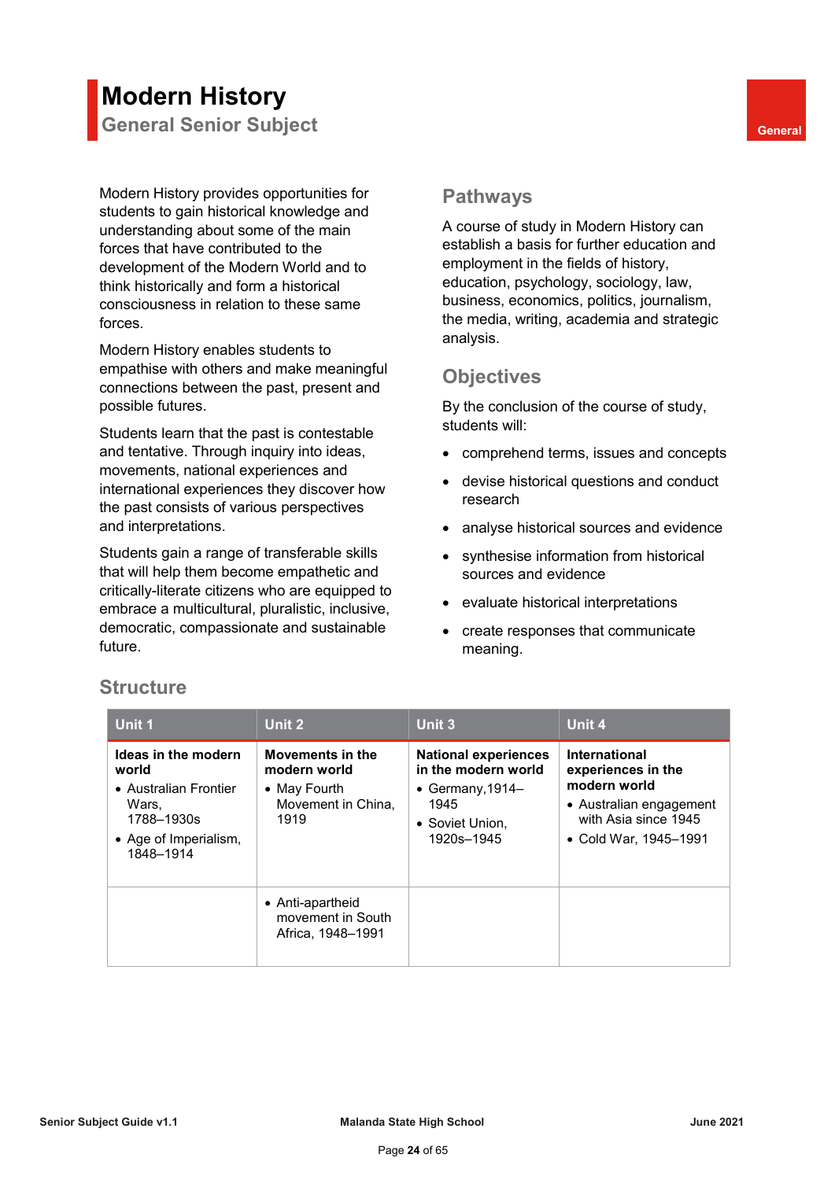# Modern History

## General Senior Subject

General

Modern History provides opportunities for students to gain historical knowledge and understanding about some of the main forces that have contributed to the development of the Modern World and to think historically and form a historical consciousness in relation to these same forces.

Modern History enables students to empathise with others and make meaningful connections between the past, present and possible futures.

Students learn that the past is contestable and tentative. Through inquiry into ideas, movements, national experiences and international experiences they discover how the past consists of various perspectives and interpretations.

Students gain a range of transferable skills that will help them become empathetic and critically-literate citizens who are equipped to embrace a multicultural, pluralistic, inclusive, democratic, compassionate and sustainable future.

## Pathways

A course of study in Modern History can establish a basis for further education and employment in the fields of history, education, psychology, sociology, law, business, economics, politics, journalism, the media, writing, academia and strategic analysis.

## Objectives

By the conclusion of the course of study, students will:

- comprehend terms, issues and concepts
- devise historical questions and conduct research
- analyse historical sources and evidence
- synthesise information from historical sources and evidence
- evaluate historical interpretations
- create responses that communicate meaning.

## Structure

| Unit 1 | Unit 2 | Unit 3 | Unit 4 |
|---|---|---|---|
| **Ideas in the modern world**<br>• Australian Frontier Wars, 1788–1930s<br>• Age of Imperialism, 1848–1914 | **Movements in the modern world**<br>• May Fourth Movement in China, 1919 | **National experiences in the modern world**<br>• Germany,1914–1945<br>• Soviet Union, 1920s–1945 | **International experiences in the modern world**<br>• Australian engagement with Asia since 1945<br>• Cold War, 1945–1991 |
| | • Anti-apartheid movement in South Africa, 1948–1991 | | |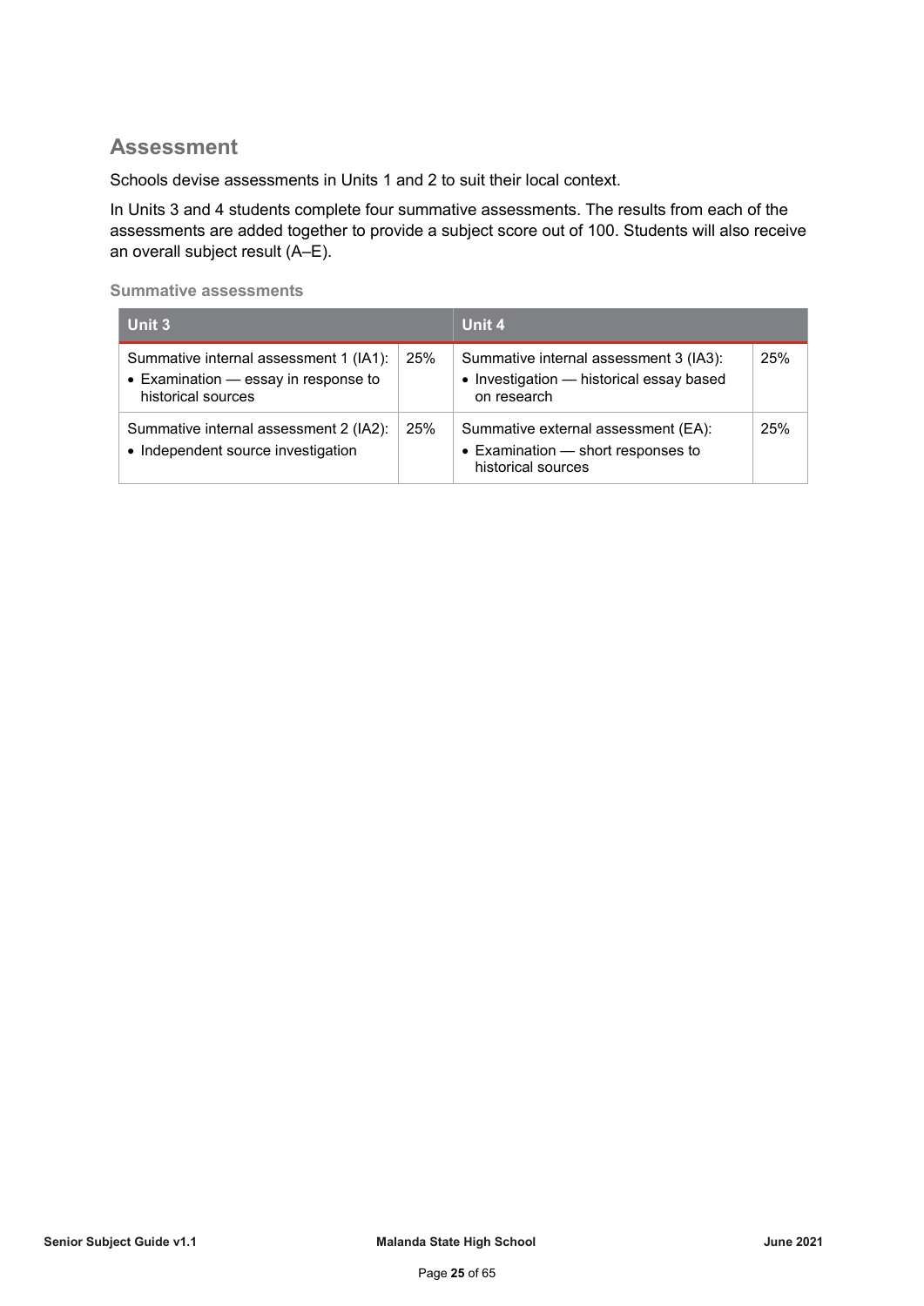## Assessment

Schools devise assessments in Units 1 and 2 to suit their local context.

In Units 3 and 4 students complete four summative assessments. The results from each of the assessments are added together to provide a subject score out of 100. Students will also receive an overall subject result (A–E).

### Summative assessments

| Unit 3 | | Unit 4 | |
|---|---|---|---|
| Summative internal assessment 1 (IA1):<br>• Examination — essay in response to historical sources | 25% | Summative internal assessment 3 (IA3):<br>• Investigation — historical essay based on research | 25% |
| Summative internal assessment 2 (IA2):<br>• Independent source investigation | 25% | Summative external assessment (EA):<br>• Examination — short responses to historical sources | 25% |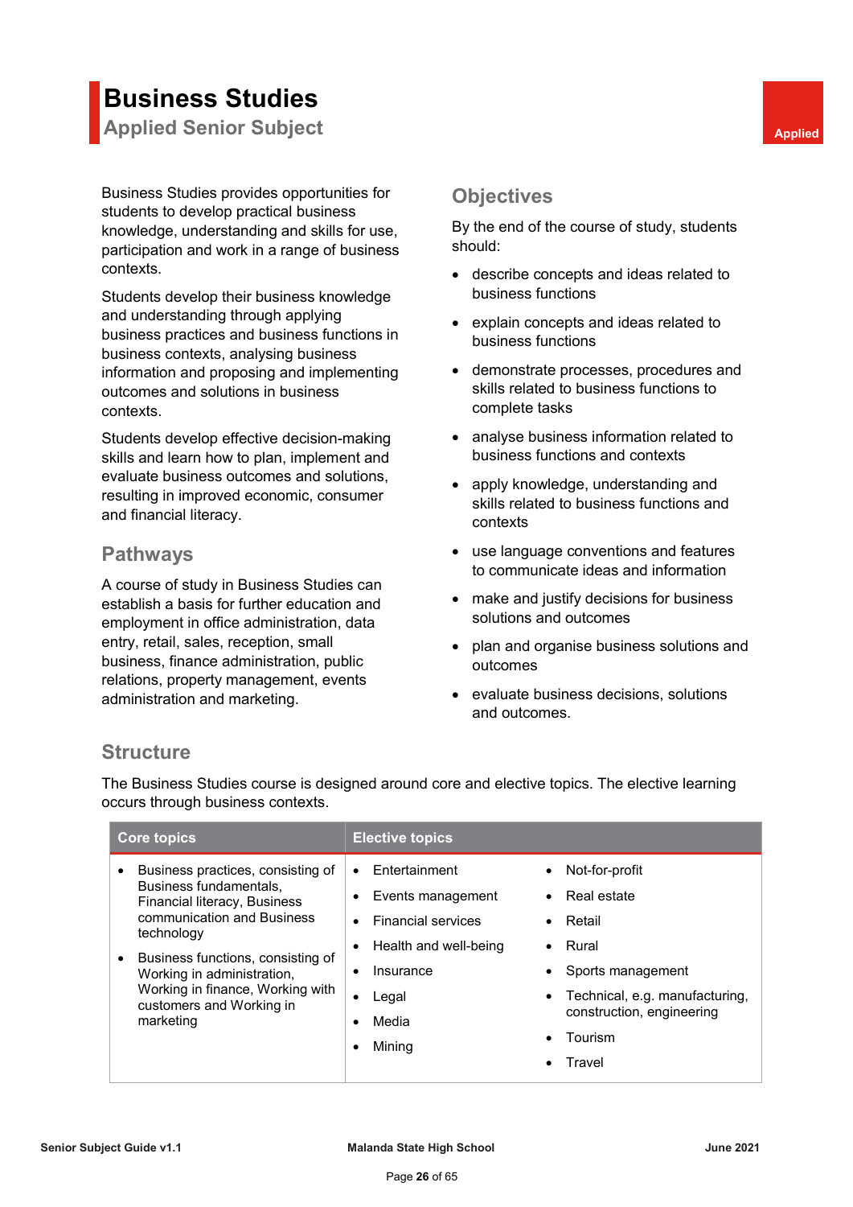# Business Studies

## Applied Senior Subject

Applied

Business Studies provides opportunities for students to develop practical business knowledge, understanding and skills for use, participation and work in a range of business contexts.

Students develop their business knowledge and understanding through applying business practices and business functions in business contexts, analysing business information and proposing and implementing outcomes and solutions in business contexts.

Students develop effective decision-making skills and learn how to plan, implement and evaluate business outcomes and solutions, resulting in improved economic, consumer and financial literacy.

### Pathways

A course of study in Business Studies can establish a basis for further education and employment in office administration, data entry, retail, sales, reception, small business, finance administration, public relations, property management, events administration and marketing.

### Objectives

By the end of the course of study, students should:

- describe concepts and ideas related to business functions
- explain concepts and ideas related to business functions
- demonstrate processes, procedures and skills related to business functions to complete tasks
- analyse business information related to business functions and contexts
- apply knowledge, understanding and skills related to business functions and contexts
- use language conventions and features to communicate ideas and information
- make and justify decisions for business solutions and outcomes
- plan and organise business solutions and outcomes
- evaluate business decisions, solutions and outcomes.

### Structure

The Business Studies course is designed around core and elective topics. The elective learning occurs through business contexts.

| Core topics | Elective topics | |
|---|---|---|
| • Business practices, consisting of Business fundamentals, Financial literacy, Business communication and Business technology<br>• Business functions, consisting of Working in administration, Working in finance, Working with customers and Working in marketing | • Entertainment<br>• Events management<br>• Financial services<br>• Health and well-being<br>• Insurance<br>• Legal<br>• Media<br>• Mining | • Not-for-profit<br>• Real estate<br>• Retail<br>• Rural<br>• Sports management<br>• Technical, e.g. manufacturing, construction, engineering<br>• Tourism<br>• Travel |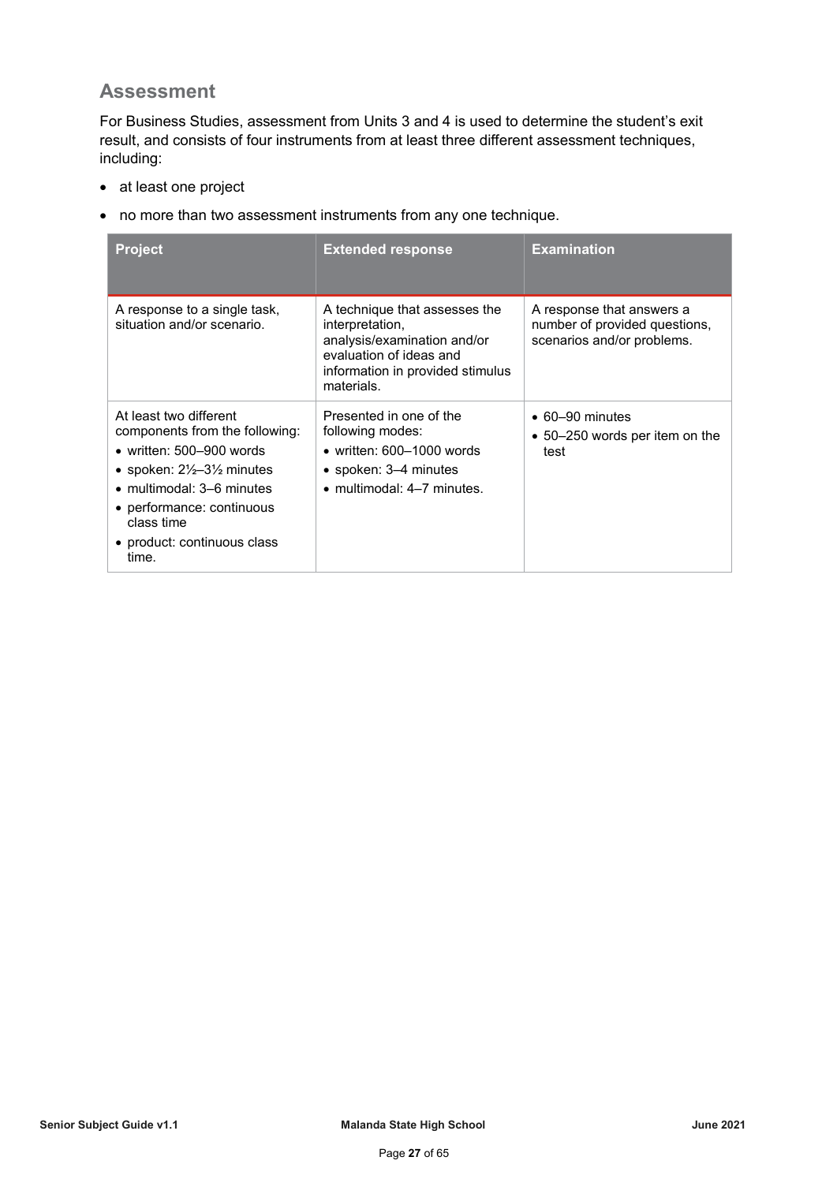## Assessment

For Business Studies, assessment from Units 3 and 4 is used to determine the student's exit result, and consists of four instruments from at least three different assessment techniques, including:

- at least one project
- no more than two assessment instruments from any one technique.

| Project | Extended response | Examination |
|---|---|---|
| A response to a single task, situation and/or scenario. | A technique that assesses the interpretation, analysis/examination and/or evaluation of ideas and information in provided stimulus materials. | A response that answers a number of provided questions, scenarios and/or problems. |
| At least two different components from the following:<br>• written: 500–900 words<br>• spoken: 2½–3½ minutes<br>• multimodal: 3–6 minutes<br>• performance: continuous class time<br>• product: continuous class time. | Presented in one of the following modes:<br>• written: 600–1000 words<br>• spoken: 3–4 minutes<br>• multimodal: 4–7 minutes. | • 60–90 minutes<br>• 50–250 words per item on the test |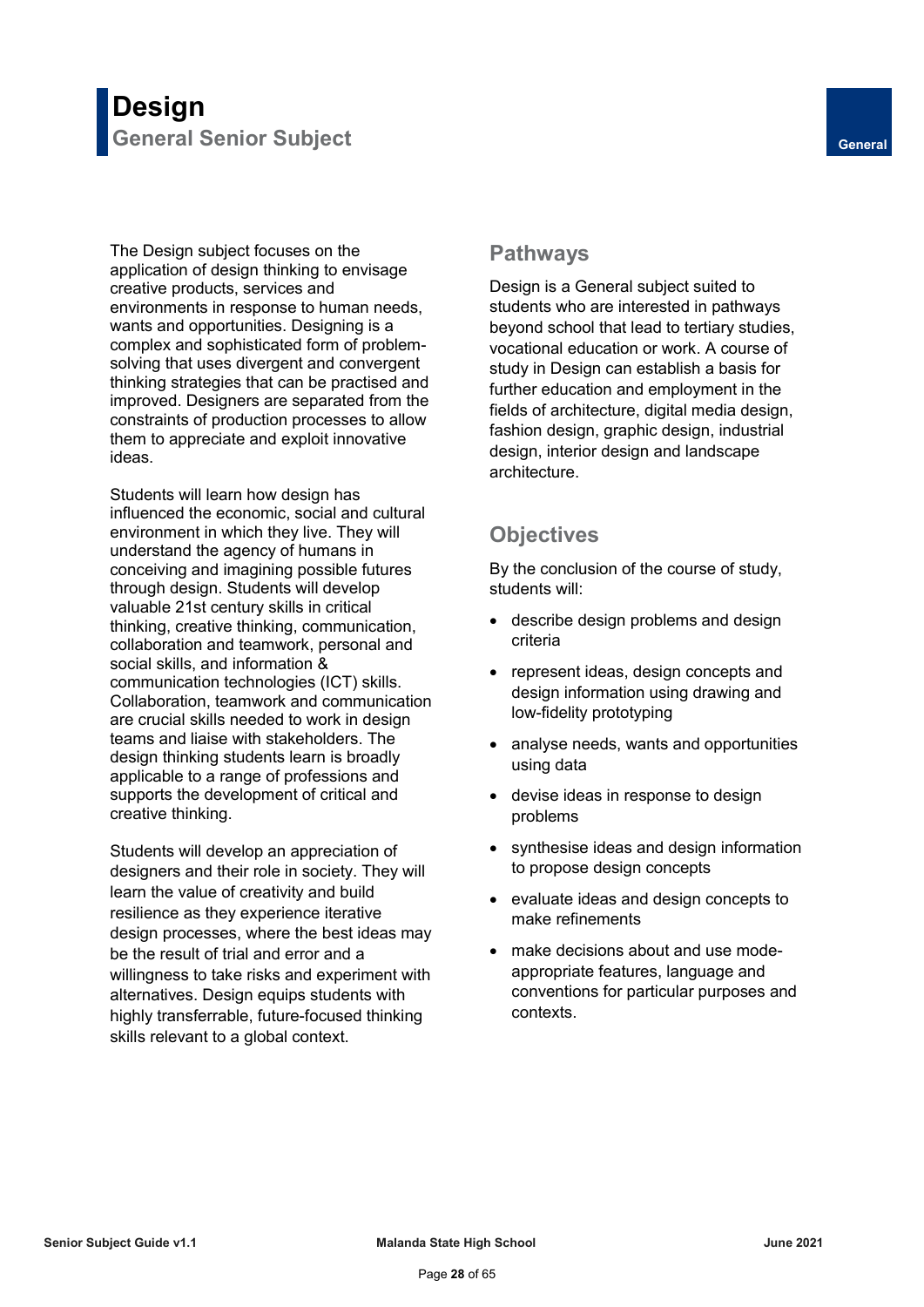# Design

## General Senior Subject

General

The Design subject focuses on the application of design thinking to envisage creative products, services and environments in response to human needs, wants and opportunities. Designing is a complex and sophisticated form of problem-solving that uses divergent and convergent thinking strategies that can be practised and improved. Designers are separated from the constraints of production processes to allow them to appreciate and exploit innovative ideas.

Students will learn how design has influenced the economic, social and cultural environment in which they live. They will understand the agency of humans in conceiving and imagining possible futures through design. Students will develop valuable 21st century skills in critical thinking, creative thinking, communication, collaboration and teamwork, personal and social skills, and information & communication technologies (ICT) skills. Collaboration, teamwork and communication are crucial skills needed to work in design teams and liaise with stakeholders. The design thinking students learn is broadly applicable to a range of professions and supports the development of critical and creative thinking.

Students will develop an appreciation of designers and their role in society. They will learn the value of creativity and build resilience as they experience iterative design processes, where the best ideas may be the result of trial and error and a willingness to take risks and experiment with alternatives. Design equips students with highly transferrable, future-focused thinking skills relevant to a global context.

### Pathways

Design is a General subject suited to students who are interested in pathways beyond school that lead to tertiary studies, vocational education or work. A course of study in Design can establish a basis for further education and employment in the fields of architecture, digital media design, fashion design, graphic design, industrial design, interior design and landscape architecture.

### Objectives

By the conclusion of the course of study, students will:

- describe design problems and design criteria
- represent ideas, design concepts and design information using drawing and low-fidelity prototyping
- analyse needs, wants and opportunities using data
- devise ideas in response to design problems
- synthesise ideas and design information to propose design concepts
- evaluate ideas and design concepts to make refinements
- make decisions about and use mode-appropriate features, language and conventions for particular purposes and contexts.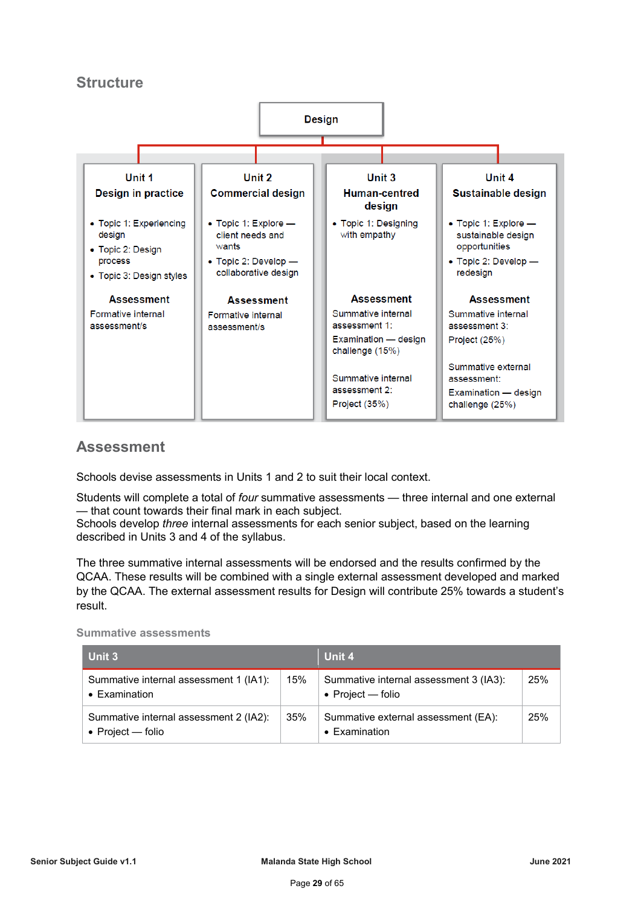## Structure

Design

| Unit 1<br>Design in practice | Unit 2<br>Commercial design | Unit 3<br>Human-centred design | Unit 4<br>Sustainable design |
|---|---|---|---|
| • Topic 1: Experiencing design<br>• Topic 2: Design process<br>• Topic 3: Design styles | • Topic 1: Explore — client needs and wants<br>• Topic 2: Develop — collaborative design | • Topic 1: Designing with empathy | • Topic 1: Explore — sustainable design opportunities<br>• Topic 2: Develop — redesign |
| **Assessment**<br>Formative internal assessment/s | **Assessment**<br>Formative internal assessment/s | **Assessment**<br>Summative internal assessment 1:<br>Examination — design challenge (15%)<br><br>Summative internal assessment 2:<br>Project (35%) | **Assessment**<br>Summative internal assessment 3:<br>Project (25%)<br><br>Summative external assessment:<br>Examination — design challenge (25%) |

## Assessment

Schools devise assessments in Units 1 and 2 to suit their local context.

Students will complete a total of *four* summative assessments — three internal and one external — that count towards their final mark in each subject.
Schools develop *three* internal assessments for each senior subject, based on the learning described in Units 3 and 4 of the syllabus.

The three summative internal assessments will be endorsed and the results confirmed by the QCAA. These results will be combined with a single external assessment developed and marked by the QCAA. The external assessment results for Design will contribute 25% towards a student's result.

### Summative assessments

| Unit 3 | | Unit 4 | |
|---|---|---|---|
| Summative internal assessment 1 (IA1):<br>• Examination | 15% | Summative internal assessment 3 (IA3):<br>• Project — folio | 25% |
| Summative internal assessment 2 (IA2):<br>• Project — folio | 35% | Summative external assessment (EA):<br>• Examination | 25% |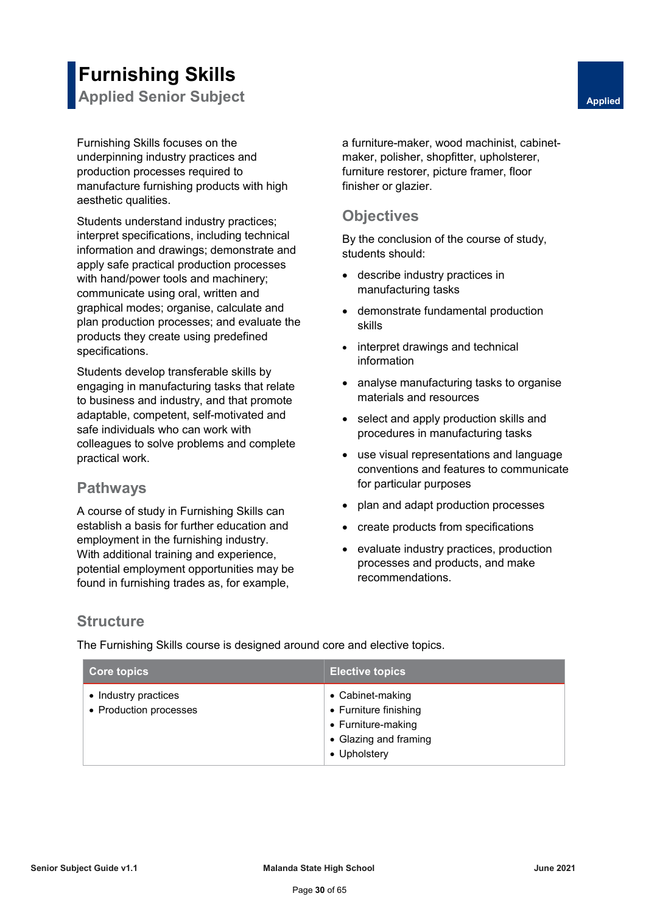# Furnishing Skills

## Applied Senior Subject

Applied

Furnishing Skills focuses on the underpinning industry practices and production processes required to manufacture furnishing products with high aesthetic qualities.

Students understand industry practices; interpret specifications, including technical information and drawings; demonstrate and apply safe practical production processes with hand/power tools and machinery; communicate using oral, written and graphical modes; organise, calculate and plan production processes; and evaluate the products they create using predefined specifications.

Students develop transferable skills by engaging in manufacturing tasks that relate to business and industry, and that promote adaptable, competent, self-motivated and safe individuals who can work with colleagues to solve problems and complete practical work.

## Pathways

A course of study in Furnishing Skills can establish a basis for further education and employment in the furnishing industry. With additional training and experience, potential employment opportunities may be found in furnishing trades as, for example, a furniture-maker, wood machinist, cabinet-maker, polisher, shopfitter, upholsterer, furniture restorer, picture framer, floor finisher or glazier.

## Objectives

By the conclusion of the course of study, students should:

- describe industry practices in manufacturing tasks
- demonstrate fundamental production skills
- interpret drawings and technical information
- analyse manufacturing tasks to organise materials and resources
- select and apply production skills and procedures in manufacturing tasks
- use visual representations and language conventions and features to communicate for particular purposes
- plan and adapt production processes
- create products from specifications
- evaluate industry practices, production processes and products, and make recommendations.

## Structure

The Furnishing Skills course is designed around core and elective topics.

| Core topics | Elective topics |
|---|---|
| • Industry practices<br>• Production processes | • Cabinet-making<br>• Furniture finishing<br>• Furniture-making<br>• Glazing and framing<br>• Upholstery |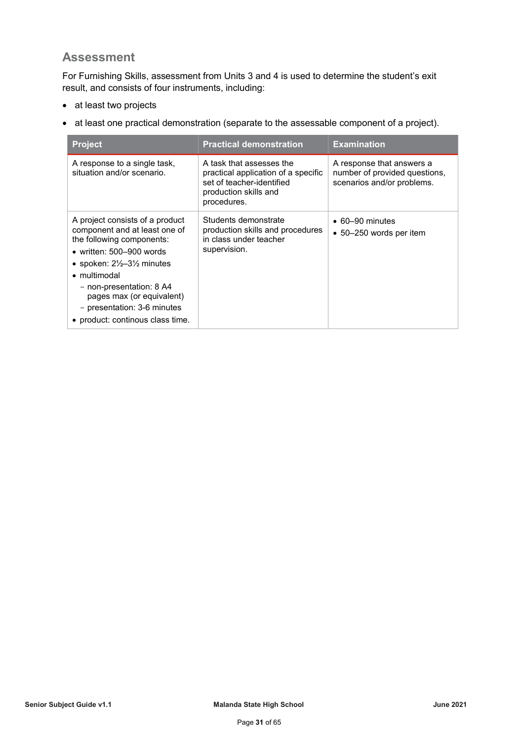## Assessment

For Furnishing Skills, assessment from Units 3 and 4 is used to determine the student's exit result, and consists of four instruments, including:

- at least two projects
- at least one practical demonstration (separate to the assessable component of a project).

| Project | Practical demonstration | Examination |
|---|---|---|
| A response to a single task, situation and/or scenario. | A task that assesses the practical application of a specific set of teacher-identified production skills and procedures. | A response that answers a number of provided questions, scenarios and/or problems. |
| A project consists of a product component and at least one of the following components:<br>• written: 500–900 words<br>• spoken: 2½–3½ minutes<br>• multimodal<br>  - non-presentation: 8 A4 pages max (or equivalent)<br>  - presentation: 3-6 minutes<br>• product: continous class time. | Students demonstrate production skills and procedures in class under teacher supervision. | • 60–90 minutes<br>• 50–250 words per item |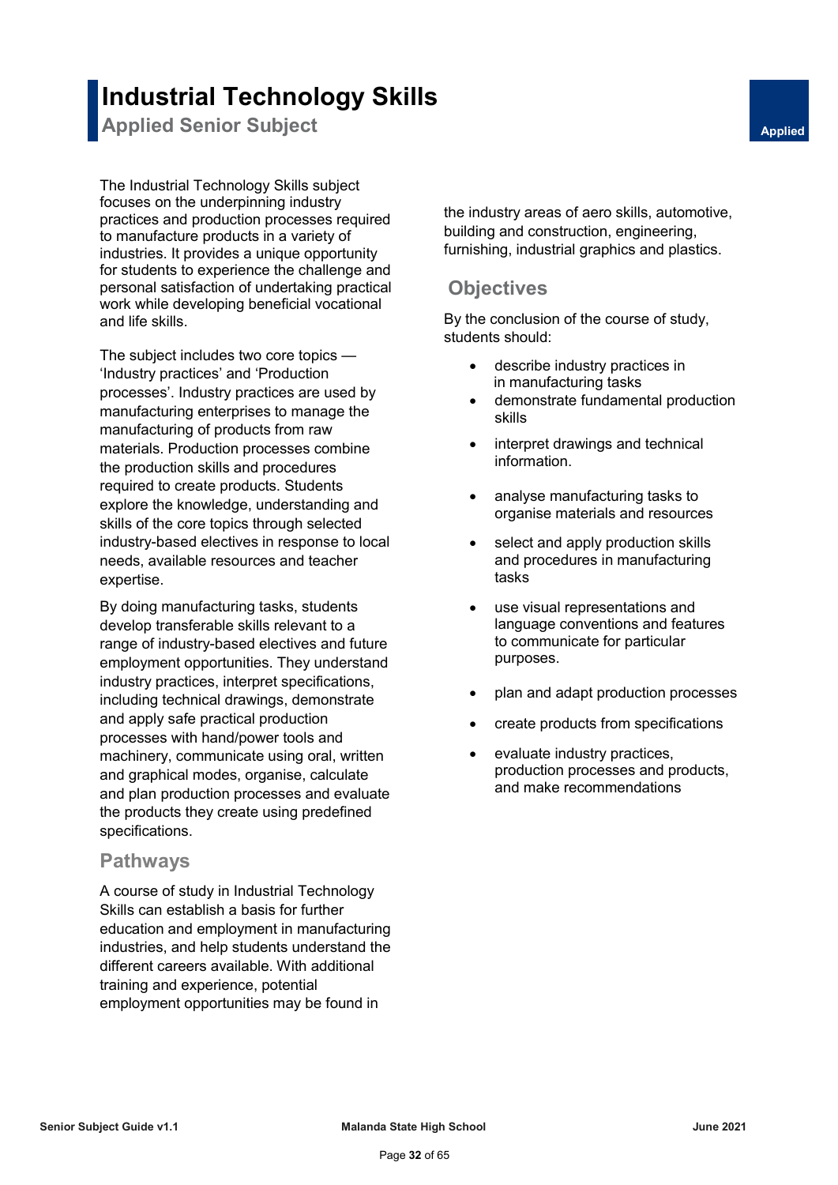# Industrial Technology Skills

## Applied Senior Subject

Applied

The Industrial Technology Skills subject focuses on the underpinning industry practices and production processes required to manufacture products in a variety of industries. It provides a unique opportunity for students to experience the challenge and personal satisfaction of undertaking practical work while developing beneficial vocational and life skills.

The subject includes two core topics — 'Industry practices' and 'Production processes'. Industry practices are used by manufacturing enterprises to manage the manufacturing of products from raw materials. Production processes combine the production skills and procedures required to create products. Students explore the knowledge, understanding and skills of the core topics through selected industry-based electives in response to local needs, available resources and teacher expertise.

By doing manufacturing tasks, students develop transferable skills relevant to a range of industry-based electives and future employment opportunities. They understand industry practices, interpret specifications, including technical drawings, demonstrate and apply safe practical production processes with hand/power tools and machinery, communicate using oral, written and graphical modes, organise, calculate and plan production processes and evaluate the products they create using predefined specifications.

## Pathways

A course of study in Industrial Technology Skills can establish a basis for further education and employment in manufacturing industries, and help students understand the different careers available. With additional training and experience, potential employment opportunities may be found in the industry areas of aero skills, automotive, building and construction, engineering, furnishing, industrial graphics and plastics.

## Objectives

By the conclusion of the course of study, students should:

- describe industry practices in manufacturing tasks
- demonstrate fundamental production skills
- interpret drawings and technical information.
- analyse manufacturing tasks to organise materials and resources
- select and apply production skills and procedures in manufacturing tasks
- use visual representations and language conventions and features to communicate for particular purposes.
- plan and adapt production processes
- create products from specifications
- evaluate industry practices, production processes and products, and make recommendations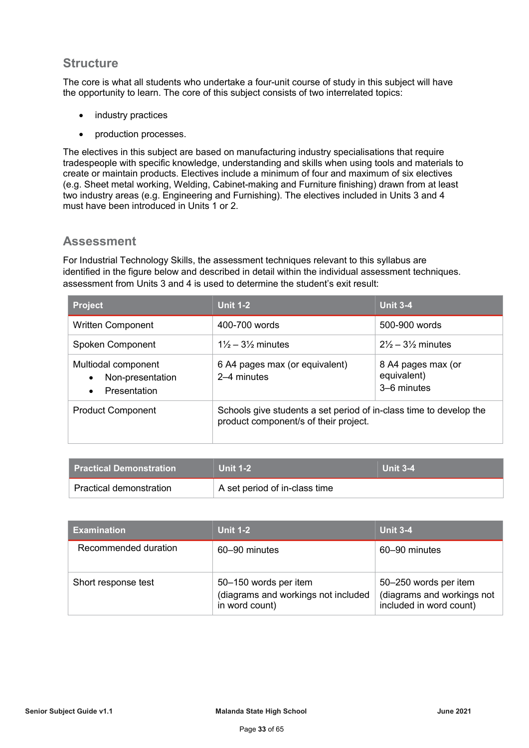## Structure

The core is what all students who undertake a four-unit course of study in this subject will have the opportunity to learn. The core of this subject consists of two interrelated topics:

- industry practices
- production processes.

The electives in this subject are based on manufacturing industry specialisations that require tradespeople with specific knowledge, understanding and skills when using tools and materials to create or maintain products. Electives include a minimum of four and maximum of six electives (e.g. Sheet metal working, Welding, Cabinet-making and Furniture finishing) drawn from at least two industry areas (e.g. Engineering and Furnishing). The electives included in Units 3 and 4 must have been introduced in Units 1 or 2.

## Assessment

For Industrial Technology Skills, the assessment techniques relevant to this syllabus are identified in the figure below and described in detail within the individual assessment techniques. assessment from Units 3 and 4 is used to determine the student's exit result:

| Project | Unit 1-2 | Unit 3-4 |
|---|---|---|
| Written Component | 400-700 words | 500-900 words |
| Spoken Component | 1½ – 3½ minutes | 2½ – 3½ minutes |
| Multiodal component<br>• Non-presentation<br>• Presentation | 6 A4 pages max (or equivalent)<br>2–4 minutes | 8 A4 pages max (or equivalent)<br>3–6 minutes |
| Product Component | Schools give students a set period of in-class time to develop the product component/s of their project. | |

| Practical Demonstration | Unit 1-2 | Unit 3-4 |
|---|---|---|
| Practical demonstration | A set period of in-class time | |

| Examination | Unit 1-2 | Unit 3-4 |
|---|---|---|
| Recommended duration | 60–90 minutes | 60–90 minutes |
| Short response test | 50–150 words per item (diagrams and workings not included in word count) | 50–250 words per item (diagrams and workings not included in word count) |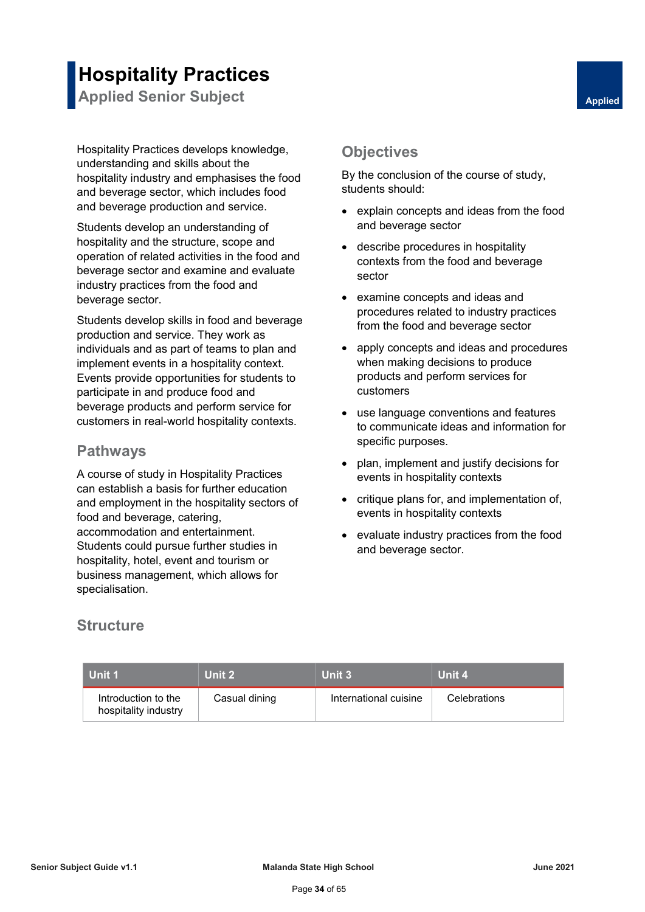# Hospitality Practices

## Applied Senior Subject

Applied

Hospitality Practices develops knowledge, understanding and skills about the hospitality industry and emphasises the food and beverage sector, which includes food and beverage production and service.

Students develop an understanding of hospitality and the structure, scope and operation of related activities in the food and beverage sector and examine and evaluate industry practices from the food and beverage sector.

Students develop skills in food and beverage production and service. They work as individuals and as part of teams to plan and implement events in a hospitality context. Events provide opportunities for students to participate in and produce food and beverage products and perform service for customers in real-world hospitality contexts.

## Pathways

A course of study in Hospitality Practices can establish a basis for further education and employment in the hospitality sectors of food and beverage, catering, accommodation and entertainment. Students could pursue further studies in hospitality, hotel, event and tourism or business management, which allows for specialisation.

## Objectives

By the conclusion of the course of study, students should:

- explain concepts and ideas from the food and beverage sector
- describe procedures in hospitality contexts from the food and beverage sector
- examine concepts and ideas and procedures related to industry practices from the food and beverage sector
- apply concepts and ideas and procedures when making decisions to produce products and perform services for customers
- use language conventions and features to communicate ideas and information for specific purposes.
- plan, implement and justify decisions for events in hospitality contexts
- critique plans for, and implementation of, events in hospitality contexts
- evaluate industry practices from the food and beverage sector.

## Structure

| Unit 1 | Unit 2 | Unit 3 | Unit 4 |
|---|---|---|---|
| Introduction to the hospitality industry | Casual dining | International cuisine | Celebrations |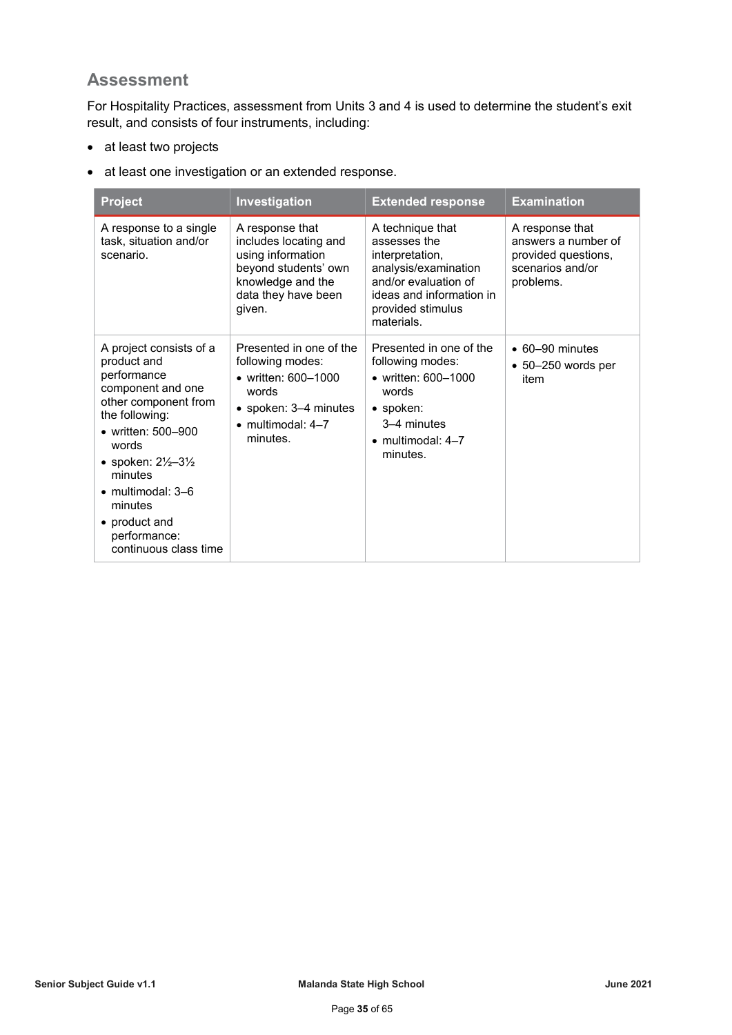## Assessment

For Hospitality Practices, assessment from Units 3 and 4 is used to determine the student's exit result, and consists of four instruments, including:

- at least two projects
- at least one investigation or an extended response.

| Project | Investigation | Extended response | Examination |
|---|---|---|---|
| A response to a single task, situation and/or scenario. | A response that includes locating and using information beyond students' own knowledge and the data they have been given. | A technique that assesses the interpretation, analysis/examination and/or evaluation of ideas and information in provided stimulus materials. | A response that answers a number of provided questions, scenarios and/or problems. |
| A project consists of a product and performance component and one other component from the following:<br>• written: 500–900 words<br>• spoken: 2½–3½ minutes<br>• multimodal: 3–6 minutes<br>• product and performance: continuous class time | Presented in one of the following modes:<br>• written: 600–1000 words<br>• spoken: 3–4 minutes<br>• multimodal: 4–7 minutes. | Presented in one of the following modes:<br>• written: 600–1000 words<br>• spoken: 3–4 minutes<br>• multimodal: 4–7 minutes. | • 60–90 minutes<br>• 50–250 words per item |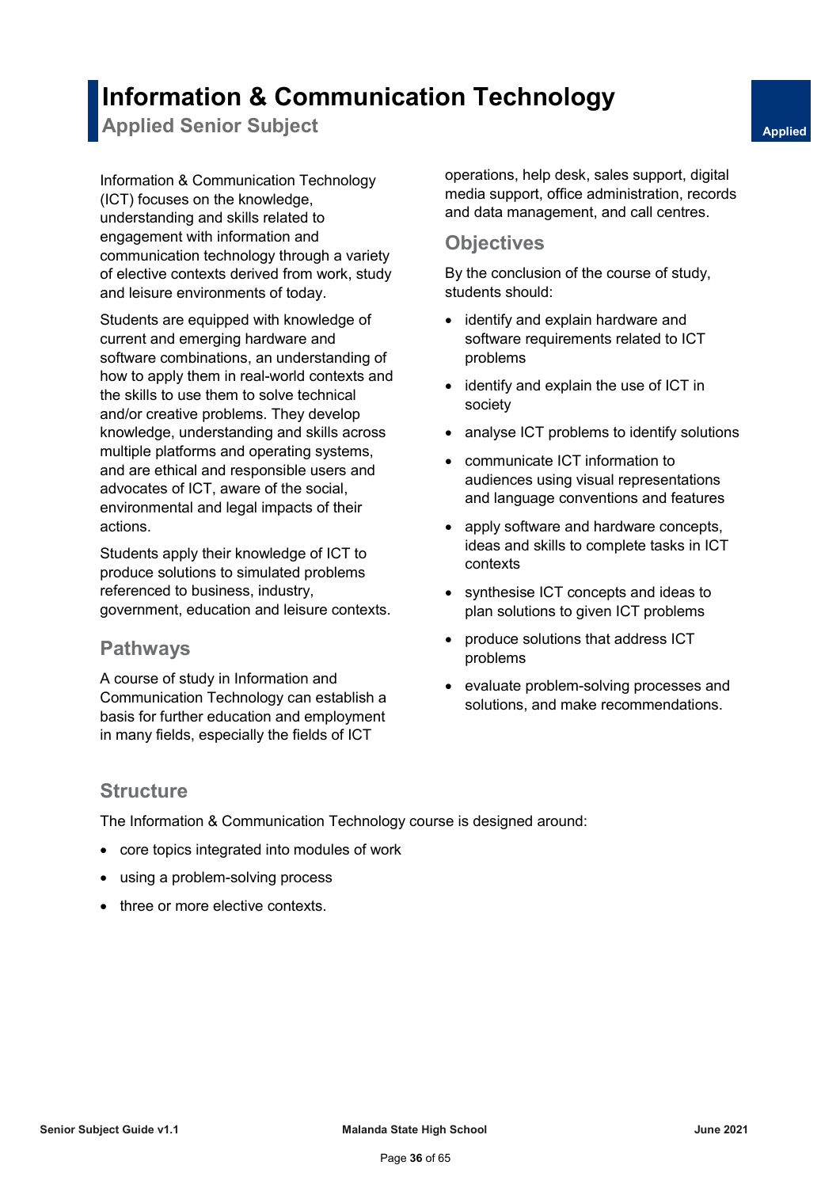# Information & Communication Technology

## Applied Senior Subject

Applied

Information & Communication Technology (ICT) focuses on the knowledge, understanding and skills related to engagement with information and communication technology through a variety of elective contexts derived from work, study and leisure environments of today.

Students are equipped with knowledge of current and emerging hardware and software combinations, an understanding of how to apply them in real-world contexts and the skills to use them to solve technical and/or creative problems. They develop knowledge, understanding and skills across multiple platforms and operating systems, and are ethical and responsible users and advocates of ICT, aware of the social, environmental and legal impacts of their actions.

Students apply their knowledge of ICT to produce solutions to simulated problems referenced to business, industry, government, education and leisure contexts.

### Pathways

A course of study in Information and Communication Technology can establish a basis for further education and employment in many fields, especially the fields of ICT operations, help desk, sales support, digital media support, office administration, records and data management, and call centres.

### Objectives

By the conclusion of the course of study, students should:

- identify and explain hardware and software requirements related to ICT problems
- identify and explain the use of ICT in society
- analyse ICT problems to identify solutions
- communicate ICT information to audiences using visual representations and language conventions and features
- apply software and hardware concepts, ideas and skills to complete tasks in ICT contexts
- synthesise ICT concepts and ideas to plan solutions to given ICT problems
- produce solutions that address ICT problems
- evaluate problem-solving processes and solutions, and make recommendations.

### Structure

The Information & Communication Technology course is designed around:

- core topics integrated into modules of work
- using a problem-solving process
- three or more elective contexts.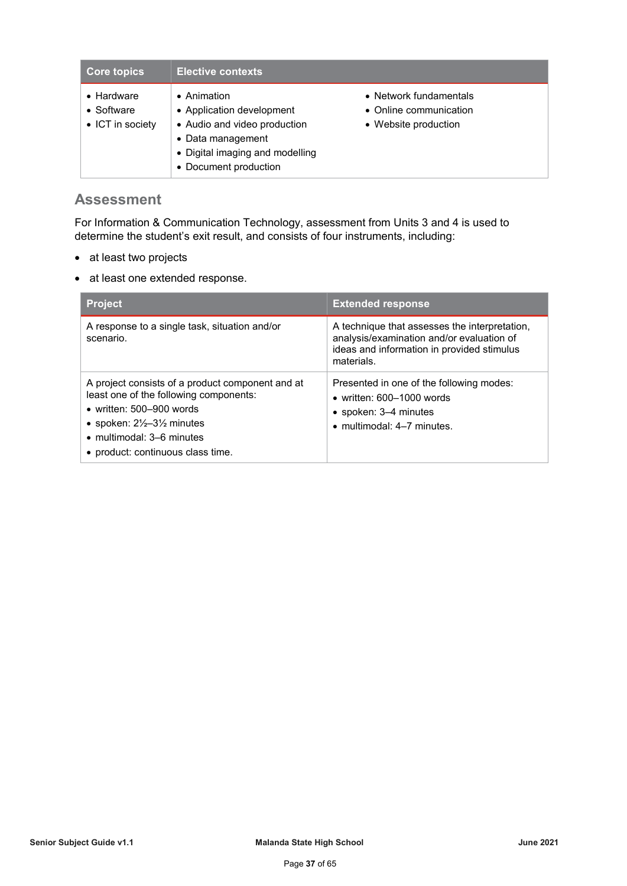| Core topics | Elective contexts | |
|---|---|---|
| • Hardware<br>• Software<br>• ICT in society | • Animation<br>• Application development<br>• Audio and video production<br>• Data management<br>• Digital imaging and modelling<br>• Document production | • Network fundamentals<br>• Online communication<br>• Website production |

## Assessment

For Information & Communication Technology, assessment from Units 3 and 4 is used to determine the student's exit result, and consists of four instruments, including:

- at least two projects
- at least one extended response.

| Project | Extended response |
|---|---|
| A response to a single task, situation and/or scenario. | A technique that assesses the interpretation, analysis/examination and/or evaluation of ideas and information in provided stimulus materials. |
| A project consists of a product component and at least one of the following components:<br>• written: 500–900 words<br>• spoken: 2½–3½ minutes<br>• multimodal: 3–6 minutes<br>• product: continuous class time. | Presented in one of the following modes:<br>• written: 600–1000 words<br>• spoken: 3–4 minutes<br>• multimodal: 4–7 minutes. |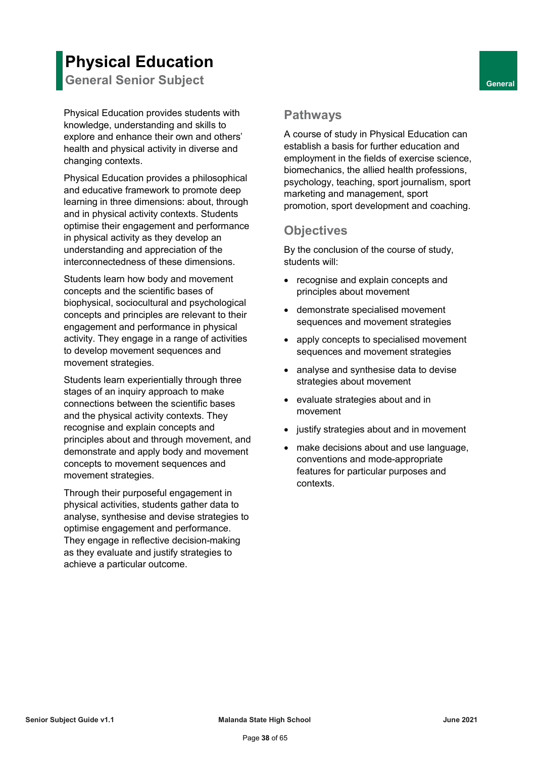# Physical Education

## General Senior Subject

General

Physical Education provides students with knowledge, understanding and skills to explore and enhance their own and others' health and physical activity in diverse and changing contexts.

Physical Education provides a philosophical and educative framework to promote deep learning in three dimensions: about, through and in physical activity contexts. Students optimise their engagement and performance in physical activity as they develop an understanding and appreciation of the interconnectedness of these dimensions.

Students learn how body and movement concepts and the scientific bases of biophysical, sociocultural and psychological concepts and principles are relevant to their engagement and performance in physical activity. They engage in a range of activities to develop movement sequences and movement strategies.

Students learn experientially through three stages of an inquiry approach to make connections between the scientific bases and the physical activity contexts. They recognise and explain concepts and principles about and through movement, and demonstrate and apply body and movement concepts to movement sequences and movement strategies.

Through their purposeful engagement in physical activities, students gather data to analyse, synthesise and devise strategies to optimise engagement and performance. They engage in reflective decision-making as they evaluate and justify strategies to achieve a particular outcome.

## Pathways

A course of study in Physical Education can establish a basis for further education and employment in the fields of exercise science, biomechanics, the allied health professions, psychology, teaching, sport journalism, sport marketing and management, sport promotion, sport development and coaching.

## Objectives

By the conclusion of the course of study, students will:

- recognise and explain concepts and principles about movement
- demonstrate specialised movement sequences and movement strategies
- apply concepts to specialised movement sequences and movement strategies
- analyse and synthesise data to devise strategies about movement
- evaluate strategies about and in movement
- justify strategies about and in movement
- make decisions about and use language, conventions and mode-appropriate features for particular purposes and contexts.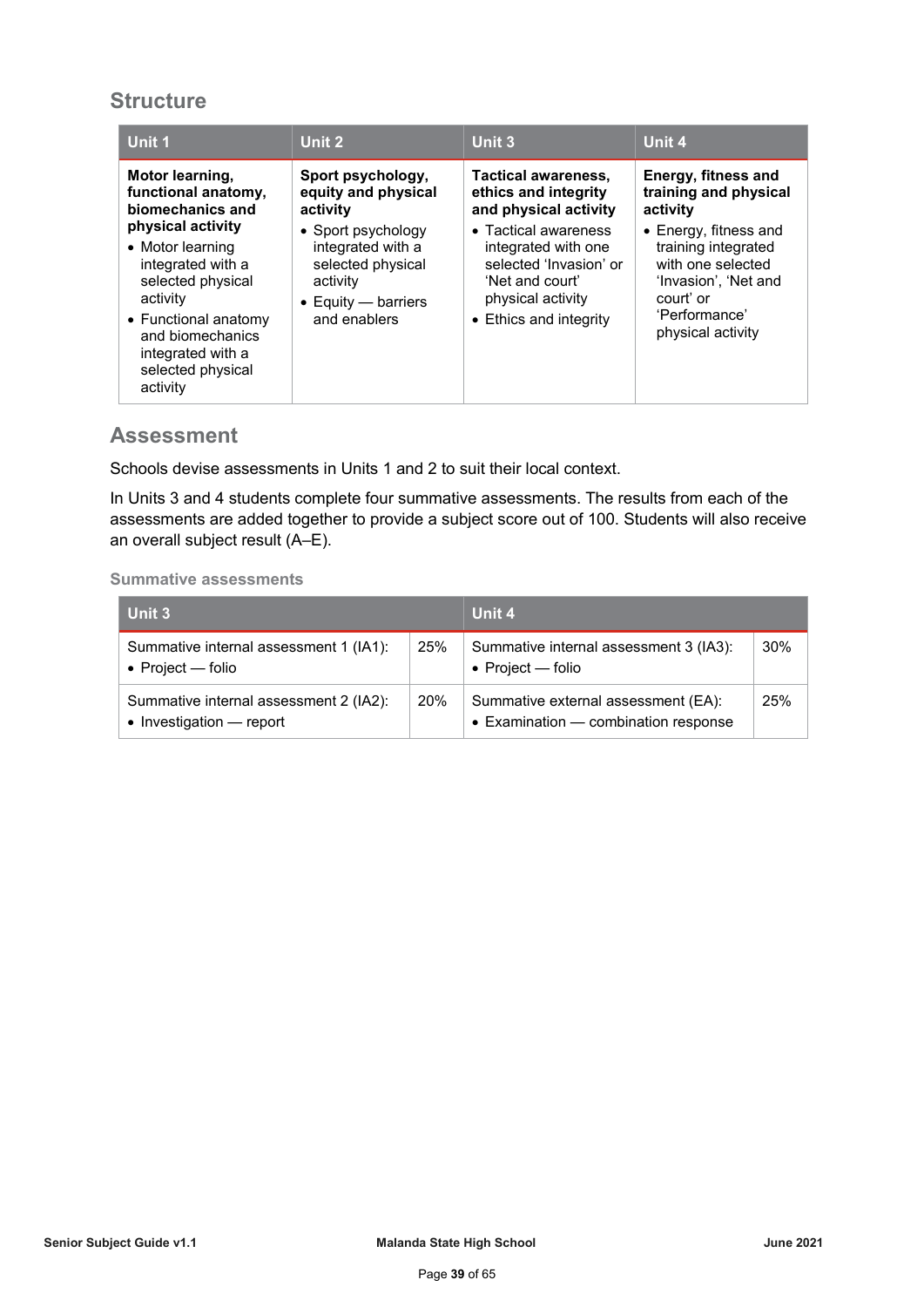## Structure

| Unit 1 | Unit 2 | Unit 3 | Unit 4 |
|---|---|---|---|
| **Motor learning, functional anatomy, biomechanics and physical activity**<br>• Motor learning integrated with a selected physical activity<br>• Functional anatomy and biomechanics integrated with a selected physical activity | **Sport psychology, equity and physical activity**<br>• Sport psychology integrated with a selected physical activity<br>• Equity — barriers and enablers | **Tactical awareness, ethics and integrity and physical activity**<br>• Tactical awareness integrated with one selected 'Invasion' or 'Net and court' physical activity<br>• Ethics and integrity | **Energy, fitness and training and physical activity**<br>• Energy, fitness and training integrated with one selected 'Invasion', 'Net and court' or 'Performance' physical activity |

## Assessment

Schools devise assessments in Units 1 and 2 to suit their local context.

In Units 3 and 4 students complete four summative assessments. The results from each of the assessments are added together to provide a subject score out of 100. Students will also receive an overall subject result (A–E).

#### Summative assessments

| Unit 3 | | Unit 4 | |
|---|---|---|---|
| Summative internal assessment 1 (IA1):<br>• Project — folio | 25% | Summative internal assessment 3 (IA3):<br>• Project — folio | 30% |
| Summative internal assessment 2 (IA2):<br>• Investigation — report | 20% | Summative external assessment (EA):<br>• Examination — combination response | 25% |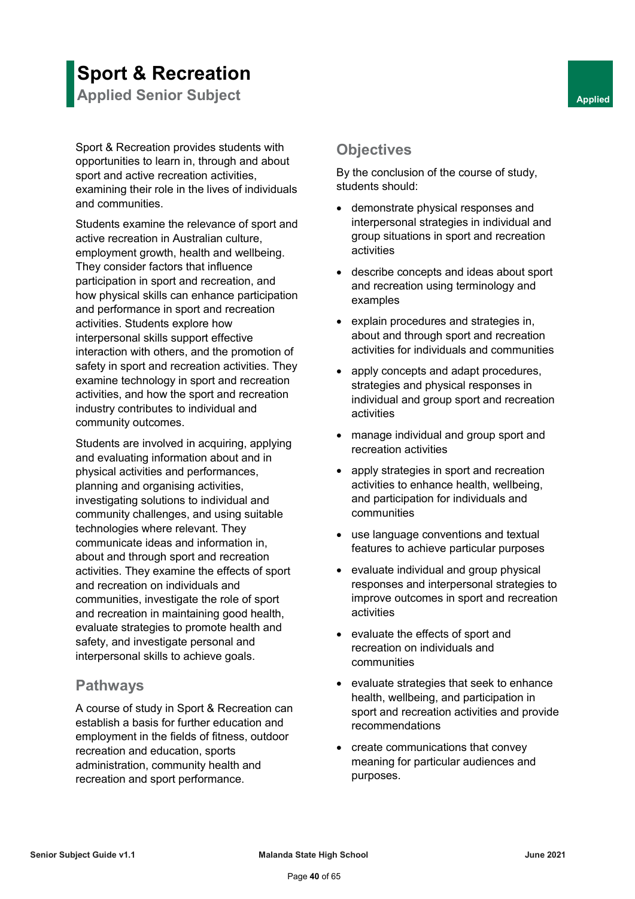# Sport & Recreation

## Applied Senior Subject

Applied

Sport & Recreation provides students with opportunities to learn in, through and about sport and active recreation activities, examining their role in the lives of individuals and communities.

Students examine the relevance of sport and active recreation in Australian culture, employment growth, health and wellbeing. They consider factors that influence participation in sport and recreation, and how physical skills can enhance participation and performance in sport and recreation activities. Students explore how interpersonal skills support effective interaction with others, and the promotion of safety in sport and recreation activities. They examine technology in sport and recreation activities, and how the sport and recreation industry contributes to individual and community outcomes.

Students are involved in acquiring, applying and evaluating information about and in physical activities and performances, planning and organising activities, investigating solutions to individual and community challenges, and using suitable technologies where relevant. They communicate ideas and information in, about and through sport and recreation activities. They examine the effects of sport and recreation on individuals and communities, investigate the role of sport and recreation in maintaining good health, evaluate strategies to promote health and safety, and investigate personal and interpersonal skills to achieve goals.

### Pathways

A course of study in Sport & Recreation can establish a basis for further education and employment in the fields of fitness, outdoor recreation and education, sports administration, community health and recreation and sport performance.

### Objectives

By the conclusion of the course of study, students should:

- demonstrate physical responses and interpersonal strategies in individual and group situations in sport and recreation activities
- describe concepts and ideas about sport and recreation using terminology and examples
- explain procedures and strategies in, about and through sport and recreation activities for individuals and communities
- apply concepts and adapt procedures, strategies and physical responses in individual and group sport and recreation activities
- manage individual and group sport and recreation activities
- apply strategies in sport and recreation activities to enhance health, wellbeing, and participation for individuals and communities
- use language conventions and textual features to achieve particular purposes
- evaluate individual and group physical responses and interpersonal strategies to improve outcomes in sport and recreation activities
- evaluate the effects of sport and recreation on individuals and communities
- evaluate strategies that seek to enhance health, wellbeing, and participation in sport and recreation activities and provide recommendations
- create communications that convey meaning for particular audiences and purposes.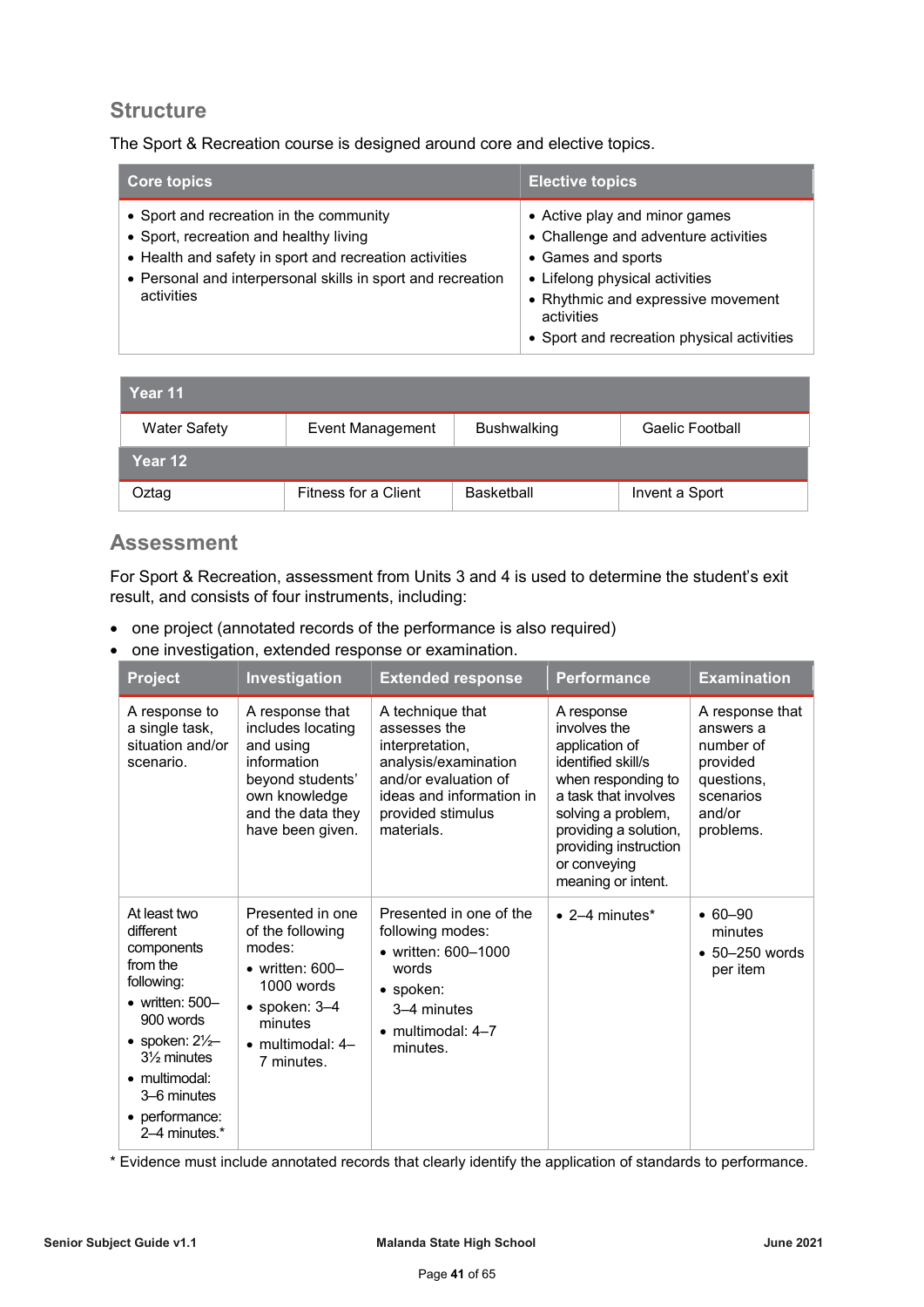## Structure

The Sport & Recreation course is designed around core and elective topics.

| Core topics | Elective topics |
|---|---|
| • Sport and recreation in the community<br>• Sport, recreation and healthy living<br>• Health and safety in sport and recreation activities<br>• Personal and interpersonal skills in sport and recreation activities | • Active play and minor games<br>• Challenge and adventure activities<br>• Games and sports<br>• Lifelong physical activities<br>• Rhythmic and expressive movement activities<br>• Sport and recreation physical activities |

| Year 11 | | | |
|---|---|---|---|
| Water Safety | Event Management | Bushwalking | Gaelic Football |
| **Year 12** | | | |
| Oztag | Fitness for a Client | Basketball | Invent a Sport |

## Assessment

For Sport & Recreation, assessment from Units 3 and 4 is used to determine the student's exit result, and consists of four instruments, including:

- one project (annotated records of the performance is also required)
- one investigation, extended response or examination.

| Project | Investigation | Extended response | Performance | Examination |
|---|---|---|---|---|
| A response to a single task, situation and/or scenario. | A response that includes locating and using information beyond students' own knowledge and the data they have been given. | A technique that assesses the interpretation, analysis/examination and/or evaluation of ideas and information in provided stimulus materials. | A response involves the application of identified skill/s when responding to a task that involves solving a problem, providing a solution, providing instruction or conveying meaning or intent. | A response that answers a number of provided questions, scenarios and/or problems. |
| At least two different components from the following:<br>• written: 500–900 words<br>• spoken: 2½–3½ minutes<br>• multimodal: 3–6 minutes<br>• performance: 2–4 minutes.* | Presented in one of the following modes:<br>• written: 600–1000 words<br>• spoken: 3–4 minutes<br>• multimodal: 4–7 minutes. | Presented in one of the following modes:<br>• written: 600–1000 words<br>• spoken: 3–4 minutes<br>• multimodal: 4–7 minutes. | • 2–4 minutes* | • 60–90 minutes<br>• 50–250 words per item |

\* Evidence must include annotated records that clearly identify the application of standards to performance.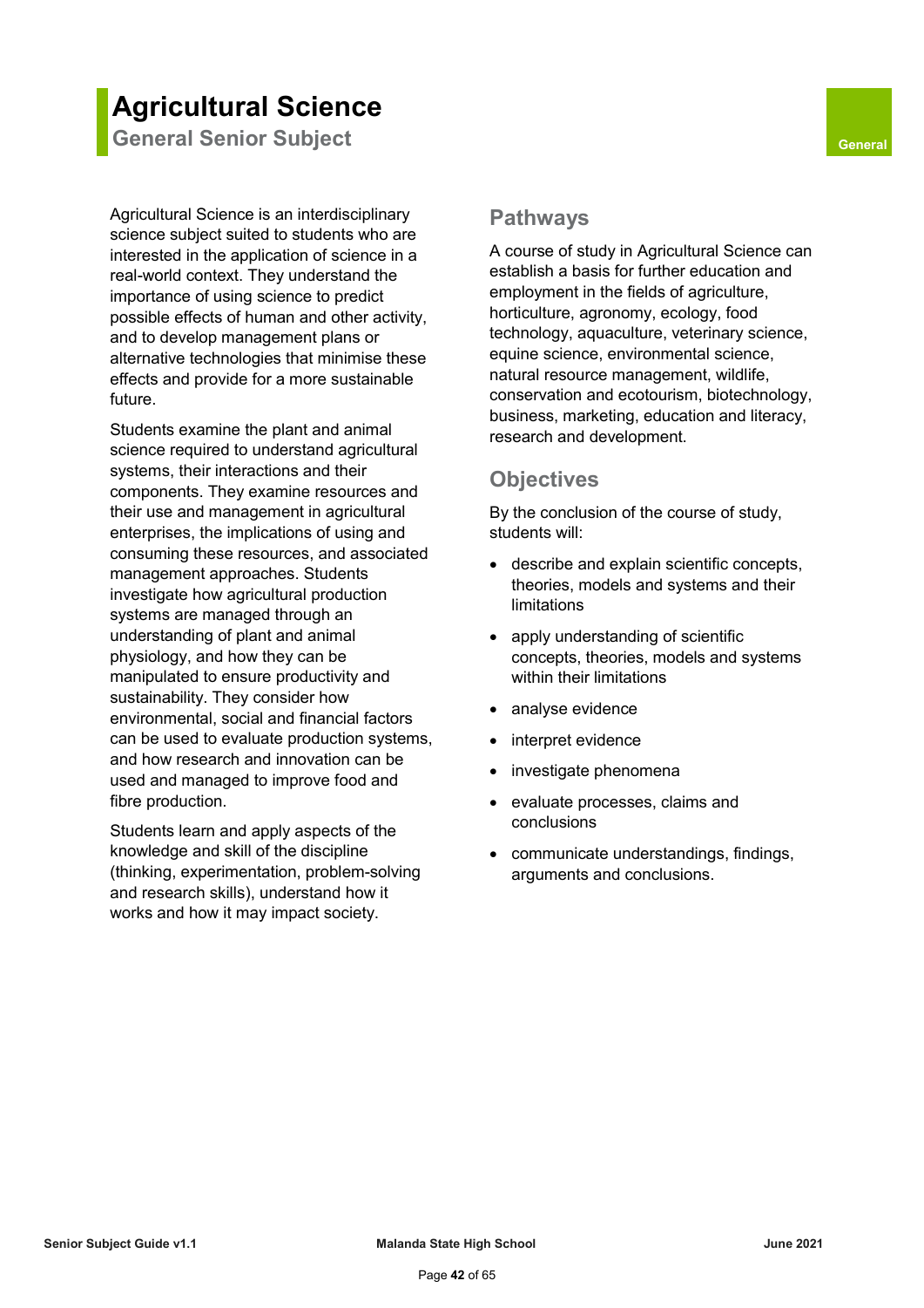# Agricultural Science

## General Senior Subject

General

Agricultural Science is an interdisciplinary science subject suited to students who are interested in the application of science in a real-world context. They understand the importance of using science to predict possible effects of human and other activity, and to develop management plans or alternative technologies that minimise these effects and provide for a more sustainable future.

Students examine the plant and animal science required to understand agricultural systems, their interactions and their components. They examine resources and their use and management in agricultural enterprises, the implications of using and consuming these resources, and associated management approaches. Students investigate how agricultural production systems are managed through an understanding of plant and animal physiology, and how they can be manipulated to ensure productivity and sustainability. They consider how environmental, social and financial factors can be used to evaluate production systems, and how research and innovation can be used and managed to improve food and fibre production.

Students learn and apply aspects of the knowledge and skill of the discipline (thinking, experimentation, problem-solving and research skills), understand how it works and how it may impact society.

## Pathways

A course of study in Agricultural Science can establish a basis for further education and employment in the fields of agriculture, horticulture, agronomy, ecology, food technology, aquaculture, veterinary science, equine science, environmental science, natural resource management, wildlife, conservation and ecotourism, biotechnology, business, marketing, education and literacy, research and development.

## Objectives

By the conclusion of the course of study, students will:

- describe and explain scientific concepts, theories, models and systems and their limitations
- apply understanding of scientific concepts, theories, models and systems within their limitations
- analyse evidence
- interpret evidence
- investigate phenomena
- evaluate processes, claims and conclusions
- communicate understandings, findings, arguments and conclusions.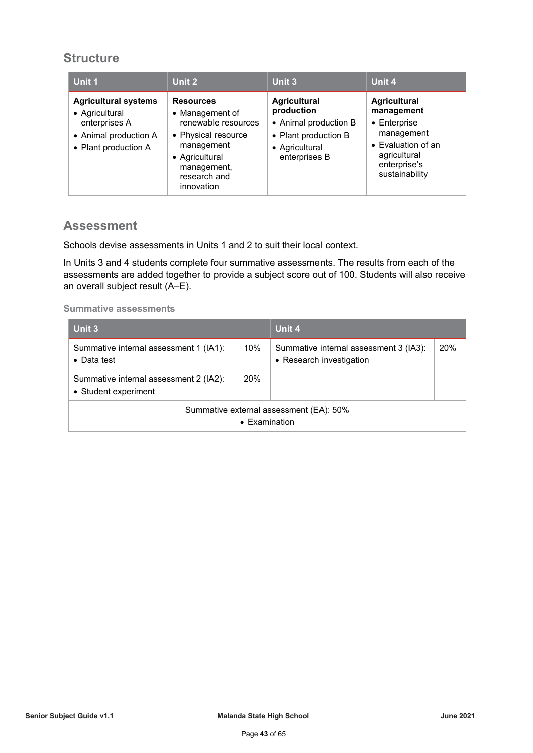## Structure

| Unit 1 | Unit 2 | Unit 3 | Unit 4 |
|---|---|---|---|
| **Agricultural systems**<br>• Agricultural enterprises A<br>• Animal production A<br>• Plant production A | **Resources**<br>• Management of renewable resources<br>• Physical resource management<br>• Agricultural management, research and innovation | **Agricultural production**<br>• Animal production B<br>• Plant production B<br>• Agricultural enterprises B | **Agricultural management**<br>• Enterprise management<br>• Evaluation of an agricultural enterprise's sustainability |

## Assessment

Schools devise assessments in Units 1 and 2 to suit their local context.

In Units 3 and 4 students complete four summative assessments. The results from each of the assessments are added together to provide a subject score out of 100. Students will also receive an overall subject result (A–E).

#### Summative assessments

| Unit 3 | | Unit 4 | |
|---|---|---|---|
| Summative internal assessment 1 (IA1):<br>• Data test | 10% | Summative internal assessment 3 (IA3):<br>• Research investigation | 20% |
| Summative internal assessment 2 (IA2):<br>• Student experiment | 20% | | |
| Summative external assessment (EA): 50%<br>• Examination | | | |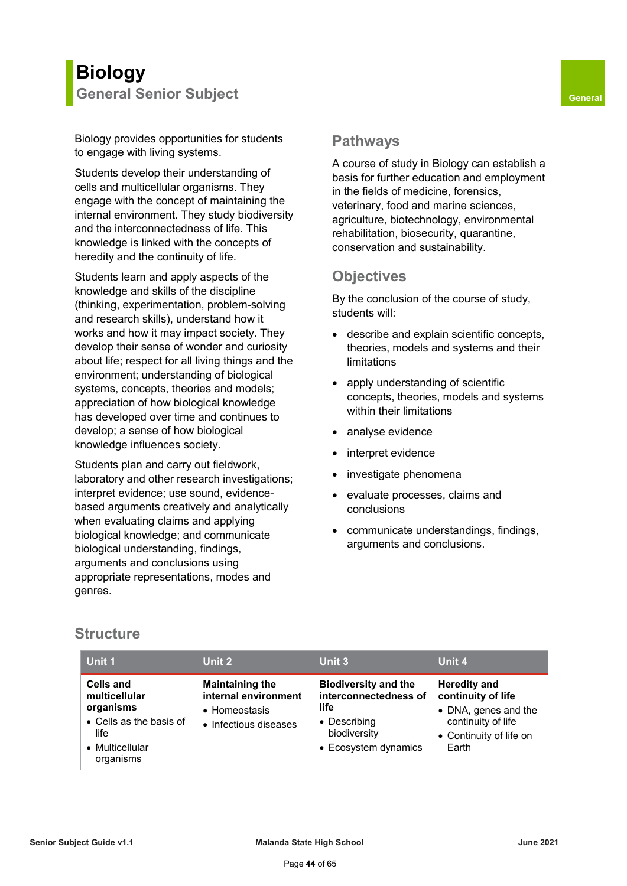# Biology

## General Senior Subject

General

Biology provides opportunities for students to engage with living systems.

Students develop their understanding of cells and multicellular organisms. They engage with the concept of maintaining the internal environment. They study biodiversity and the interconnectedness of life. This knowledge is linked with the concepts of heredity and the continuity of life.

Students learn and apply aspects of the knowledge and skills of the discipline (thinking, experimentation, problem-solving and research skills), understand how it works and how it may impact society. They develop their sense of wonder and curiosity about life; respect for all living things and the environment; understanding of biological systems, concepts, theories and models; appreciation of how biological knowledge has developed over time and continues to develop; a sense of how biological knowledge influences society.

Students plan and carry out fieldwork, laboratory and other research investigations; interpret evidence; use sound, evidence-based arguments creatively and analytically when evaluating claims and applying biological knowledge; and communicate biological understanding, findings, arguments and conclusions using appropriate representations, modes and genres.

## Pathways

A course of study in Biology can establish a basis for further education and employment in the fields of medicine, forensics, veterinary, food and marine sciences, agriculture, biotechnology, environmental rehabilitation, biosecurity, quarantine, conservation and sustainability.

## Objectives

By the conclusion of the course of study, students will:

- describe and explain scientific concepts, theories, models and systems and their limitations
- apply understanding of scientific concepts, theories, models and systems within their limitations
- analyse evidence
- interpret evidence
- investigate phenomena
- evaluate processes, claims and conclusions
- communicate understandings, findings, arguments and conclusions.

## Structure

| Unit 1 | Unit 2 | Unit 3 | Unit 4 |
|---|---|---|---|
| **Cells and multicellular organisms**<br>• Cells as the basis of life<br>• Multicellular organisms | **Maintaining the internal environment**<br>• Homeostasis<br>• Infectious diseases | **Biodiversity and the interconnectedness of life**<br>• Describing biodiversity<br>• Ecosystem dynamics | **Heredity and continuity of life**<br>• DNA, genes and the continuity of life<br>• Continuity of life on Earth |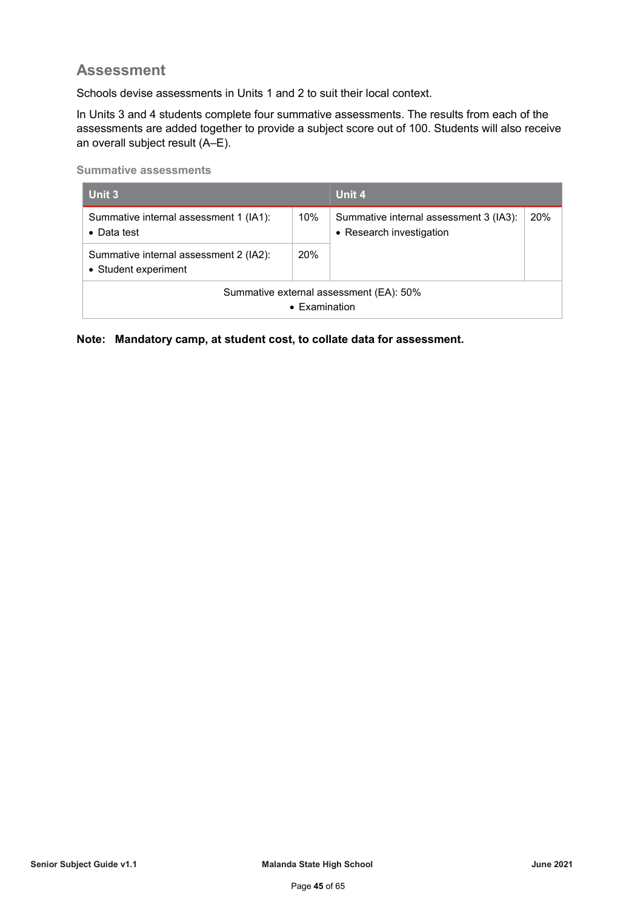## Assessment

Schools devise assessments in Units 1 and 2 to suit their local context.

In Units 3 and 4 students complete four summative assessments. The results from each of the assessments are added together to provide a subject score out of 100. Students will also receive an overall subject result (A–E).

#### Summative assessments

| Unit 3 | | Unit 4 | |
|---|---|---|---|
| Summative internal assessment 1 (IA1):<br>• Data test | 10% | Summative internal assessment 3 (IA3):<br>• Research investigation | 20% |
| Summative internal assessment 2 (IA2):<br>• Student experiment | 20% | | |
| Summative external assessment (EA): 50%<br>• Examination | | | |

**Note: Mandatory camp, at student cost, to collate data for assessment.**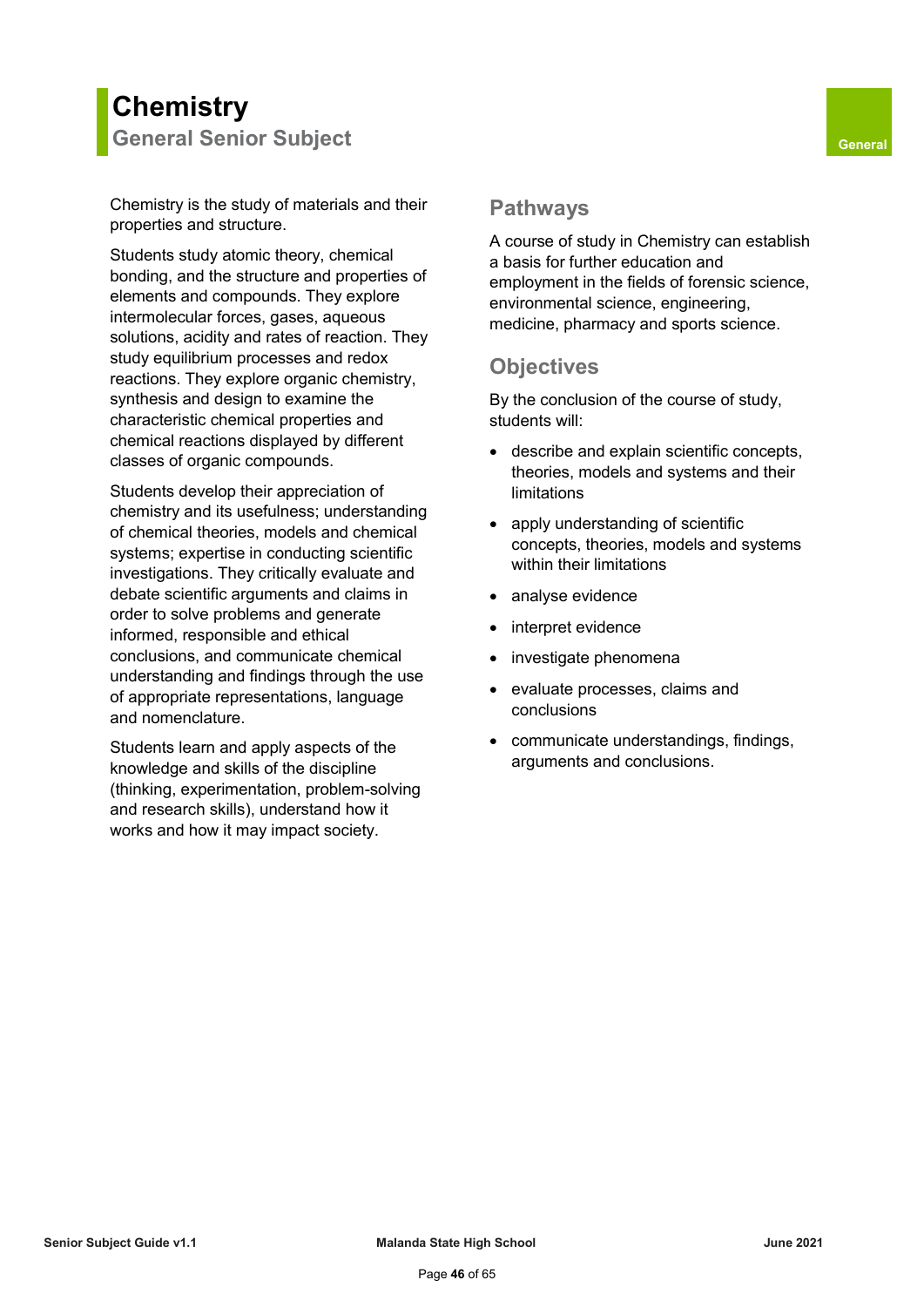# Chemistry

## General Senior Subject

General

Chemistry is the study of materials and their properties and structure.

Students study atomic theory, chemical bonding, and the structure and properties of elements and compounds. They explore intermolecular forces, gases, aqueous solutions, acidity and rates of reaction. They study equilibrium processes and redox reactions. They explore organic chemistry, synthesis and design to examine the characteristic chemical properties and chemical reactions displayed by different classes of organic compounds.

Students develop their appreciation of chemistry and its usefulness; understanding of chemical theories, models and chemical systems; expertise in conducting scientific investigations. They critically evaluate and debate scientific arguments and claims in order to solve problems and generate informed, responsible and ethical conclusions, and communicate chemical understanding and findings through the use of appropriate representations, language and nomenclature.

Students learn and apply aspects of the knowledge and skills of the discipline (thinking, experimentation, problem-solving and research skills), understand how it works and how it may impact society.

## Pathways

A course of study in Chemistry can establish a basis for further education and employment in the fields of forensic science, environmental science, engineering, medicine, pharmacy and sports science.

## Objectives

By the conclusion of the course of study, students will:

- describe and explain scientific concepts, theories, models and systems and their limitations
- apply understanding of scientific concepts, theories, models and systems within their limitations
- analyse evidence
- interpret evidence
- investigate phenomena
- evaluate processes, claims and conclusions
- communicate understandings, findings, arguments and conclusions.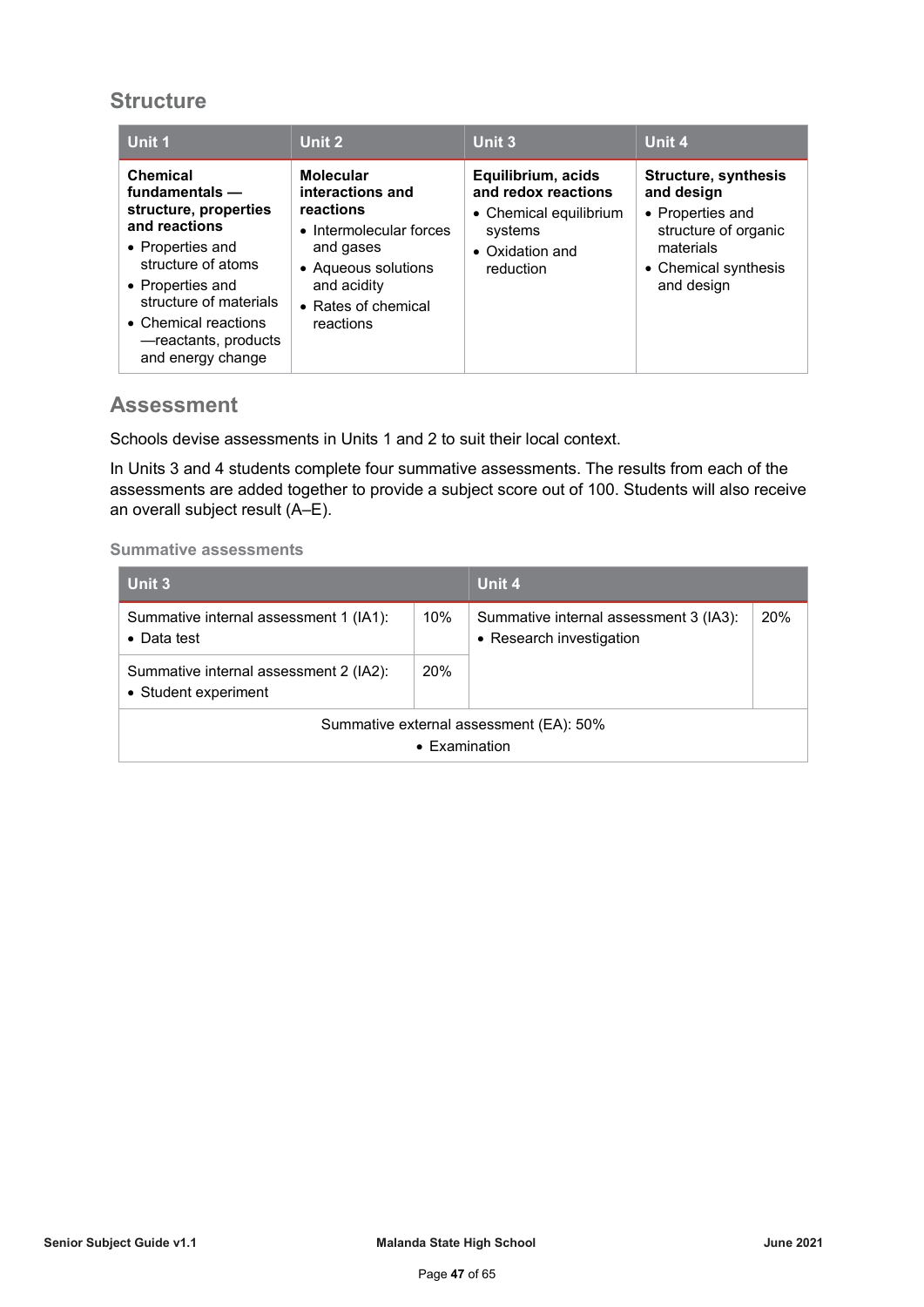## Structure

| Unit 1 | Unit 2 | Unit 3 | Unit 4 |
|---|---|---|---|
| **Chemical fundamentals — structure, properties and reactions**<br>• Properties and structure of atoms<br>• Properties and structure of materials<br>• Chemical reactions —reactants, products and energy change | **Molecular interactions and reactions**<br>• Intermolecular forces and gases<br>• Aqueous solutions and acidity<br>• Rates of chemical reactions | **Equilibrium, acids and redox reactions**<br>• Chemical equilibrium systems<br>• Oxidation and reduction | **Structure, synthesis and design**<br>• Properties and structure of organic materials<br>• Chemical synthesis and design |

## Assessment

Schools devise assessments in Units 1 and 2 to suit their local context.

In Units 3 and 4 students complete four summative assessments. The results from each of the assessments are added together to provide a subject score out of 100. Students will also receive an overall subject result (A–E).

#### Summative assessments

| Unit 3 | | Unit 4 | |
|---|---|---|---|
| Summative internal assessment 1 (IA1):<br>• Data test | 10% | Summative internal assessment 3 (IA3):<br>• Research investigation | 20% |
| Summative internal assessment 2 (IA2):<br>• Student experiment | 20% | | |
| Summative external assessment (EA): 50%<br>• Examination | | | |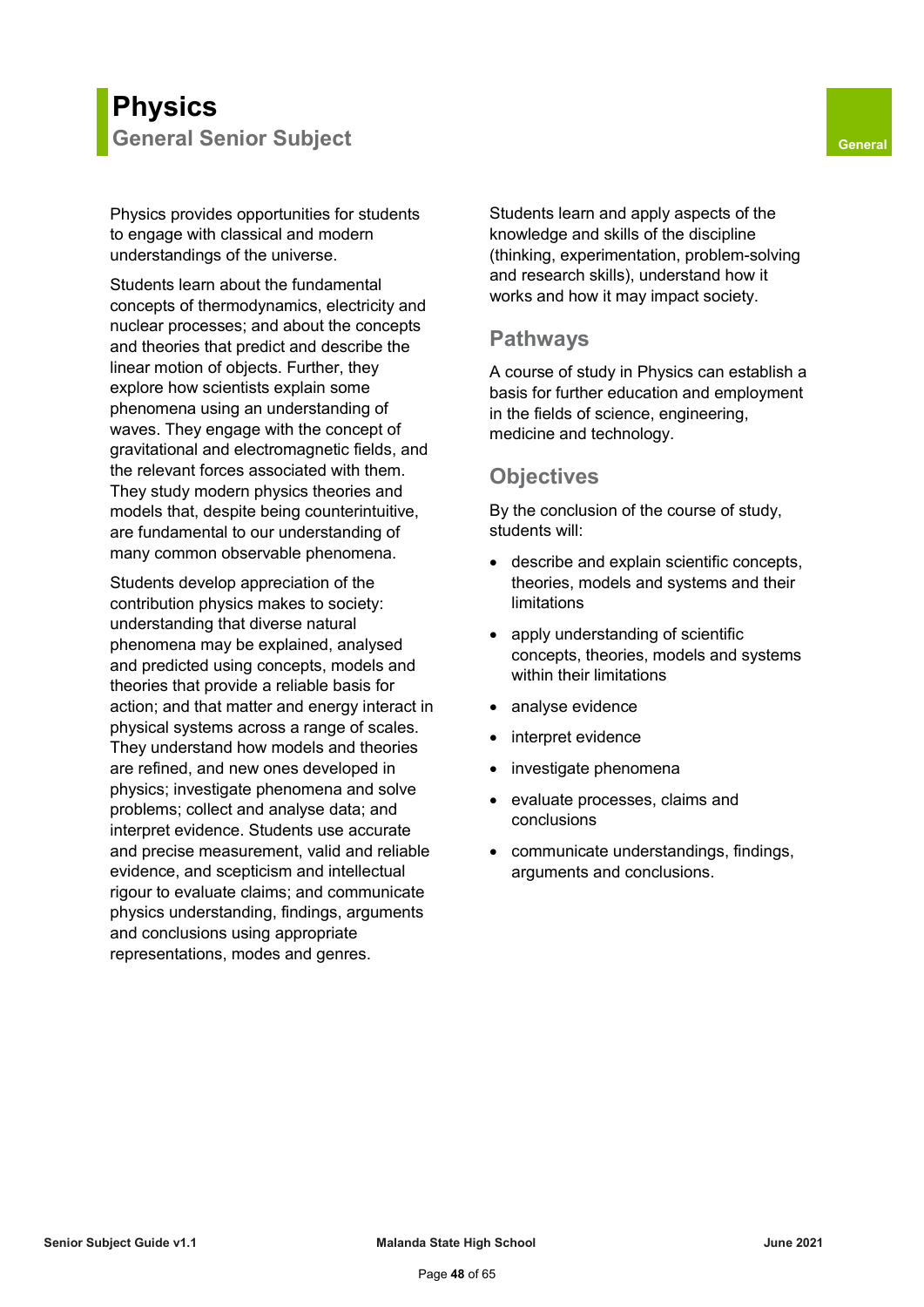# Physics

## General Senior Subject

General

Physics provides opportunities for students to engage with classical and modern understandings of the universe.

Students learn about the fundamental concepts of thermodynamics, electricity and nuclear processes; and about the concepts and theories that predict and describe the linear motion of objects. Further, they explore how scientists explain some phenomena using an understanding of waves. They engage with the concept of gravitational and electromagnetic fields, and the relevant forces associated with them. They study modern physics theories and models that, despite being counterintuitive, are fundamental to our understanding of many common observable phenomena.

Students develop appreciation of the contribution physics makes to society: understanding that diverse natural phenomena may be explained, analysed and predicted using concepts, models and theories that provide a reliable basis for action; and that matter and energy interact in physical systems across a range of scales. They understand how models and theories are refined, and new ones developed in physics; investigate phenomena and solve problems; collect and analyse data; and interpret evidence. Students use accurate and precise measurement, valid and reliable evidence, and scepticism and intellectual rigour to evaluate claims; and communicate physics understanding, findings, arguments and conclusions using appropriate representations, modes and genres.

Students learn and apply aspects of the knowledge and skills of the discipline (thinking, experimentation, problem-solving and research skills), understand how it works and how it may impact society.

### Pathways

A course of study in Physics can establish a basis for further education and employment in the fields of science, engineering, medicine and technology.

### Objectives

By the conclusion of the course of study, students will:

- describe and explain scientific concepts, theories, models and systems and their limitations
- apply understanding of scientific concepts, theories, models and systems within their limitations
- analyse evidence
- interpret evidence
- investigate phenomena
- evaluate processes, claims and conclusions
- communicate understandings, findings, arguments and conclusions.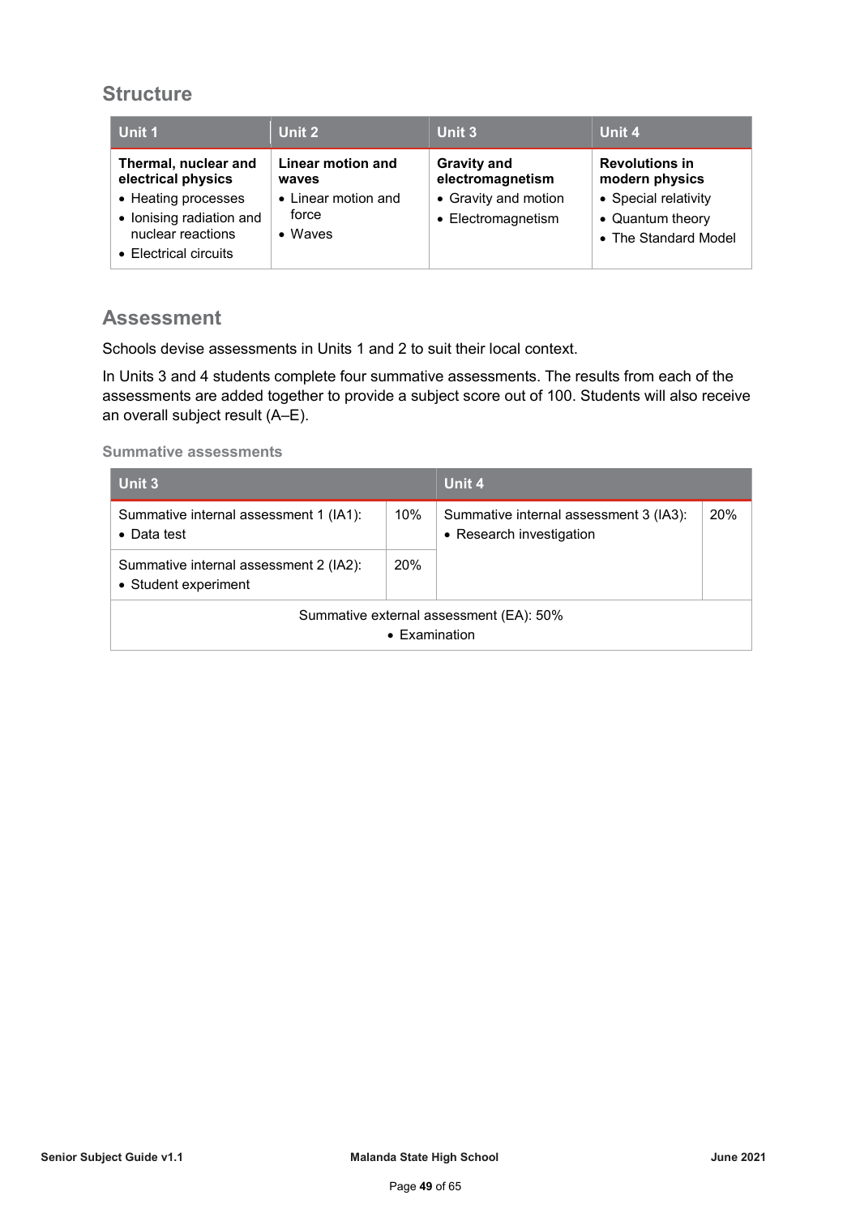## Structure

| Unit 1 | Unit 2 | Unit 3 | Unit 4 |
|---|---|---|---|
| **Thermal, nuclear and electrical physics**<br>• Heating processes<br>• Ionising radiation and nuclear reactions<br>• Electrical circuits | **Linear motion and waves**<br>• Linear motion and force<br>• Waves | **Gravity and electromagnetism**<br>• Gravity and motion<br>• Electromagnetism | **Revolutions in modern physics**<br>• Special relativity<br>• Quantum theory<br>• The Standard Model |

## Assessment

Schools devise assessments in Units 1 and 2 to suit their local context.

In Units 3 and 4 students complete four summative assessments. The results from each of the assessments are added together to provide a subject score out of 100. Students will also receive an overall subject result (A–E).

### Summative assessments

| Unit 3 | | Unit 4 | |
|---|---|---|---|
| Summative internal assessment 1 (IA1):<br>• Data test | 10% | Summative internal assessment 3 (IA3):<br>• Research investigation | 20% |
| Summative internal assessment 2 (IA2):<br>• Student experiment | 20% | | |
| Summative external assessment (EA): 50%<br>• Examination | | | |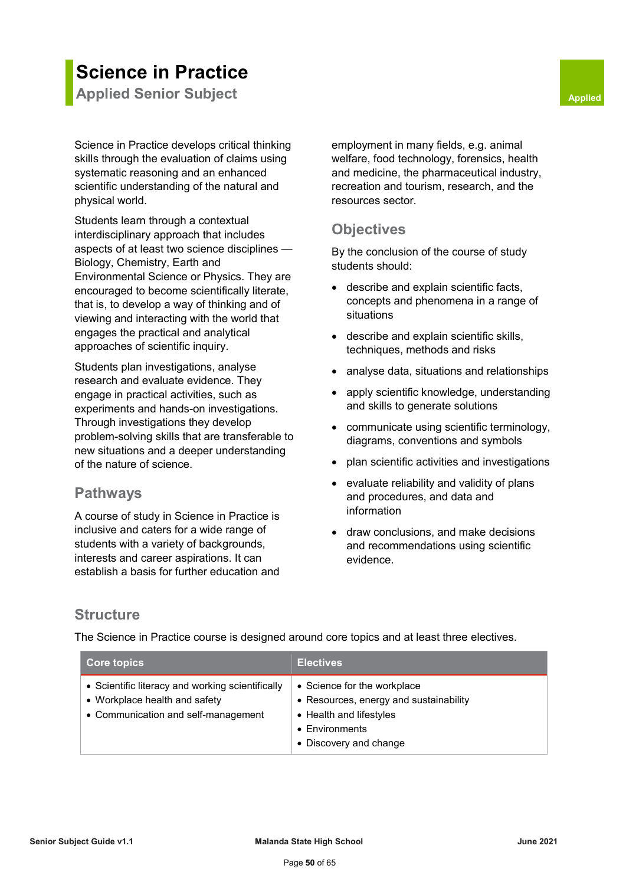# Science in Practice

## Applied Senior Subject

Applied

Science in Practice develops critical thinking skills through the evaluation of claims using systematic reasoning and an enhanced scientific understanding of the natural and physical world.

Students learn through a contextual interdisciplinary approach that includes aspects of at least two science disciplines — Biology, Chemistry, Earth and Environmental Science or Physics. They are encouraged to become scientifically literate, that is, to develop a way of thinking and of viewing and interacting with the world that engages the practical and analytical approaches of scientific inquiry.

Students plan investigations, analyse research and evaluate evidence. They engage in practical activities, such as experiments and hands-on investigations. Through investigations they develop problem-solving skills that are transferable to new situations and a deeper understanding of the nature of science.

## Pathways

A course of study in Science in Practice is inclusive and caters for a wide range of students with a variety of backgrounds, interests and career aspirations. It can establish a basis for further education and employment in many fields, e.g. animal welfare, food technology, forensics, health and medicine, the pharmaceutical industry, recreation and tourism, research, and the resources sector.

## Objectives

By the conclusion of the course of study students should:

- describe and explain scientific facts, concepts and phenomena in a range of situations
- describe and explain scientific skills, techniques, methods and risks
- analyse data, situations and relationships
- apply scientific knowledge, understanding and skills to generate solutions
- communicate using scientific terminology, diagrams, conventions and symbols
- plan scientific activities and investigations
- evaluate reliability and validity of plans and procedures, and data and information
- draw conclusions, and make decisions and recommendations using scientific evidence.

## Structure

The Science in Practice course is designed around core topics and at least three electives.

| Core topics | Electives |
|---|---|
| • Scientific literacy and working scientifically<br>• Workplace health and safety<br>• Communication and self-management | • Science for the workplace<br>• Resources, energy and sustainability<br>• Health and lifestyles<br>• Environments<br>• Discovery and change |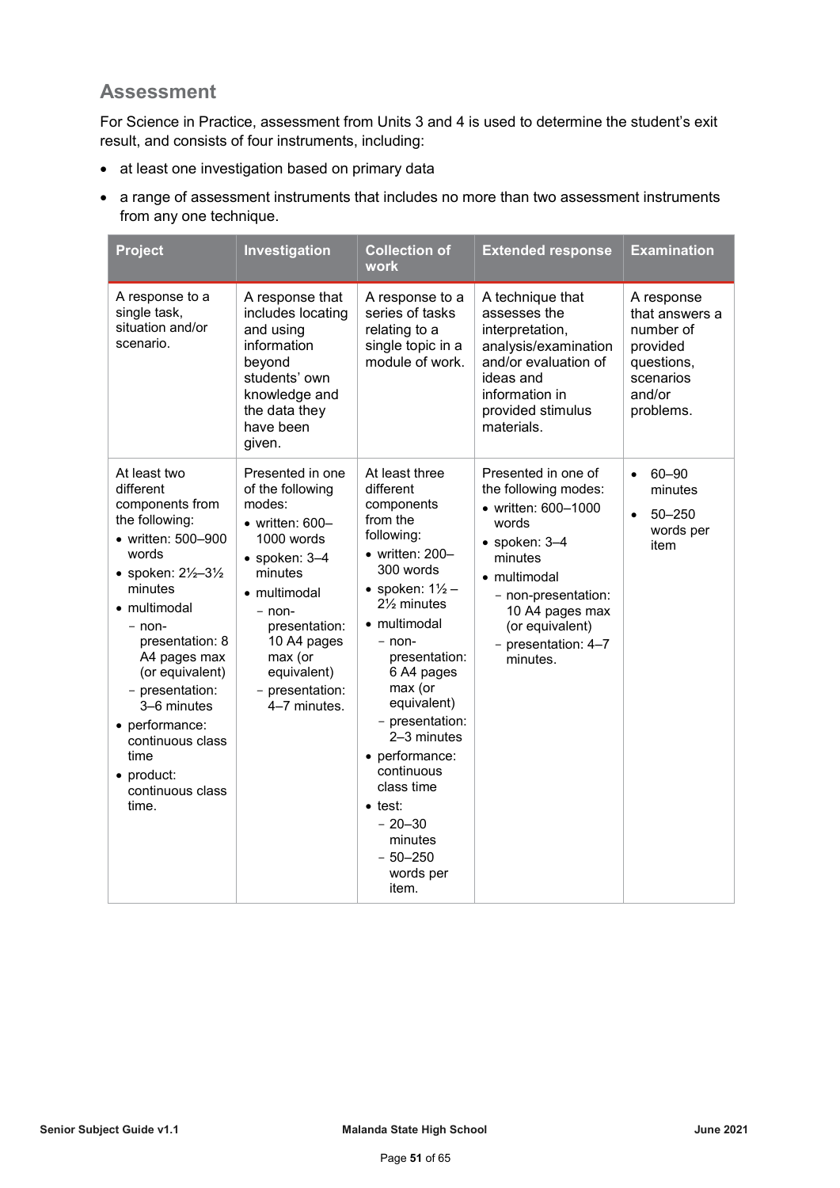## Assessment

For Science in Practice, assessment from Units 3 and 4 is used to determine the student's exit result, and consists of four instruments, including:

- at least one investigation based on primary data
- a range of assessment instruments that includes no more than two assessment instruments from any one technique.

| Project | Investigation | Collection of work | Extended response | Examination |
|---|---|---|---|---|
| A response to a single task, situation and/or scenario. | A response that includes locating and using information beyond students' own knowledge and the data they have been given. | A response to a series of tasks relating to a single topic in a module of work. | A technique that assesses the interpretation, analysis/examination and/or evaluation of ideas and information in provided stimulus materials. | A response that answers a number of provided questions, scenarios and/or problems. |
| At least two different components from the following:<br>• written: 500–900 words<br>• spoken: 2½–3½ minutes<br>• multimodal<br>  - non-presentation: 8 A4 pages max (or equivalent)<br>  - presentation: 3–6 minutes<br>• performance: continuous class time<br>• product: continuous class time. | Presented in one of the following modes:<br>• written: 600–1000 words<br>• spoken: 3–4 minutes<br>• multimodal<br>  - non-presentation: 10 A4 pages max (or equivalent)<br>  - presentation: 4–7 minutes. | At least three different components from the following:<br>• written: 200–300 words<br>• spoken: 1½ – 2½ minutes<br>• multimodal<br>  - non-presentation: 6 A4 pages max (or equivalent)<br>  - presentation: 2–3 minutes<br>• performance: continuous class time<br>• test:<br>  - 20–30 minutes<br>  - 50–250 words per item. | Presented in one of the following modes:<br>• written: 600–1000 words<br>• spoken: 3–4 minutes<br>• multimodal<br>  - non-presentation: 10 A4 pages max (or equivalent)<br>  - presentation: 4–7 minutes. | • 60–90 minutes<br>• 50–250 words per item |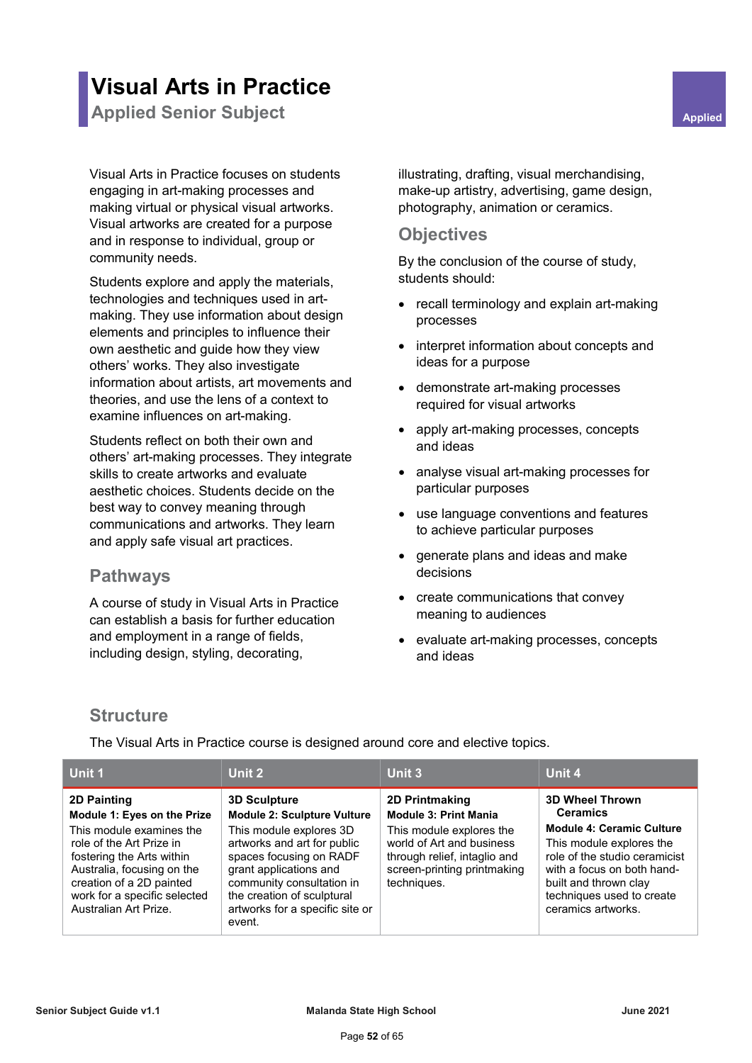# Visual Arts in Practice

## Applied Senior Subject

Applied

Visual Arts in Practice focuses on students engaging in art-making processes and making virtual or physical visual artworks. Visual artworks are created for a purpose and in response to individual, group or community needs.

Students explore and apply the materials, technologies and techniques used in art-making. They use information about design elements and principles to influence their own aesthetic and guide how they view others' works. They also investigate information about artists, art movements and theories, and use the lens of a context to examine influences on art-making.

Students reflect on both their own and others' art-making processes. They integrate skills to create artworks and evaluate aesthetic choices. Students decide on the best way to convey meaning through communications and artworks. They learn and apply safe visual art practices.

## Pathways

A course of study in Visual Arts in Practice can establish a basis for further education and employment in a range of fields, including design, styling, decorating, illustrating, drafting, visual merchandising, make-up artistry, advertising, game design, photography, animation or ceramics.

## Objectives

By the conclusion of the course of study, students should:

- recall terminology and explain art-making processes
- interpret information about concepts and ideas for a purpose
- demonstrate art-making processes required for visual artworks
- apply art-making processes, concepts and ideas
- analyse visual art-making processes for particular purposes
- use language conventions and features to achieve particular purposes
- generate plans and ideas and make decisions
- create communications that convey meaning to audiences
- evaluate art-making processes, concepts and ideas

## Structure

The Visual Arts in Practice course is designed around core and elective topics.

| Unit 1 | Unit 2 | Unit 3 | Unit 4 |
|---|---|---|---|
| **2D Painting**<br>**Module 1: Eyes on the Prize**<br>This module examines the role of the Art Prize in fostering the Arts within Australia, focusing on the creation of a 2D painted work for a specific selected Australian Art Prize. | **3D Sculpture**<br>**Module 2: Sculpture Vulture**<br>This module explores 3D artworks and art for public spaces focusing on RADF grant applications and community consultation in the creation of sculptural artworks for a specific site or event. | **2D Printmaking**<br>**Module 3: Print Mania**<br>This module explores the world of Art and business through relief, intaglio and screen-printing printmaking techniques. | **3D Wheel Thrown Ceramics**<br>**Module 4: Ceramic Culture**<br>This module explores the role of the studio ceramicist with a focus on both hand-built and thrown clay techniques used to create ceramics artworks. |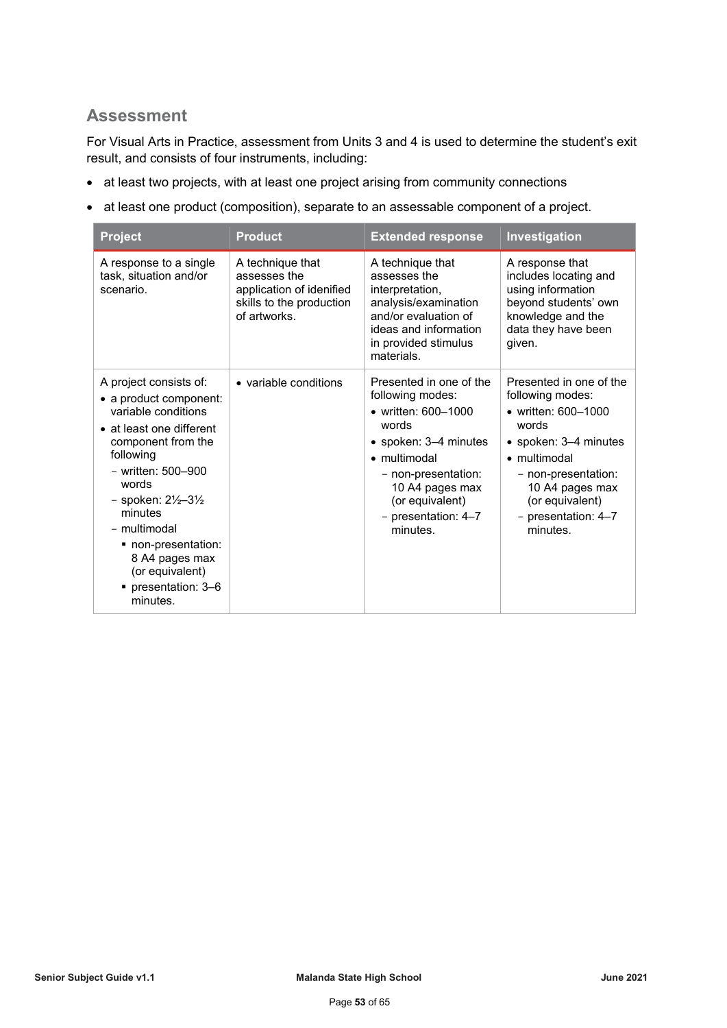## Assessment

For Visual Arts in Practice, assessment from Units 3 and 4 is used to determine the student's exit result, and consists of four instruments, including:

- at least two projects, with at least one project arising from community connections
- at least one product (composition), separate to an assessable component of a project.

| Project | Product | Extended response | Investigation |
|---|---|---|---|
| A response to a single task, situation and/or scenario. | A technique that assesses the application of idenified skills to the production of artworks. | A technique that assesses the interpretation, analysis/examination and/or evaluation of ideas and information in provided stimulus materials. | A response that includes locating and using information beyond students' own knowledge and the data they have been given. |
| A project consists of:<br>• a product component: variable conditions<br>• at least one different component from the following<br>  − written: 500–900 words<br>  − spoken: 2½–3½ minutes<br>  − multimodal<br>    ▪ non-presentation: 8 A4 pages max (or equivalent)<br>    ▪ presentation: 3–6 minutes. | • variable conditions | Presented in one of the following modes:<br>• written: 600–1000 words<br>• spoken: 3–4 minutes<br>• multimodal<br>  − non-presentation: 10 A4 pages max (or equivalent)<br>  − presentation: 4–7 minutes. | Presented in one of the following modes:<br>• written: 600–1000 words<br>• spoken: 3–4 minutes<br>• multimodal<br>  − non-presentation: 10 A4 pages max (or equivalent)<br>  − presentation: 4–7 minutes. |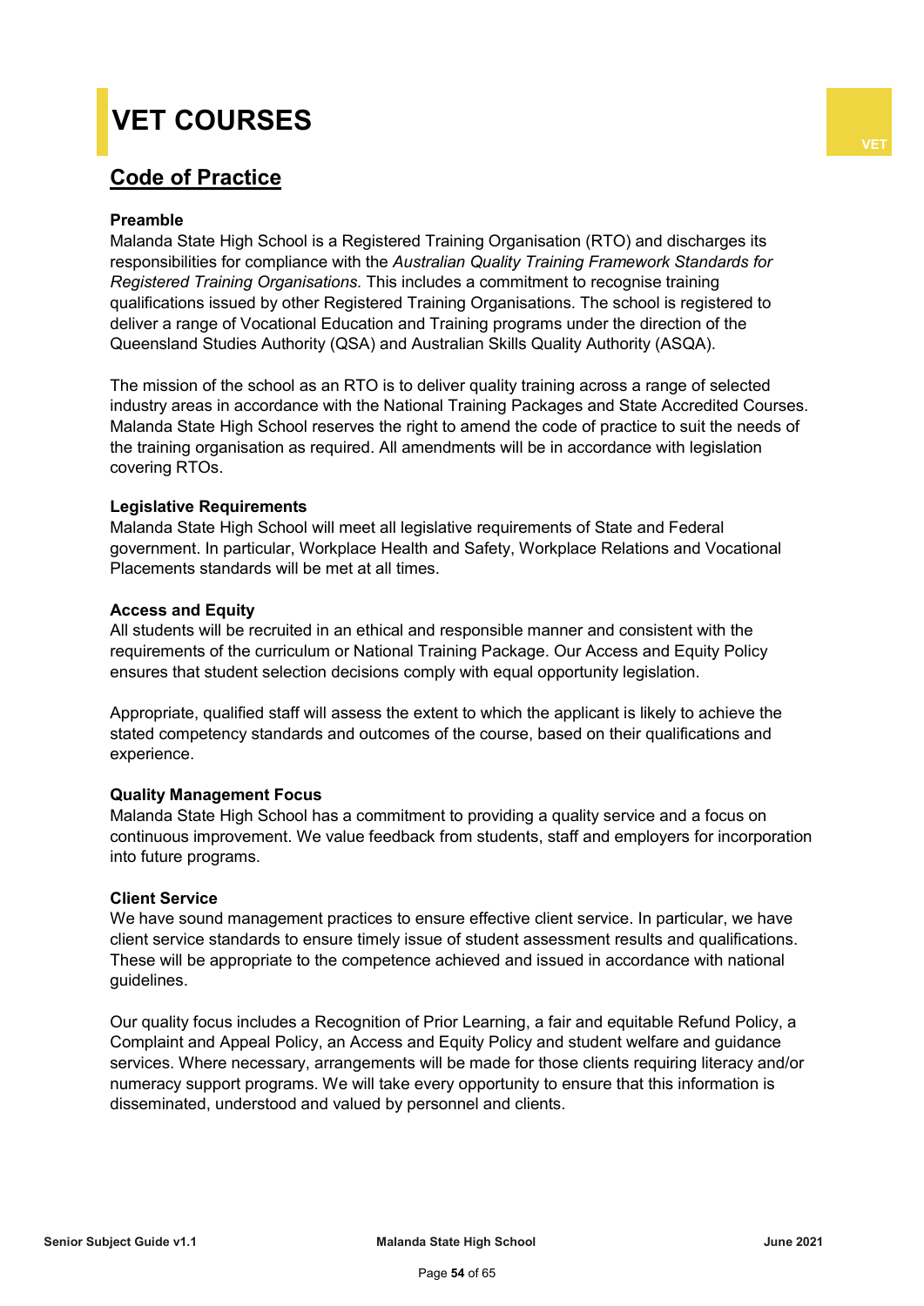# VET COURSES

## Code of Practice

### Preamble

Malanda State High School is a Registered Training Organisation (RTO) and discharges its responsibilities for compliance with the *Australian Quality Training Framework Standards for Registered Training Organisations.* This includes a commitment to recognise training qualifications issued by other Registered Training Organisations. The school is registered to deliver a range of Vocational Education and Training programs under the direction of the Queensland Studies Authority (QSA) and Australian Skills Quality Authority (ASQA).

The mission of the school as an RTO is to deliver quality training across a range of selected industry areas in accordance with the National Training Packages and State Accredited Courses. Malanda State High School reserves the right to amend the code of practice to suit the needs of the training organisation as required. All amendments will be in accordance with legislation covering RTOs.

### Legislative Requirements

Malanda State High School will meet all legislative requirements of State and Federal government. In particular, Workplace Health and Safety, Workplace Relations and Vocational Placements standards will be met at all times.

### Access and Equity

All students will be recruited in an ethical and responsible manner and consistent with the requirements of the curriculum or National Training Package. Our Access and Equity Policy ensures that student selection decisions comply with equal opportunity legislation.

Appropriate, qualified staff will assess the extent to which the applicant is likely to achieve the stated competency standards and outcomes of the course, based on their qualifications and experience.

### Quality Management Focus

Malanda State High School has a commitment to providing a quality service and a focus on continuous improvement. We value feedback from students, staff and employers for incorporation into future programs.

### Client Service

We have sound management practices to ensure effective client service. In particular, we have client service standards to ensure timely issue of student assessment results and qualifications. These will be appropriate to the competence achieved and issued in accordance with national guidelines.

Our quality focus includes a Recognition of Prior Learning, a fair and equitable Refund Policy, a Complaint and Appeal Policy, an Access and Equity Policy and student welfare and guidance services. Where necessary, arrangements will be made for those clients requiring literacy and/or numeracy support programs. We will take every opportunity to ensure that this information is disseminated, understood and valued by personnel and clients.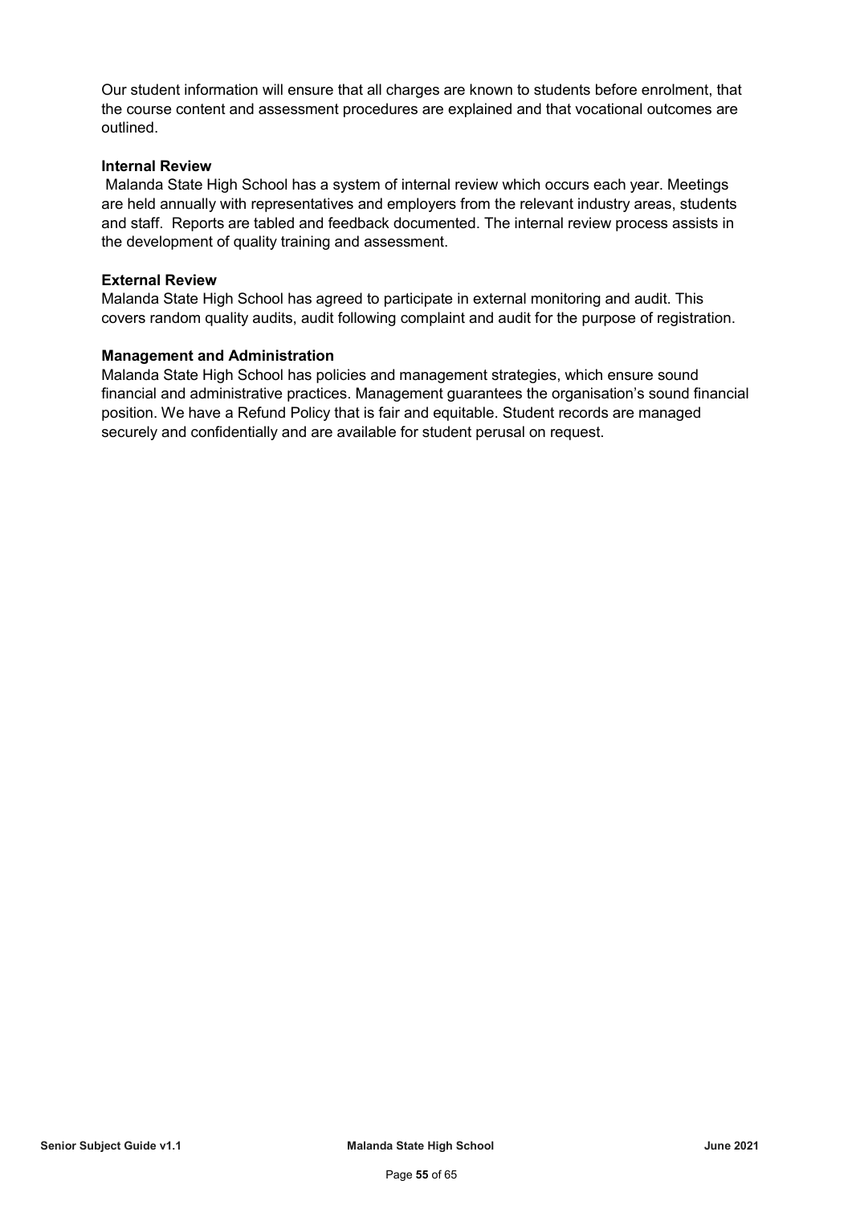Our student information will ensure that all charges are known to students before enrolment, that the course content and assessment procedures are explained and that vocational outcomes are outlined.

**Internal Review**

Malanda State High School has a system of internal review which occurs each year. Meetings are held annually with representatives and employers from the relevant industry areas, students and staff. Reports are tabled and feedback documented. The internal review process assists in the development of quality training and assessment.

**External Review**

Malanda State High School has agreed to participate in external monitoring and audit. This covers random quality audits, audit following complaint and audit for the purpose of registration.

**Management and Administration**

Malanda State High School has policies and management strategies, which ensure sound financial and administrative practices. Management guarantees the organisation's sound financial position. We have a Refund Policy that is fair and equitable. Student records are managed securely and confidentially and are available for student perusal on request.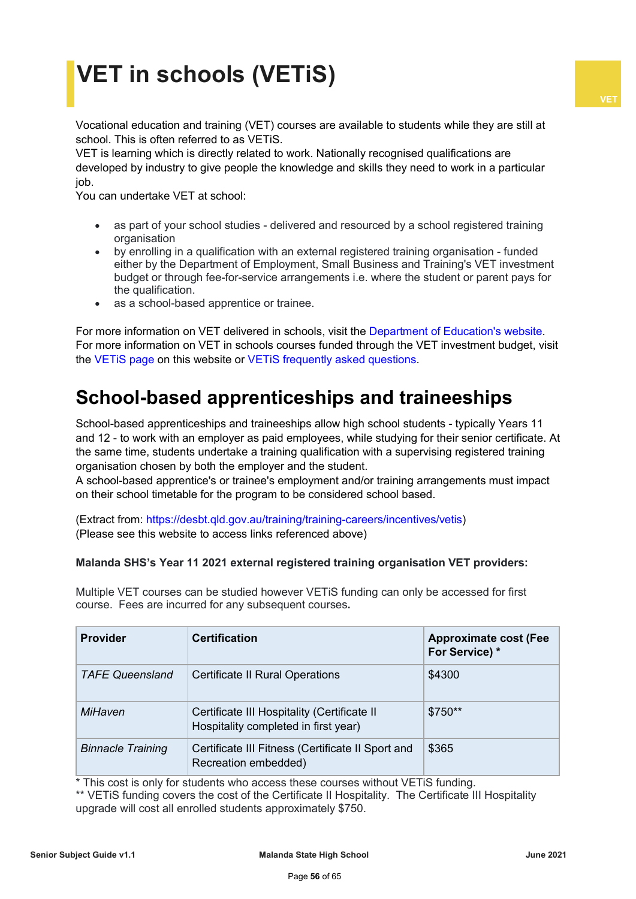# VET in schools (VETiS)

Vocational education and training (VET) courses are available to students while they are still at school. This is often referred to as VETiS.
VET is learning which is directly related to work. Nationally recognised qualifications are developed by industry to give people the knowledge and skills they need to work in a particular job.
You can undertake VET at school:

- as part of your school studies - delivered and resourced by a school registered training organisation
- by enrolling in a qualification with an external registered training organisation - funded either by the Department of Employment, Small Business and Training's VET investment budget or through fee-for-service arrangements i.e. where the student or parent pays for the qualification.
- as a school-based apprentice or trainee.

For more information on VET delivered in schools, visit the Department of Education's website.
For more information on VET in schools courses funded through the VET investment budget, visit the VETiS page on this website or VETiS frequently asked questions.

# School-based apprenticeships and traineeships

School-based apprenticeships and traineeships allow high school students - typically Years 11 and 12 - to work with an employer as paid employees, while studying for their senior certificate. At the same time, students undertake a training qualification with a supervising registered training organisation chosen by both the employer and the student.
A school-based apprentice's or trainee's employment and/or training arrangements must impact on their school timetable for the program to be considered school based.

(Extract from: https://desbt.qld.gov.au/training/training-careers/incentives/vetis)
(Please see this website to access links referenced above)

**Malanda SHS's Year 11 2021 external registered training organisation VET providers:**

Multiple VET courses can be studied however VETiS funding can only be accessed for first course. Fees are incurred for any subsequent courses**.**

| Provider | Certification | Approximate cost (Fee For Service) * |
|---|---|---|
| *TAFE Queensland* | Certificate II Rural Operations | $4300 |
| *MiHaven* | Certificate III Hospitality (Certificate II Hospitality completed in first year) | $750** |
| *Binnacle Training* | Certificate III Fitness (Certificate II Sport and Recreation embedded) | $365 |

* This cost is only for students who access these courses without VETiS funding.
** VETiS funding covers the cost of the Certificate II Hospitality. The Certificate III Hospitality upgrade will cost all enrolled students approximately $750.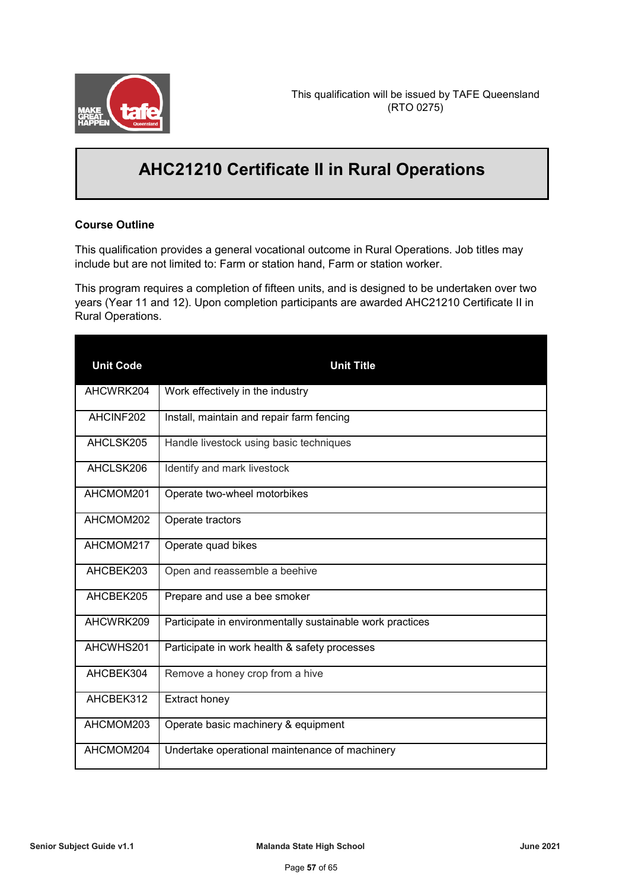This qualification will be issued by TAFE Queensland (RTO 0275)

# AHC21210 Certificate II in Rural Operations

**Course Outline**

This qualification provides a general vocational outcome in Rural Operations. Job titles may include but are not limited to: Farm or station hand, Farm or station worker.

This program requires a completion of fifteen units, and is designed to be undertaken over two years (Year 11 and 12). Upon completion participants are awarded AHC21210 Certificate II in Rural Operations.

| Unit Code | Unit Title |
|---|---|
| AHCWRK204 | Work effectively in the industry |
| AHCINF202 | Install, maintain and repair farm fencing |
| AHCLSK205 | Handle livestock using basic techniques |
| AHCLSK206 | Identify and mark livestock |
| AHCMOM201 | Operate two-wheel motorbikes |
| AHCMOM202 | Operate tractors |
| AHCMOM217 | Operate quad bikes |
| AHCBEK203 | Open and reassemble a beehive |
| AHCBEK205 | Prepare and use a bee smoker |
| AHCWRK209 | Participate in environmentally sustainable work practices |
| AHCWHS201 | Participate in work health & safety processes |
| AHCBEK304 | Remove a honey crop from a hive |
| AHCBEK312 | Extract honey |
| AHCMOM203 | Operate basic machinery & equipment |
| AHCMOM204 | Undertake operational maintenance of machinery |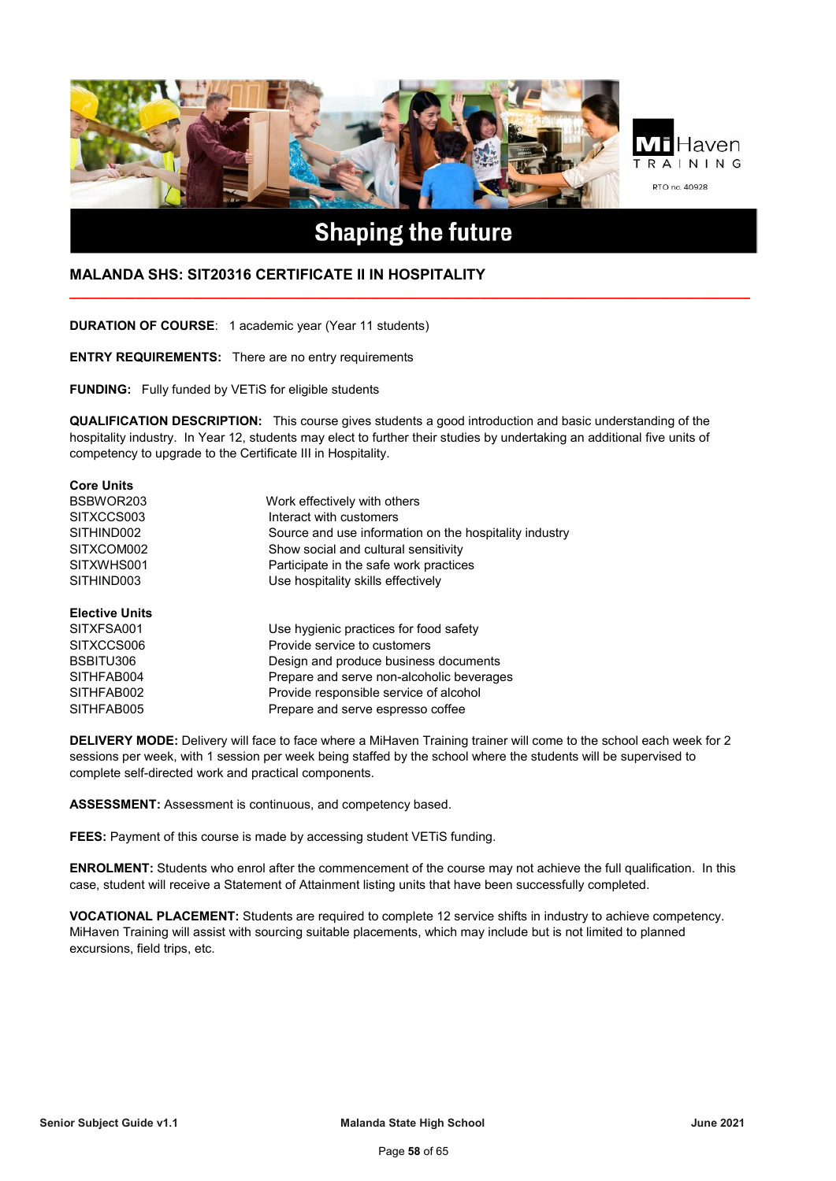Shaping the future

## MALANDA SHS: SIT20316 CERTIFICATE II IN HOSPITALITY

**DURATION OF COURSE**: 1 academic year (Year 11 students)

**ENTRY REQUIREMENTS:** There are no entry requirements

**FUNDING:** Fully funded by VETiS for eligible students

**QUALIFICATION DESCRIPTION:** This course gives students a good introduction and basic understanding of the hospitality industry. In Year 12, students may elect to further their studies by undertaking an additional five units of competency to upgrade to the Certificate III in Hospitality.

**Core Units**

| | |
|---|---|
| BSBWOR203 | Work effectively with others |
| SITXCCS003 | Interact with customers |
| SITHIND002 | Source and use information on the hospitality industry |
| SITXCOM002 | Show social and cultural sensitivity |
| SITXWHS001 | Participate in the safe work practices |
| SITHIND003 | Use hospitality skills effectively |

**Elective Units**

| | |
|---|---|
| SITXFSA001 | Use hygienic practices for food safety |
| SITXCCS006 | Provide service to customers |
| BSBITU306 | Design and produce business documents |
| SITHFAB004 | Prepare and serve non-alcoholic beverages |
| SITHFAB002 | Provide responsible service of alcohol |
| SITHFAB005 | Prepare and serve espresso coffee |

**DELIVERY MODE:** Delivery will face to face where a MiHaven Training trainer will come to the school each week for 2 sessions per week, with 1 session per week being staffed by the school where the students will be supervised to complete self-directed work and practical components.

**ASSESSMENT:** Assessment is continuous, and competency based.

**FEES:** Payment of this course is made by accessing student VETiS funding.

**ENROLMENT:** Students who enrol after the commencement of the course may not achieve the full qualification. In this case, student will receive a Statement of Attainment listing units that have been successfully completed.

**VOCATIONAL PLACEMENT:** Students are required to complete 12 service shifts in industry to achieve competency. MiHaven Training will assist with sourcing suitable placements, which may include but is not limited to planned excursions, field trips, etc.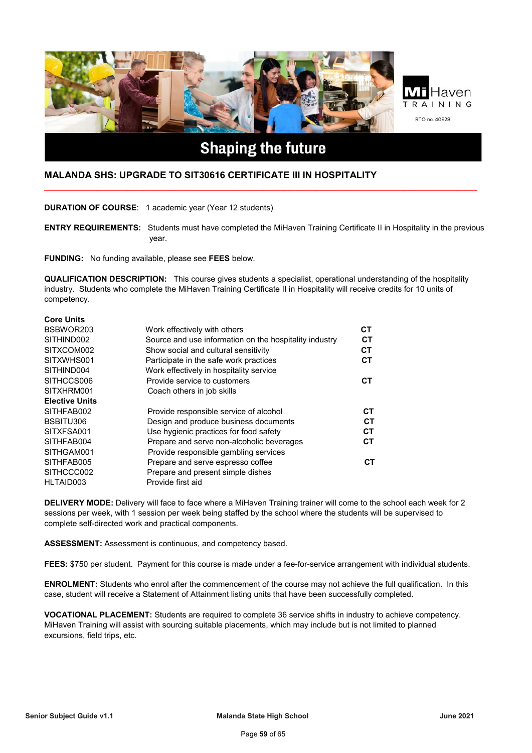MiHaven TRAINING

RTO no. 40928

# Shaping the future

## MALANDA SHS: UPGRADE TO SIT30616 CERTIFICATE III IN HOSPITALITY

**DURATION OF COURSE**: 1 academic year (Year 12 students)

**ENTRY REQUIREMENTS:** Students must have completed the MiHaven Training Certificate II in Hospitality in the previous year.

**FUNDING:** No funding available, please see **FEES** below.

**QUALIFICATION DESCRIPTION:** This course gives students a specialist, operational understanding of the hospitality industry. Students who complete the MiHaven Training Certificate II in Hospitality will receive credits for 10 units of competency.

| **Core Units** | | |
|---|---|---|
| BSBWOR203 | Work effectively with others | **CT** |
| SITHIND002 | Source and use information on the hospitality industry | **CT** |
| SITXCOM002 | Show social and cultural sensitivity | **CT** |
| SITXWHS001 | Participate in the safe work practices | **CT** |
| SITHIND004 | Work effectively in hospitality service | |
| SITHCCS006 | Provide service to customers | **CT** |
| SITXHRM001 | Coach others in job skills | |
| **Elective Units** | | |
| SITHFAB002 | Provide responsible service of alcohol | **CT** |
| BSBITU306 | Design and produce business documents | **CT** |
| SITXFSA001 | Use hygienic practices for food safety | **CT** |
| SITHFAB004 | Prepare and serve non-alcoholic beverages | **CT** |
| SITHGAM001 | Provide responsible gambling services | |
| SITHFAB005 | Prepare and serve espresso coffee | **CT** |
| SITHCCC002 | Prepare and present simple dishes | |
| HLTAID003 | Provide first aid | |

**DELIVERY MODE:** Delivery will face to face where a MiHaven Training trainer will come to the school each week for 2 sessions per week, with 1 session per week being staffed by the school where the students will be supervised to complete self-directed work and practical components.

**ASSESSMENT:** Assessment is continuous, and competency based.

**FEES:** $750 per student. Payment for this course is made under a fee-for-service arrangement with individual students.

**ENROLMENT:** Students who enrol after the commencement of the course may not achieve the full qualification. In this case, student will receive a Statement of Attainment listing units that have been successfully completed.

**VOCATIONAL PLACEMENT:** Students are required to complete 36 service shifts in industry to achieve competency. MiHaven Training will assist with sourcing suitable placements, which may include but is not limited to planned excursions, field trips, etc.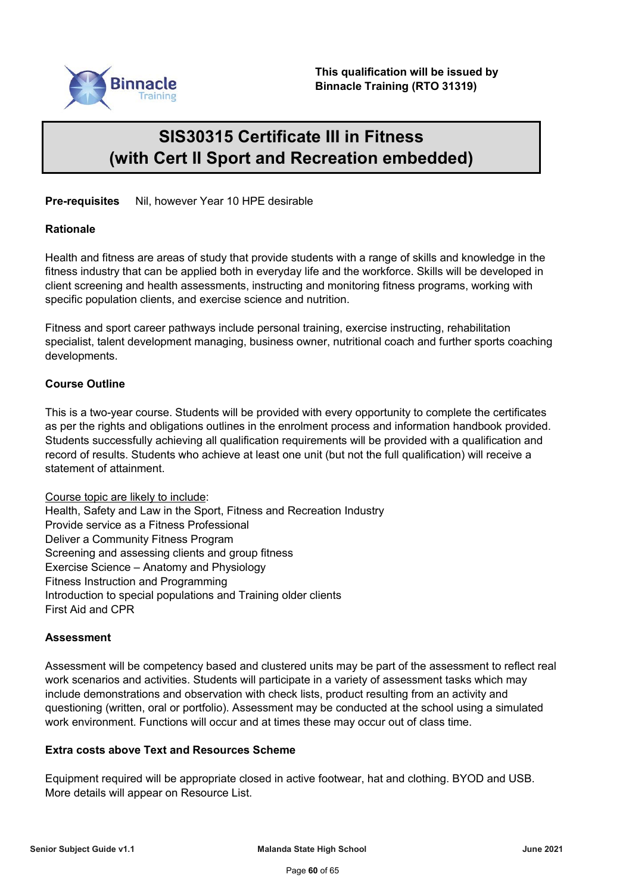**This qualification will be issued by Binnacle Training (RTO 31319)**

# SIS30315 Certificate III in Fitness (with Cert II Sport and Recreation embedded)

**Pre-requisites** Nil, however Year 10 HPE desirable

**Rationale**

Health and fitness are areas of study that provide students with a range of skills and knowledge in the fitness industry that can be applied both in everyday life and the workforce. Skills will be developed in client screening and health assessments, instructing and monitoring fitness programs, working with specific population clients, and exercise science and nutrition.

Fitness and sport career pathways include personal training, exercise instructing, rehabilitation specialist, talent development managing, business owner, nutritional coach and further sports coaching developments.

**Course Outline**

This is a two-year course. Students will be provided with every opportunity to complete the certificates as per the rights and obligations outlines in the enrolment process and information handbook provided. Students successfully achieving all qualification requirements will be provided with a qualification and record of results. Students who achieve at least one unit (but not the full qualification) will receive a statement of attainment.

<u>Course topic are likely to include</u>:
Health, Safety and Law in the Sport, Fitness and Recreation Industry
Provide service as a Fitness Professional
Deliver a Community Fitness Program
Screening and assessing clients and group fitness
Exercise Science – Anatomy and Physiology
Fitness Instruction and Programming
Introduction to special populations and Training older clients
First Aid and CPR

**Assessment**

Assessment will be competency based and clustered units may be part of the assessment to reflect real work scenarios and activities. Students will participate in a variety of assessment tasks which may include demonstrations and observation with check lists, product resulting from an activity and questioning (written, oral or portfolio). Assessment may be conducted at the school using a simulated work environment. Functions will occur and at times these may occur out of class time.

**Extra costs above Text and Resources Scheme**

Equipment required will be appropriate closed in active footwear, hat and clothing. BYOD and USB. More details will appear on Resource List.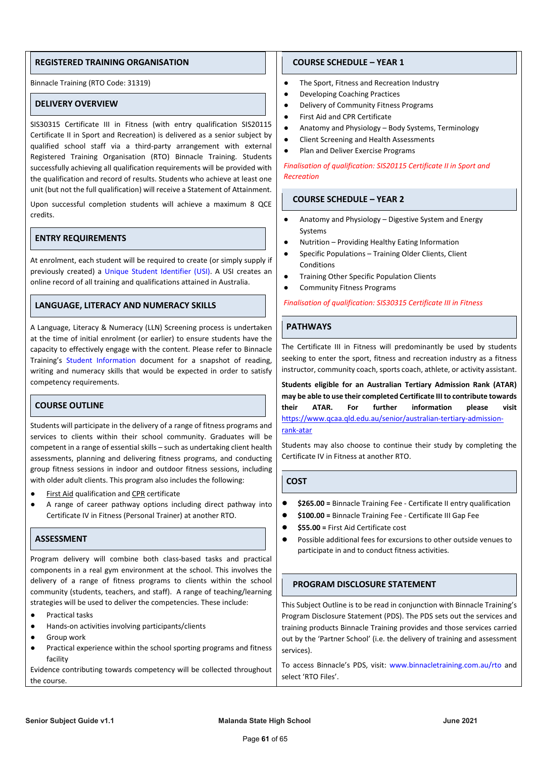## REGISTERED TRAINING ORGANISATION

Binnacle Training (RTO Code: 31319)

## DELIVERY OVERVIEW

SIS30315 Certificate III in Fitness (with entry qualification SIS20115 Certificate II in Sport and Recreation) is delivered as a senior subject by qualified school staff via a third-party arrangement with external Registered Training Organisation (RTO) Binnacle Training. Students successfully achieving all qualification requirements will be provided with the qualification and record of results. Students who achieve at least one unit (but not the full qualification) will receive a Statement of Attainment.

Upon successful completion students will achieve a maximum 8 QCE credits.

## ENTRY REQUIREMENTS

At enrolment, each student will be required to create (or simply supply if previously created) a Unique Student Identifier (USI). A USI creates an online record of all training and qualifications attained in Australia.

## LANGUAGE, LITERACY AND NUMERACY SKILLS

A Language, Literacy & Numeracy (LLN) Screening process is undertaken at the time of initial enrolment (or earlier) to ensure students have the capacity to effectively engage with the content. Please refer to Binnacle Training's Student Information document for a snapshot of reading, writing and numeracy skills that would be expected in order to satisfy competency requirements.

## COURSE OUTLINE

Students will participate in the delivery of a range of fitness programs and services to clients within their school community. Graduates will be competent in a range of essential skills – such as undertaking client health assessments, planning and delivering fitness programs, and conducting group fitness sessions in indoor and outdoor fitness sessions, including with older adult clients. This program also includes the following:

- First Aid qualification and CPR certificate
- A range of career pathway options including direct pathway into Certificate IV in Fitness (Personal Trainer) at another RTO.

## ASSESSMENT

Program delivery will combine both class-based tasks and practical components in a real gym environment at the school. This involves the delivery of a range of fitness programs to clients within the school community (students, teachers, and staff). A range of teaching/learning strategies will be used to deliver the competencies. These include:

- Practical tasks
- Hands-on activities involving participants/clients
- Group work
- Practical experience within the school sporting programs and fitness facility

Evidence contributing towards competency will be collected throughout the course.

## COURSE SCHEDULE – YEAR 1

- The Sport, Fitness and Recreation Industry
- Developing Coaching Practices
- Delivery of Community Fitness Programs
- First Aid and CPR Certificate
- Anatomy and Physiology – Body Systems, Terminology
- Client Screening and Health Assessments
- Plan and Deliver Exercise Programs

*Finalisation of qualification: SIS20115 Certificate II in Sport and Recreation*

## COURSE SCHEDULE – YEAR 2

- Anatomy and Physiology – Digestive System and Energy Systems
- Nutrition – Providing Healthy Eating Information
- Specific Populations – Training Older Clients, Client Conditions
- Training Other Specific Population Clients
- Community Fitness Programs

*Finalisation of qualification: SIS30315 Certificate III in Fitness*

## PATHWAYS

The Certificate III in Fitness will predominantly be used by students seeking to enter the sport, fitness and recreation industry as a fitness instructor, community coach, sports coach, athlete, or activity assistant.

**Students eligible for an Australian Tertiary Admission Rank (ATAR) may be able to use their completed Certificate III to contribute towards their ATAR. For further information please visit** https://www.qcaa.qld.edu.au/senior/australian-tertiary-admission-rank-atar

Students may also choose to continue their study by completing the Certificate IV in Fitness at another RTO.

## COST

- **$265.00 =** Binnacle Training Fee - Certificate II entry qualification
- **$100.00 =** Binnacle Training Fee - Certificate III Gap Fee
- **$55.00 =** First Aid Certificate cost
- Possible additional fees for excursions to other outside venues to participate in and to conduct fitness activities.

## PROGRAM DISCLOSURE STATEMENT

This Subject Outline is to be read in conjunction with Binnacle Training's Program Disclosure Statement (PDS). The PDS sets out the services and training products Binnacle Training provides and those services carried out by the 'Partner School' (i.e. the delivery of training and assessment services).

To access Binnacle's PDS, visit: www.binnacletraining.com.au/rto and select 'RTO Files'.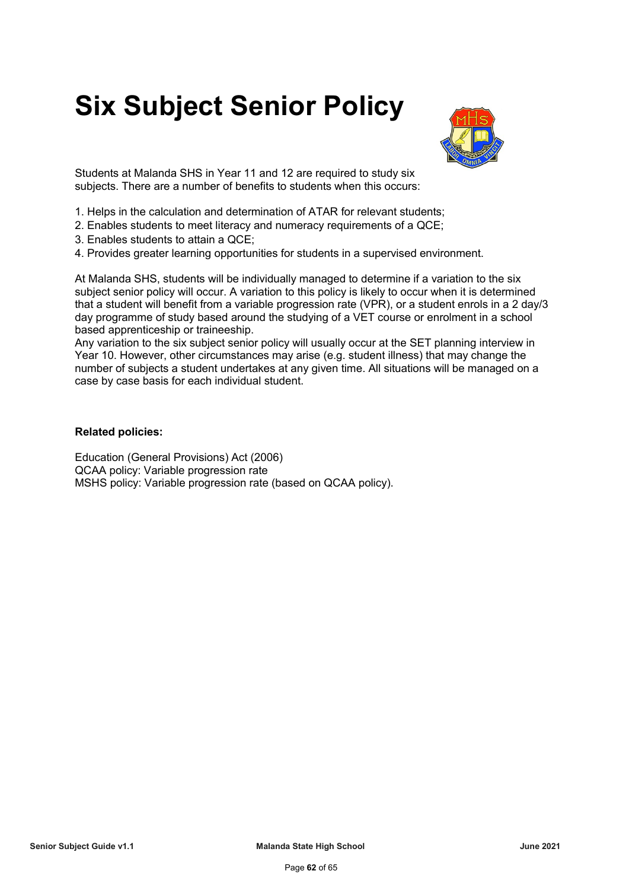# Six Subject Senior Policy

Students at Malanda SHS in Year 11 and 12 are required to study six subjects. There are a number of benefits to students when this occurs:

1. Helps in the calculation and determination of ATAR for relevant students;
2. Enables students to meet literacy and numeracy requirements of a QCE;
3. Enables students to attain a QCE;
4. Provides greater learning opportunities for students in a supervised environment.

At Malanda SHS, students will be individually managed to determine if a variation to the six subject senior policy will occur. A variation to this policy is likely to occur when it is determined that a student will benefit from a variable progression rate (VPR), or a student enrols in a 2 day/3 day programme of study based around the studying of a VET course or enrolment in a school based apprenticeship or traineeship.

Any variation to the six subject senior policy will usually occur at the SET planning interview in Year 10. However, other circumstances may arise (e.g. student illness) that may change the number of subjects a student undertakes at any given time. All situations will be managed on a case by case basis for each individual student.

**Related policies:**

Education (General Provisions) Act (2006)
QCAA policy: Variable progression rate
MSHS policy: Variable progression rate (based on QCAA policy).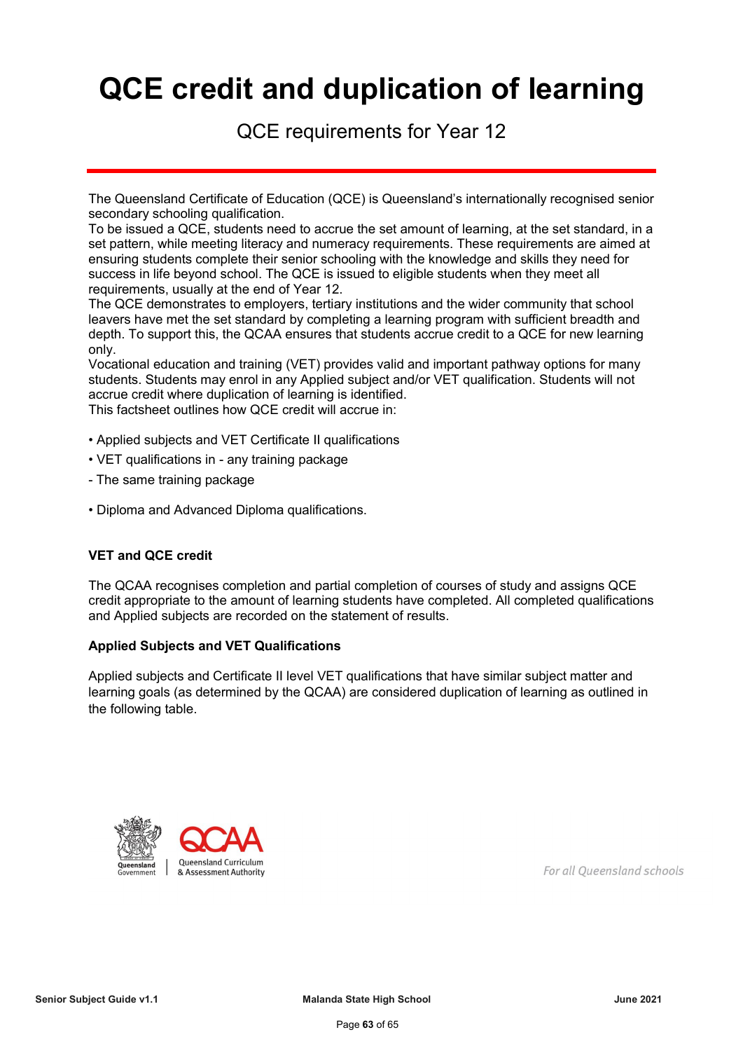# QCE credit and duplication of learning

QCE requirements for Year 12

The Queensland Certificate of Education (QCE) is Queensland's internationally recognised senior secondary schooling qualification.

To be issued a QCE, students need to accrue the set amount of learning, at the set standard, in a set pattern, while meeting literacy and numeracy requirements. These requirements are aimed at ensuring students complete their senior schooling with the knowledge and skills they need for success in life beyond school. The QCE is issued to eligible students when they meet all requirements, usually at the end of Year 12.

The QCE demonstrates to employers, tertiary institutions and the wider community that school leavers have met the set standard by completing a learning program with sufficient breadth and depth. To support this, the QCAA ensures that students accrue credit to a QCE for new learning only.

Vocational education and training (VET) provides valid and important pathway options for many students. Students may enrol in any Applied subject and/or VET qualification. Students will not accrue credit where duplication of learning is identified.

This factsheet outlines how QCE credit will accrue in:

- Applied subjects and VET Certificate II qualifications
- VET qualifications in - any training package
  - The same training package
- Diploma and Advanced Diploma qualifications.

**VET and QCE credit**

The QCAA recognises completion and partial completion of courses of study and assigns QCE credit appropriate to the amount of learning students have completed. All completed qualifications and Applied subjects are recorded on the statement of results.

**Applied Subjects and VET Qualifications**

Applied subjects and Certificate II level VET qualifications that have similar subject matter and learning goals (as determined by the QCAA) are considered duplication of learning as outlined in the following table.

Queensland Government | QCAA Queensland Curriculum & Assessment Authority

*For all Queensland schools*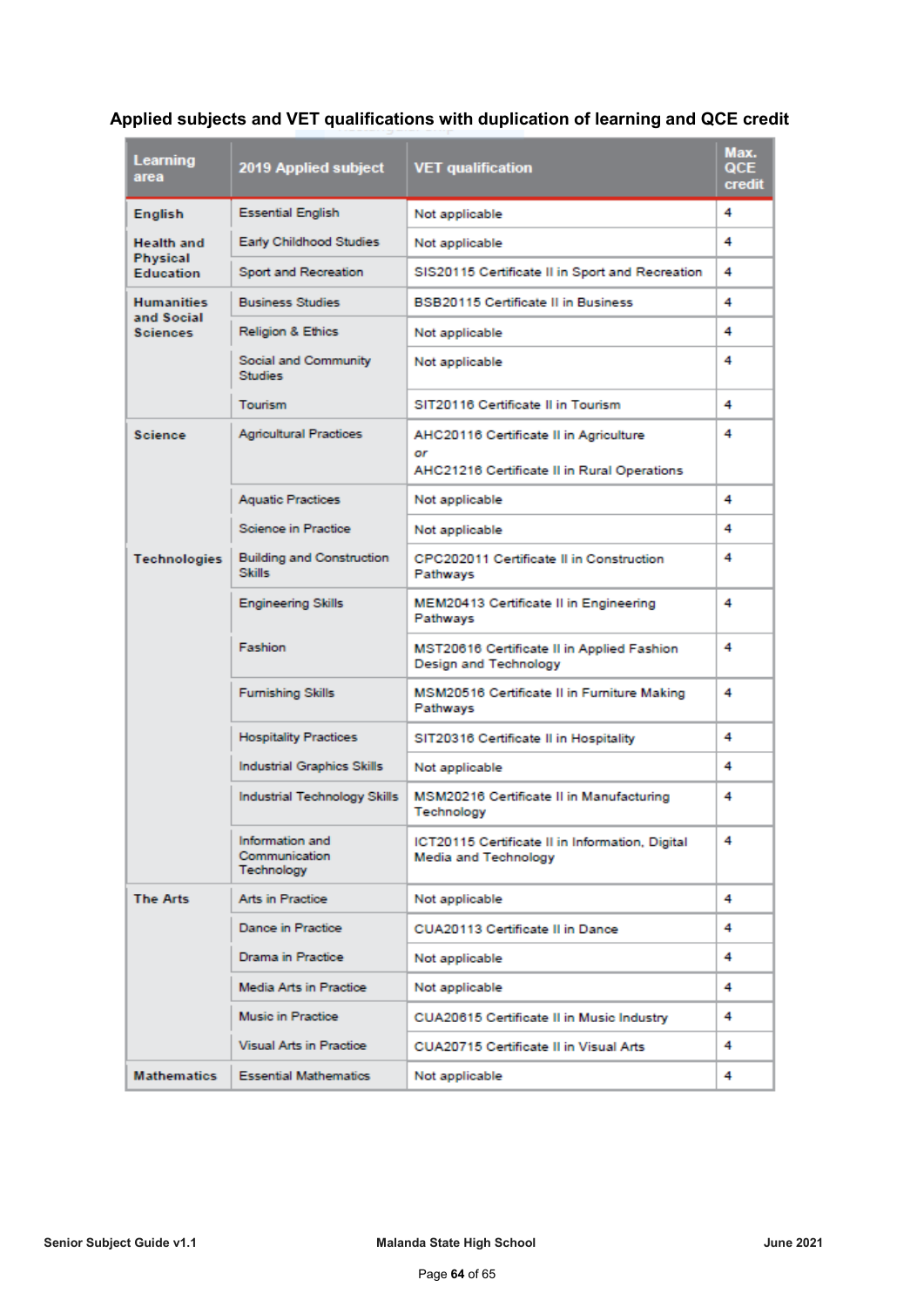## Applied subjects and VET qualifications with duplication of learning and QCE credit

| Learning area | 2019 Applied subject | VET qualification | Max. QCE credit |
|---|---|---|---|
| English | Essential English | Not applicable | 4 |
| Health and Physical Education | Early Childhood Studies | Not applicable | 4 |
| | Sport and Recreation | SIS20115 Certificate II in Sport and Recreation | 4 |
| Humanities and Social Sciences | Business Studies | BSB20115 Certificate II in Business | 4 |
| | Religion & Ethics | Not applicable | 4 |
| | Social and Community Studies | Not applicable | 4 |
| | Tourism | SIT20116 Certificate II in Tourism | 4 |
| Science | Agricultural Practices | AHC20116 Certificate II in Agriculture *or* AHC21216 Certificate II in Rural Operations | 4 |
| | Aquatic Practices | Not applicable | 4 |
| | Science in Practice | Not applicable | 4 |
| Technologies | Building and Construction Skills | CPC202011 Certificate II in Construction Pathways | 4 |
| | Engineering Skills | MEM20413 Certificate II in Engineering Pathways | 4 |
| | Fashion | MST20616 Certificate II in Applied Fashion Design and Technology | 4 |
| | Furnishing Skills | MSM20516 Certificate II in Furniture Making Pathways | 4 |
| | Hospitality Practices | SIT20316 Certificate II in Hospitality | 4 |
| | Industrial Graphics Skills | Not applicable | 4 |
| | Industrial Technology Skills | MSM20216 Certificate II in Manufacturing Technology | 4 |
| | Information and Communication Technology | ICT20115 Certificate II in Information, Digital Media and Technology | 4 |
| The Arts | Arts in Practice | Not applicable | 4 |
| | Dance in Practice | CUA20113 Certificate II in Dance | 4 |
| | Drama in Practice | Not applicable | 4 |
| | Media Arts in Practice | Not applicable | 4 |
| | Music in Practice | CUA20615 Certificate II in Music Industry | 4 |
| | Visual Arts in Practice | CUA20715 Certificate II in Visual Arts | 4 |
| Mathematics | Essential Mathematics | Not applicable | 4 |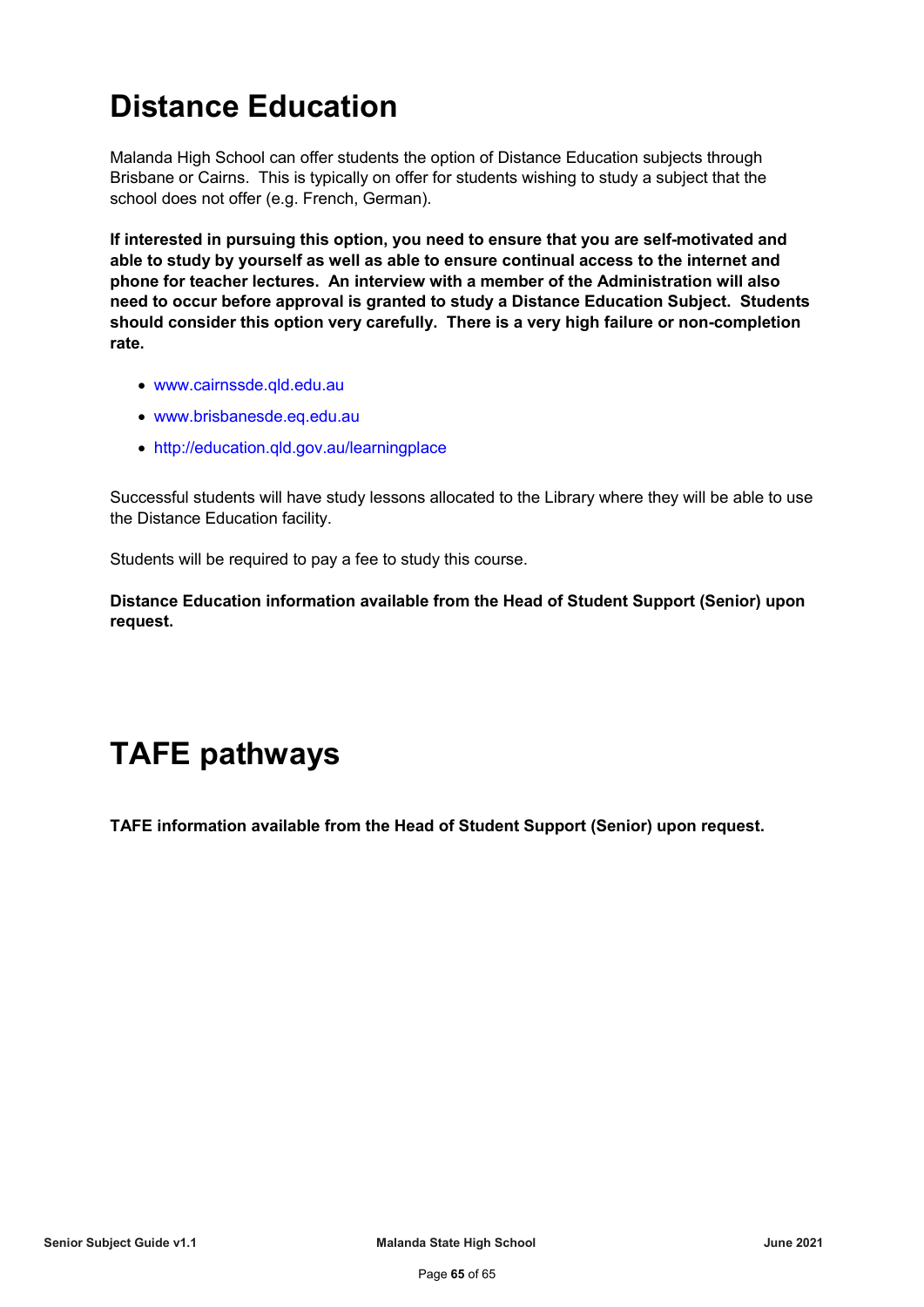# Distance Education

Malanda High School can offer students the option of Distance Education subjects through Brisbane or Cairns. This is typically on offer for students wishing to study a subject that the school does not offer (e.g. French, German).

**If interested in pursuing this option, you need to ensure that you are self-motivated and able to study by yourself as well as able to ensure continual access to the internet and phone for teacher lectures. An interview with a member of the Administration will also need to occur before approval is granted to study a Distance Education Subject. Students should consider this option very carefully. There is a very high failure or non-completion rate.**

- www.cairnssde.qld.edu.au
- www.brisbanesde.eq.edu.au
- http://education.qld.gov.au/learningplace

Successful students will have study lessons allocated to the Library where they will be able to use the Distance Education facility.

Students will be required to pay a fee to study this course.

**Distance Education information available from the Head of Student Support (Senior) upon request.**

# TAFE pathways

**TAFE information available from the Head of Student Support (Senior) upon request.**